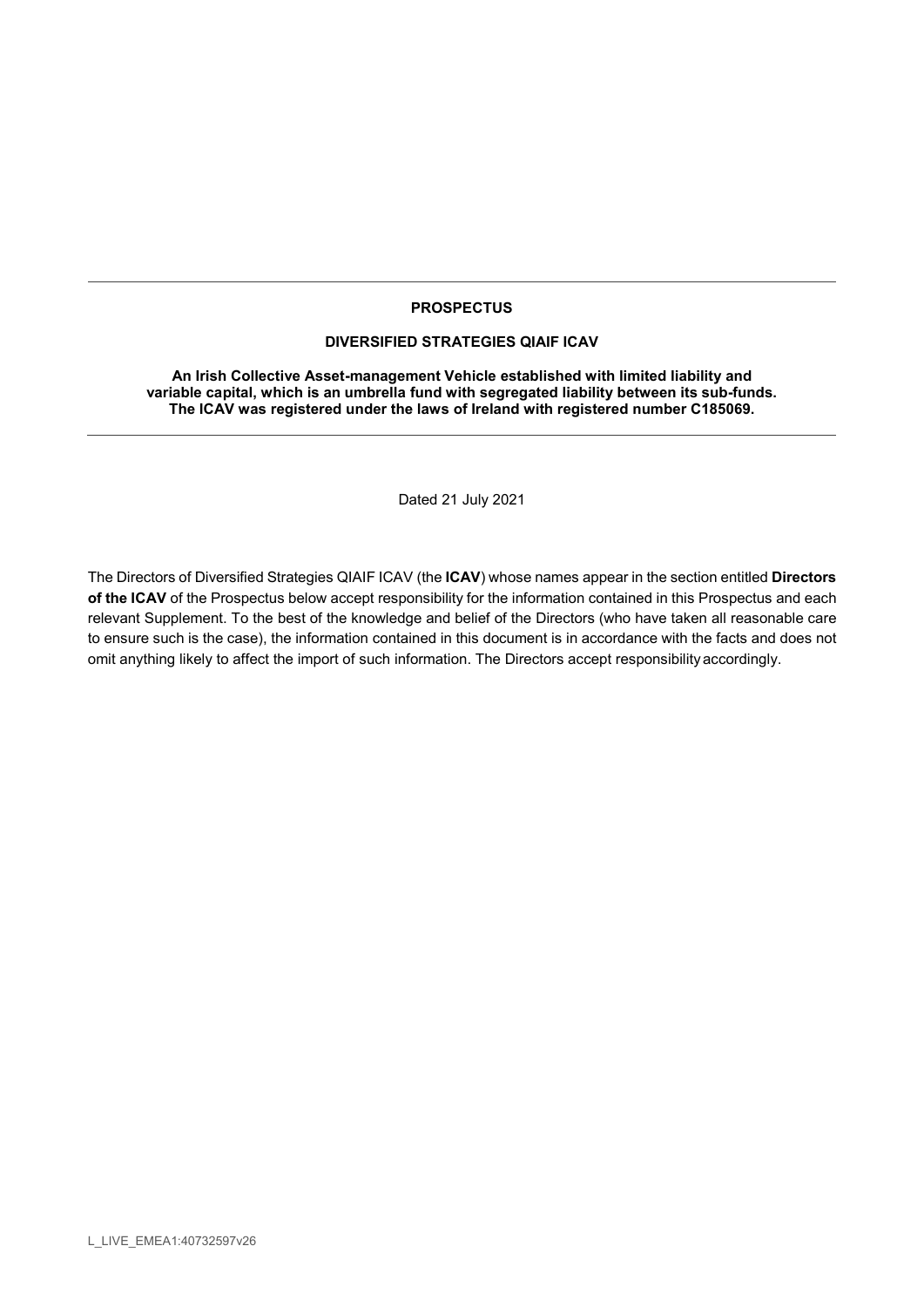---

**PROSPECTUS**

**DIVERSIFIED STRATEGIES QIAIF ICAV**

**An Irish Collective Asset-management Vehicle established with limited liability and variable capital, which is an umbrella fund with segregated liability between its sub-funds. The ICAV was registered under the laws of Ireland with registered number C185069.**

---

Dated 21 July 2021

The Directors of Diversified Strategies QIAIF ICAV (the **ICAV**) whose names appear in the section entitled **Directors of the ICAV** of the Prospectus below accept responsibility for the information contained in this Prospectus and each relevant Supplement. To the best of the knowledge and belief of the Directors (who have taken all reasonable care to ensure such is the case), the information contained in this document is in accordance with the facts and does not omit anything likely to affect the import of such information. The Directors accept responsibility accordingly.

L_LIVE_EMEA1:40732597v26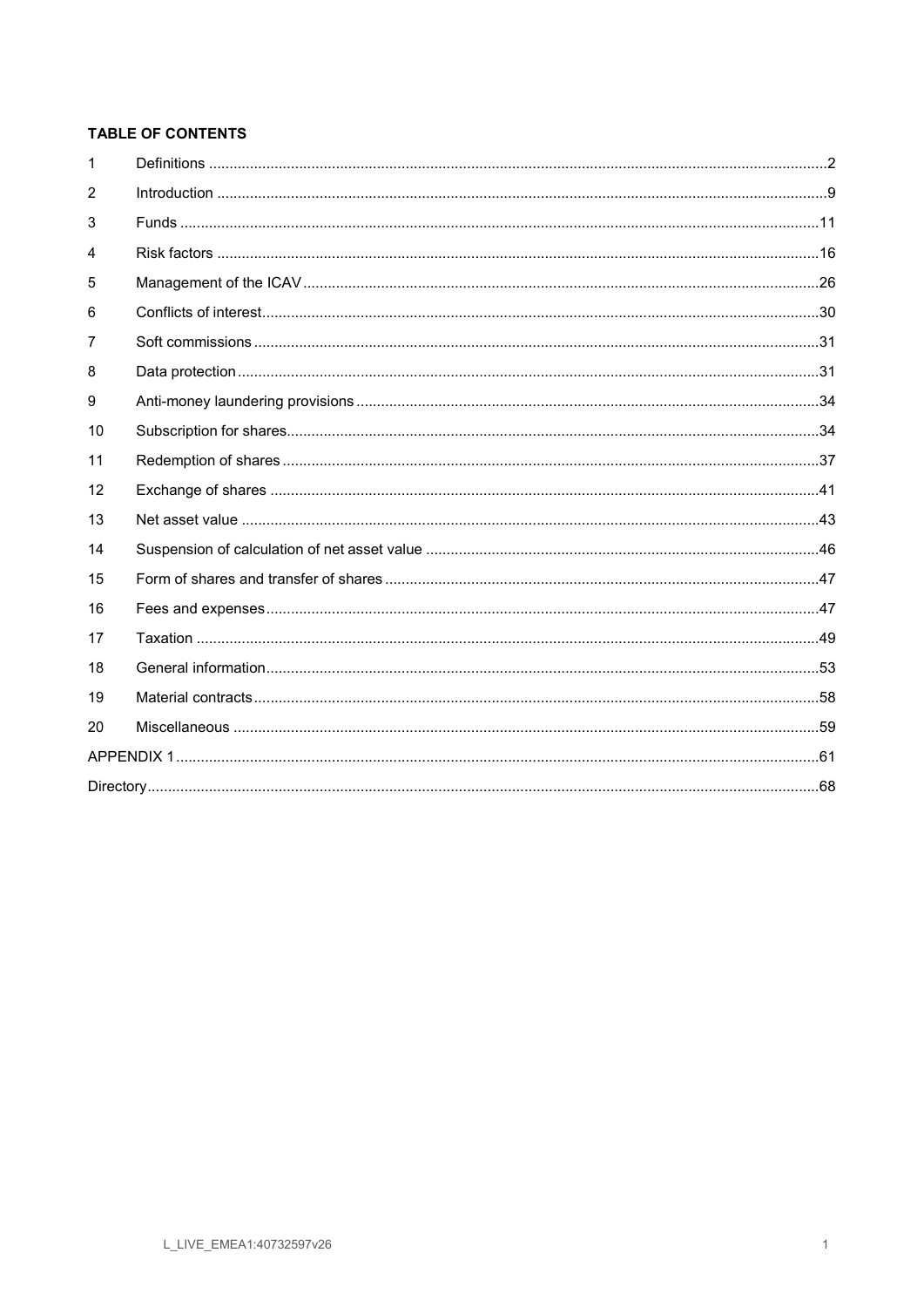**TABLE OF CONTENTS**

| | | |
|---|---|---|
| 1 | Definitions | 2 |
| 2 | Introduction | 9 |
| 3 | Funds | 11 |
| 4 | Risk factors | 16 |
| 5 | Management of the ICAV | 26 |
| 6 | Conflicts of interest | 30 |
| 7 | Soft commissions | 31 |
| 8 | Data protection | 31 |
| 9 | Anti-money laundering provisions | 34 |
| 10 | Subscription for shares | 34 |
| 11 | Redemption of shares | 37 |
| 12 | Exchange of shares | 41 |
| 13 | Net asset value | 43 |
| 14 | Suspension of calculation of net asset value | 46 |
| 15 | Form of shares and transfer of shares | 47 |
| 16 | Fees and expenses | 47 |
| 17 | Taxation | 49 |
| 18 | General information | 53 |
| 19 | Material contracts | 58 |
| 20 | Miscellaneous | 59 |
| APPENDIX 1 | | 61 |
| Directory | | 68 |

L_LIVE_EMEA1:40732597v26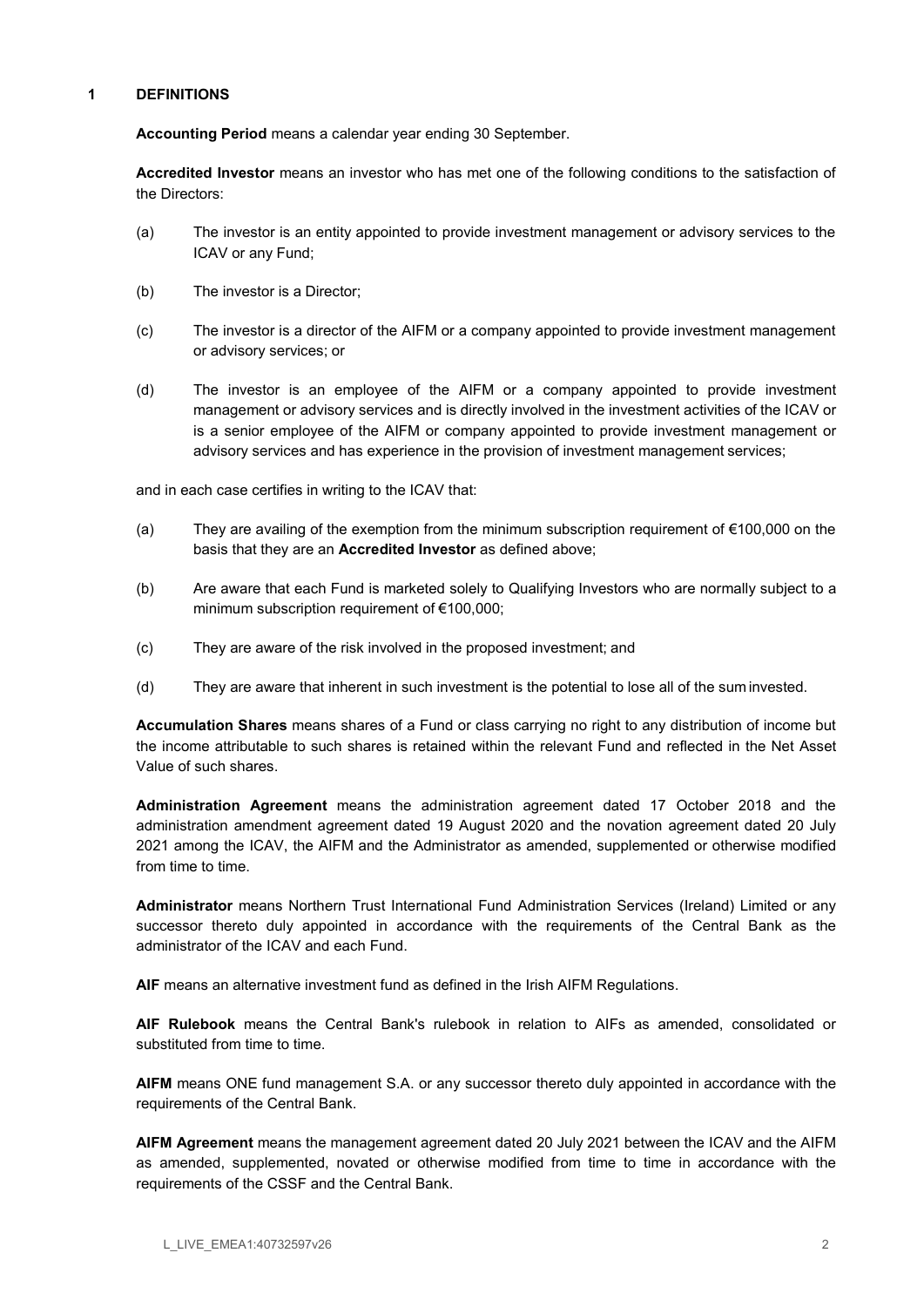## 1 DEFINITIONS

**Accounting Period** means a calendar year ending 30 September.

**Accredited Investor** means an investor who has met one of the following conditions to the satisfaction of the Directors:

(a) The investor is an entity appointed to provide investment management or advisory services to the ICAV or any Fund;

(b) The investor is a Director;

(c) The investor is a director of the AIFM or a company appointed to provide investment management or advisory services; or

(d) The investor is an employee of the AIFM or a company appointed to provide investment management or advisory services and is directly involved in the investment activities of the ICAV or is a senior employee of the AIFM or company appointed to provide investment management or advisory services and has experience in the provision of investment management services;

and in each case certifies in writing to the ICAV that:

(a) They are availing of the exemption from the minimum subscription requirement of €100,000 on the basis that they are an **Accredited Investor** as defined above;

(b) Are aware that each Fund is marketed solely to Qualifying Investors who are normally subject to a minimum subscription requirement of €100,000;

(c) They are aware of the risk involved in the proposed investment; and

(d) They are aware that inherent in such investment is the potential to lose all of the sum invested.

**Accumulation Shares** means shares of a Fund or class carrying no right to any distribution of income but the income attributable to such shares is retained within the relevant Fund and reflected in the Net Asset Value of such shares.

**Administration Agreement** means the administration agreement dated 17 October 2018 and the administration amendment agreement dated 19 August 2020 and the novation agreement dated 20 July 2021 among the ICAV, the AIFM and the Administrator as amended, supplemented or otherwise modified from time to time.

**Administrator** means Northern Trust International Fund Administration Services (Ireland) Limited or any successor thereto duly appointed in accordance with the requirements of the Central Bank as the administrator of the ICAV and each Fund.

**AIF** means an alternative investment fund as defined in the Irish AIFM Regulations.

**AIF Rulebook** means the Central Bank's rulebook in relation to AIFs as amended, consolidated or substituted from time to time.

**AIFM** means ONE fund management S.A. or any successor thereto duly appointed in accordance with the requirements of the Central Bank.

**AIFM Agreement** means the management agreement dated 20 July 2021 between the ICAV and the AIFM as amended, supplemented, novated or otherwise modified from time to time in accordance with the requirements of the CSSF and the Central Bank.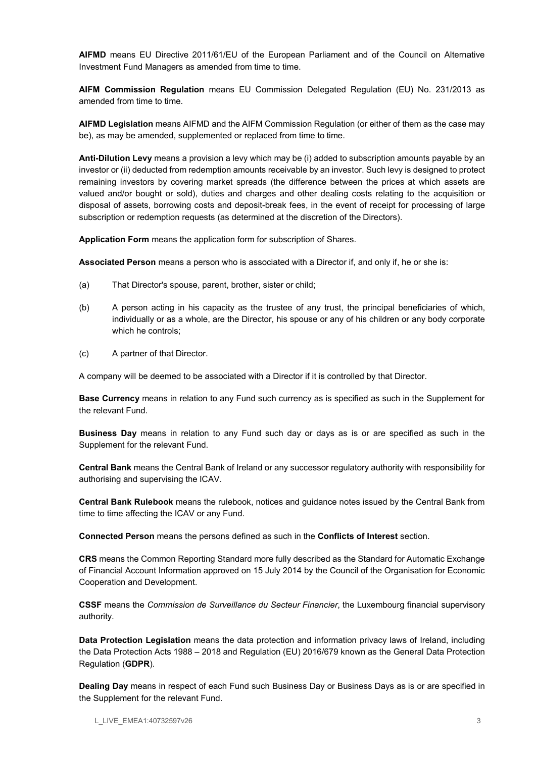**AIFMD** means EU Directive 2011/61/EU of the European Parliament and of the Council on Alternative Investment Fund Managers as amended from time to time.

**AIFM Commission Regulation** means EU Commission Delegated Regulation (EU) No. 231/2013 as amended from time to time.

**AIFMD Legislation** means AIFMD and the AIFM Commission Regulation (or either of them as the case may be), as may be amended, supplemented or replaced from time to time.

**Anti-Dilution Levy** means a provision a levy which may be (i) added to subscription amounts payable by an investor or (ii) deducted from redemption amounts receivable by an investor. Such levy is designed to protect remaining investors by covering market spreads (the difference between the prices at which assets are valued and/or bought or sold), duties and charges and other dealing costs relating to the acquisition or disposal of assets, borrowing costs and deposit-break fees, in the event of receipt for processing of large subscription or redemption requests (as determined at the discretion of the Directors).

**Application Form** means the application form for subscription of Shares.

**Associated Person** means a person who is associated with a Director if, and only if, he or she is:

(a) That Director's spouse, parent, brother, sister or child;

(b) A person acting in his capacity as the trustee of any trust, the principal beneficiaries of which, individually or as a whole, are the Director, his spouse or any of his children or any body corporate which he controls;

(c) A partner of that Director.

A company will be deemed to be associated with a Director if it is controlled by that Director.

**Base Currency** means in relation to any Fund such currency as is specified as such in the Supplement for the relevant Fund.

**Business Day** means in relation to any Fund such day or days as is or are specified as such in the Supplement for the relevant Fund.

**Central Bank** means the Central Bank of Ireland or any successor regulatory authority with responsibility for authorising and supervising the ICAV.

**Central Bank Rulebook** means the rulebook, notices and guidance notes issued by the Central Bank from time to time affecting the ICAV or any Fund.

**Connected Person** means the persons defined as such in the **Conflicts of Interest** section.

**CRS** means the Common Reporting Standard more fully described as the Standard for Automatic Exchange of Financial Account Information approved on 15 July 2014 by the Council of the Organisation for Economic Cooperation and Development.

**CSSF** means the *Commission de Surveillance du Secteur Financier*, the Luxembourg financial supervisory authority.

**Data Protection Legislation** means the data protection and information privacy laws of Ireland, including the Data Protection Acts 1988 – 2018 and Regulation (EU) 2016/679 known as the General Data Protection Regulation (**GDPR**).

**Dealing Day** means in respect of each Fund such Business Day or Business Days as is or are specified in the Supplement for the relevant Fund.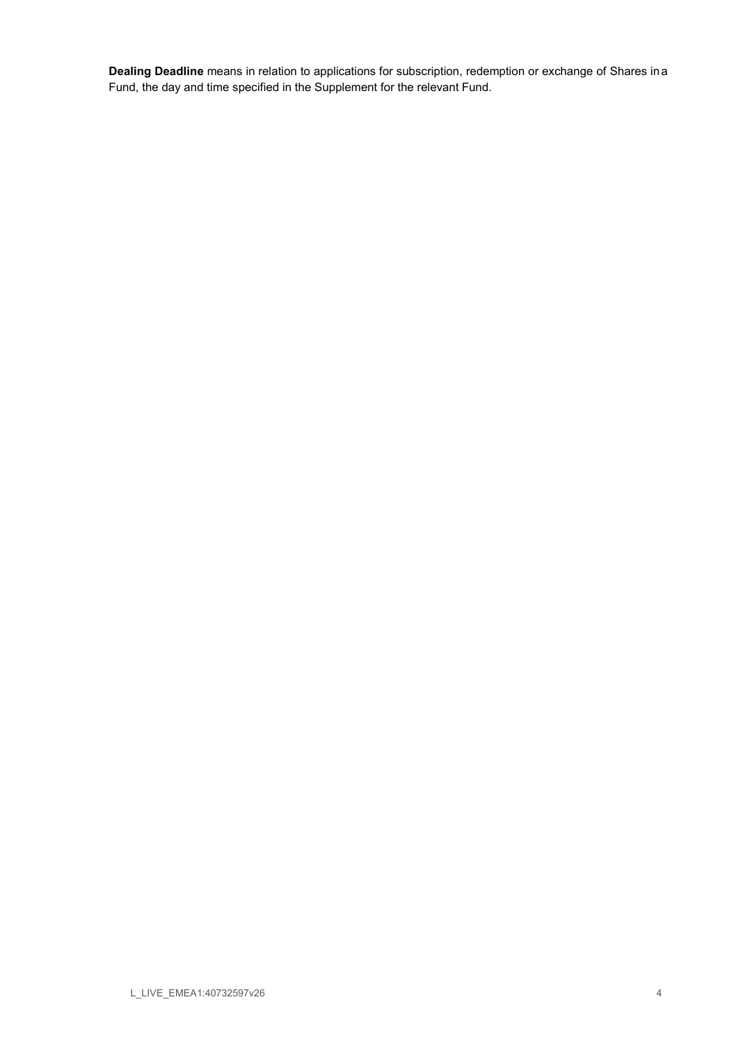**Dealing Deadline** means in relation to applications for subscription, redemption or exchange of Shares in a Fund, the day and time specified in the Supplement for the relevant Fund.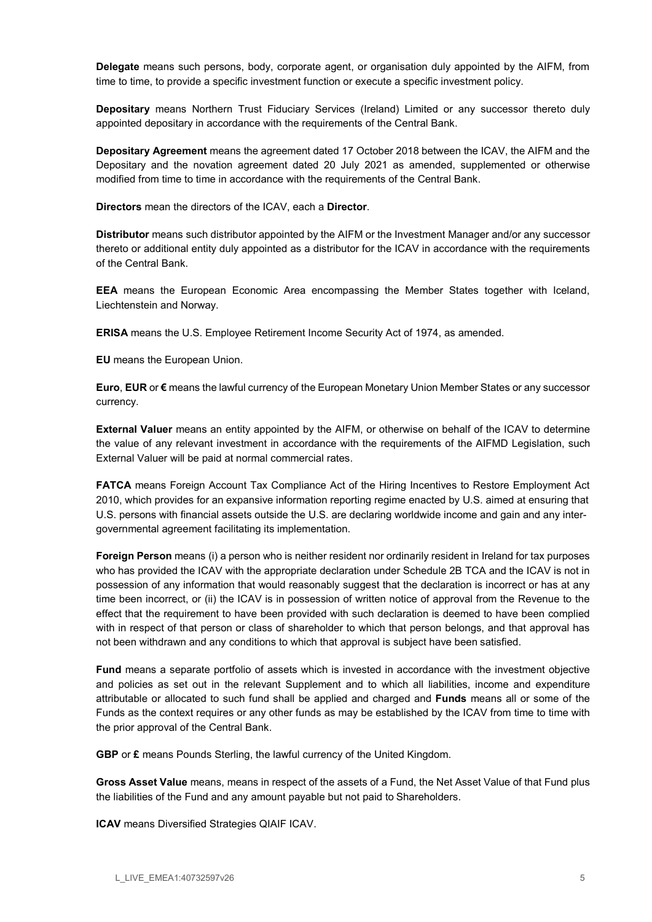**Delegate** means such persons, body, corporate agent, or organisation duly appointed by the AIFM, from time to time, to provide a specific investment function or execute a specific investment policy.

**Depositary** means Northern Trust Fiduciary Services (Ireland) Limited or any successor thereto duly appointed depositary in accordance with the requirements of the Central Bank.

**Depositary Agreement** means the agreement dated 17 October 2018 between the ICAV, the AIFM and the Depositary and the novation agreement dated 20 July 2021 as amended, supplemented or otherwise modified from time to time in accordance with the requirements of the Central Bank.

**Directors** mean the directors of the ICAV, each a **Director**.

**Distributor** means such distributor appointed by the AIFM or the Investment Manager and/or any successor thereto or additional entity duly appointed as a distributor for the ICAV in accordance with the requirements of the Central Bank.

**EEA** means the European Economic Area encompassing the Member States together with Iceland, Liechtenstein and Norway.

**ERISA** means the U.S. Employee Retirement Income Security Act of 1974, as amended.

**EU** means the European Union.

**Euro**, **EUR** or **€** means the lawful currency of the European Monetary Union Member States or any successor currency.

**External Valuer** means an entity appointed by the AIFM, or otherwise on behalf of the ICAV to determine the value of any relevant investment in accordance with the requirements of the AIFMD Legislation, such External Valuer will be paid at normal commercial rates.

**FATCA** means Foreign Account Tax Compliance Act of the Hiring Incentives to Restore Employment Act 2010, which provides for an expansive information reporting regime enacted by U.S. aimed at ensuring that U.S. persons with financial assets outside the U.S. are declaring worldwide income and gain and any inter-governmental agreement facilitating its implementation.

**Foreign Person** means (i) a person who is neither resident nor ordinarily resident in Ireland for tax purposes who has provided the ICAV with the appropriate declaration under Schedule 2B TCA and the ICAV is not in possession of any information that would reasonably suggest that the declaration is incorrect or has at any time been incorrect, or (ii) the ICAV is in possession of written notice of approval from the Revenue to the effect that the requirement to have been provided with such declaration is deemed to have been complied with in respect of that person or class of shareholder to which that person belongs, and that approval has not been withdrawn and any conditions to which that approval is subject have been satisfied.

**Fund** means a separate portfolio of assets which is invested in accordance with the investment objective and policies as set out in the relevant Supplement and to which all liabilities, income and expenditure attributable or allocated to such fund shall be applied and charged and **Funds** means all or some of the Funds as the context requires or any other funds as may be established by the ICAV from time to time with the prior approval of the Central Bank.

**GBP** or **£** means Pounds Sterling, the lawful currency of the United Kingdom.

**Gross Asset Value** means, means in respect of the assets of a Fund, the Net Asset Value of that Fund plus the liabilities of the Fund and any amount payable but not paid to Shareholders.

**ICAV** means Diversified Strategies QIAIF ICAV.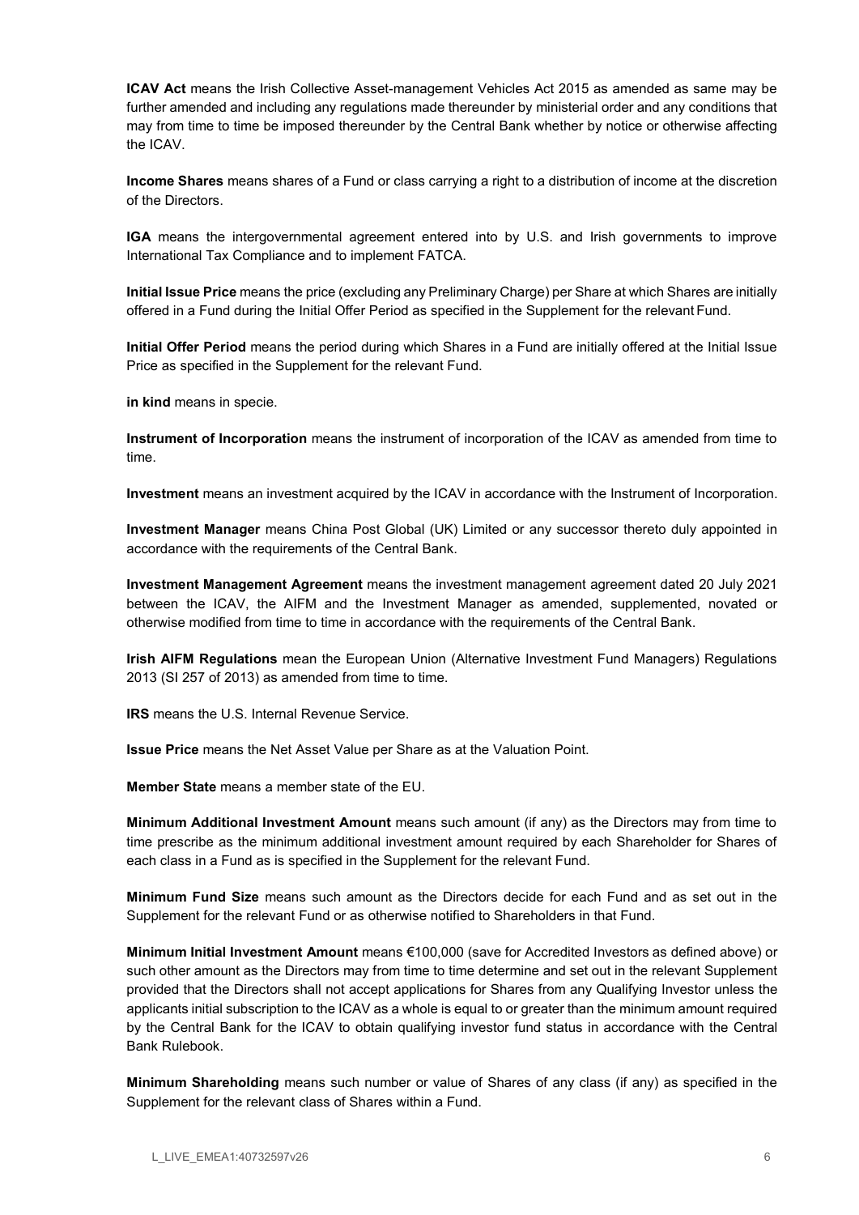**ICAV Act** means the Irish Collective Asset-management Vehicles Act 2015 as amended as same may be further amended and including any regulations made thereunder by ministerial order and any conditions that may from time to time be imposed thereunder by the Central Bank whether by notice or otherwise affecting the ICAV.

**Income Shares** means shares of a Fund or class carrying a right to a distribution of income at the discretion of the Directors.

**IGA** means the intergovernmental agreement entered into by U.S. and Irish governments to improve International Tax Compliance and to implement FATCA.

**Initial Issue Price** means the price (excluding any Preliminary Charge) per Share at which Shares are initially offered in a Fund during the Initial Offer Period as specified in the Supplement for the relevant Fund.

**Initial Offer Period** means the period during which Shares in a Fund are initially offered at the Initial Issue Price as specified in the Supplement for the relevant Fund.

**in kind** means in specie.

**Instrument of Incorporation** means the instrument of incorporation of the ICAV as amended from time to time.

**Investment** means an investment acquired by the ICAV in accordance with the Instrument of Incorporation.

**Investment Manager** means China Post Global (UK) Limited or any successor thereto duly appointed in accordance with the requirements of the Central Bank.

**Investment Management Agreement** means the investment management agreement dated 20 July 2021 between the ICAV, the AIFM and the Investment Manager as amended, supplemented, novated or otherwise modified from time to time in accordance with the requirements of the Central Bank.

**Irish AIFM Regulations** mean the European Union (Alternative Investment Fund Managers) Regulations 2013 (SI 257 of 2013) as amended from time to time.

**IRS** means the U.S. Internal Revenue Service.

**Issue Price** means the Net Asset Value per Share as at the Valuation Point.

**Member State** means a member state of the EU.

**Minimum Additional Investment Amount** means such amount (if any) as the Directors may from time to time prescribe as the minimum additional investment amount required by each Shareholder for Shares of each class in a Fund as is specified in the Supplement for the relevant Fund.

**Minimum Fund Size** means such amount as the Directors decide for each Fund and as set out in the Supplement for the relevant Fund or as otherwise notified to Shareholders in that Fund.

**Minimum Initial Investment Amount** means €100,000 (save for Accredited Investors as defined above) or such other amount as the Directors may from time to time determine and set out in the relevant Supplement provided that the Directors shall not accept applications for Shares from any Qualifying Investor unless the applicants initial subscription to the ICAV as a whole is equal to or greater than the minimum amount required by the Central Bank for the ICAV to obtain qualifying investor fund status in accordance with the Central Bank Rulebook.

**Minimum Shareholding** means such number or value of Shares of any class (if any) as specified in the Supplement for the relevant class of Shares within a Fund.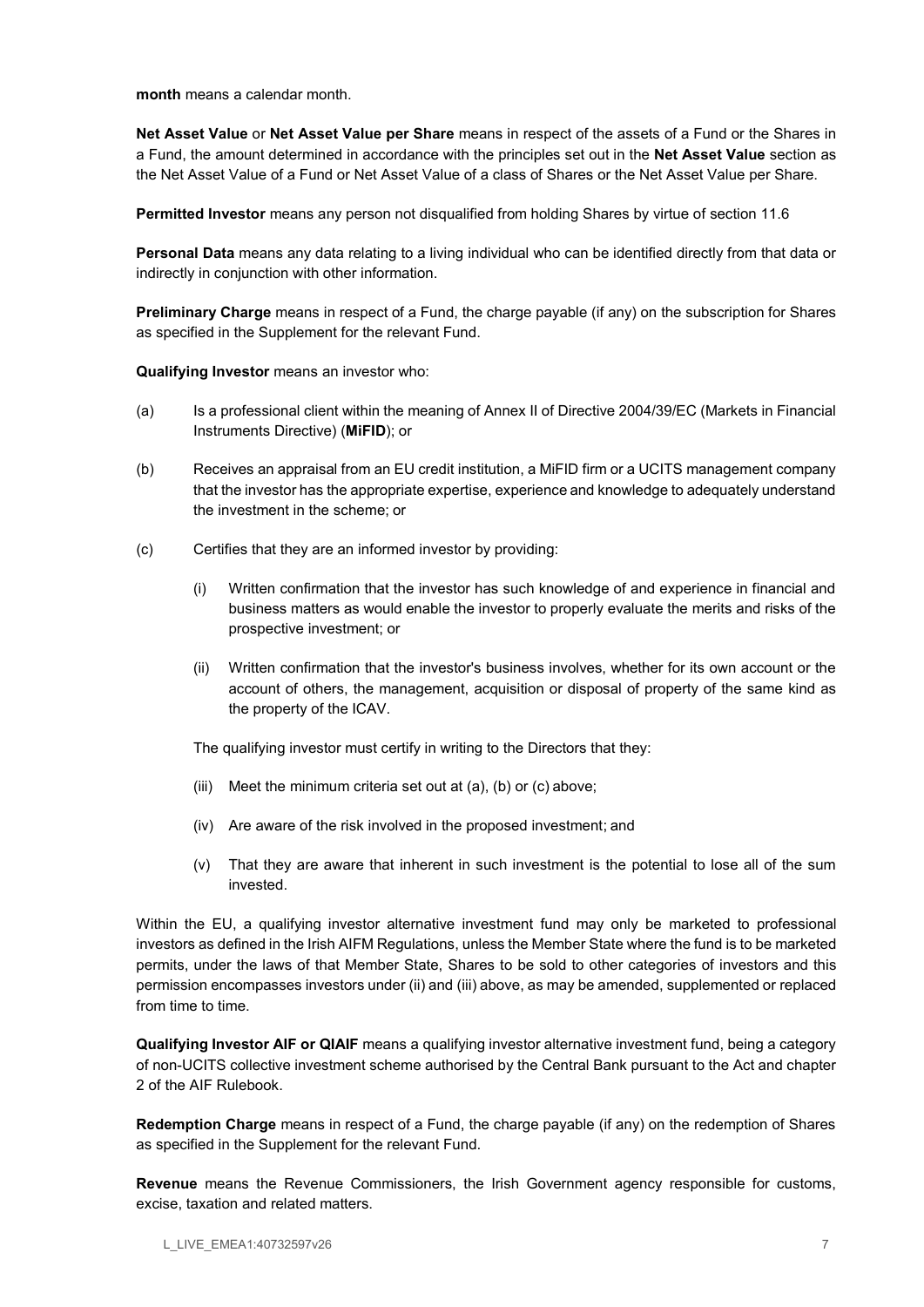**month** means a calendar month.

**Net Asset Value** or **Net Asset Value per Share** means in respect of the assets of a Fund or the Shares in a Fund, the amount determined in accordance with the principles set out in the **Net Asset Value** section as the Net Asset Value of a Fund or Net Asset Value of a class of Shares or the Net Asset Value per Share.

**Permitted Investor** means any person not disqualified from holding Shares by virtue of section 11.6

**Personal Data** means any data relating to a living individual who can be identified directly from that data or indirectly in conjunction with other information.

**Preliminary Charge** means in respect of a Fund, the charge payable (if any) on the subscription for Shares as specified in the Supplement for the relevant Fund.

**Qualifying Investor** means an investor who:

(a) Is a professional client within the meaning of Annex II of Directive 2004/39/EC (Markets in Financial Instruments Directive) (**MiFID**); or

(b) Receives an appraisal from an EU credit institution, a MiFID firm or a UCITS management company that the investor has the appropriate expertise, experience and knowledge to adequately understand the investment in the scheme; or

(c) Certifies that they are an informed investor by providing:

    (i) Written confirmation that the investor has such knowledge of and experience in financial and business matters as would enable the investor to properly evaluate the merits and risks of the prospective investment; or

    (ii) Written confirmation that the investor's business involves, whether for its own account or the account of others, the management, acquisition or disposal of property of the same kind as the property of the ICAV.

    The qualifying investor must certify in writing to the Directors that they:

    (iii) Meet the minimum criteria set out at (a), (b) or (c) above;

    (iv) Are aware of the risk involved in the proposed investment; and

    (v) That they are aware that inherent in such investment is the potential to lose all of the sum invested.

Within the EU, a qualifying investor alternative investment fund may only be marketed to professional investors as defined in the Irish AIFM Regulations, unless the Member State where the fund is to be marketed permits, under the laws of that Member State, Shares to be sold to other categories of investors and this permission encompasses investors under (ii) and (iii) above, as may be amended, supplemented or replaced from time to time.

**Qualifying Investor AIF or QIAIF** means a qualifying investor alternative investment fund, being a category of non-UCITS collective investment scheme authorised by the Central Bank pursuant to the Act and chapter 2 of the AIF Rulebook.

**Redemption Charge** means in respect of a Fund, the charge payable (if any) on the redemption of Shares as specified in the Supplement for the relevant Fund.

**Revenue** means the Revenue Commissioners, the Irish Government agency responsible for customs, excise, taxation and related matters.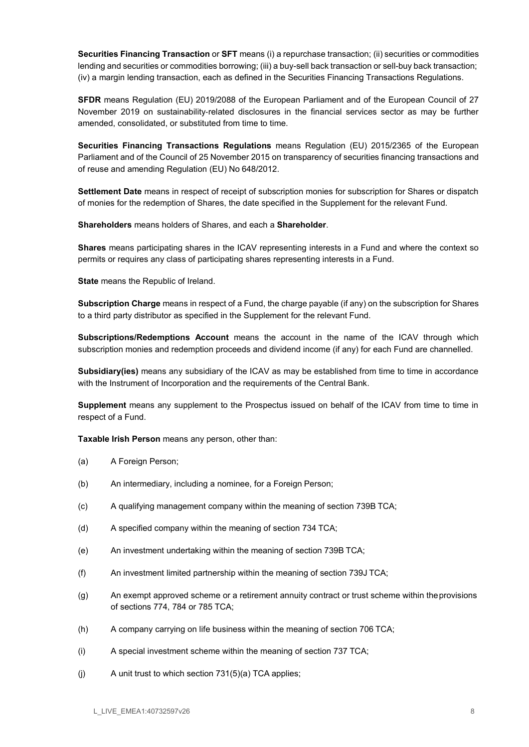**Securities Financing Transaction** or **SFT** means (i) a repurchase transaction; (ii) securities or commodities lending and securities or commodities borrowing; (iii) a buy-sell back transaction or sell-buy back transaction; (iv) a margin lending transaction, each as defined in the Securities Financing Transactions Regulations.

**SFDR** means Regulation (EU) 2019/2088 of the European Parliament and of the European Council of 27 November 2019 on sustainability-related disclosures in the financial services sector as may be further amended, consolidated, or substituted from time to time.

**Securities Financing Transactions Regulations** means Regulation (EU) 2015/2365 of the European Parliament and of the Council of 25 November 2015 on transparency of securities financing transactions and of reuse and amending Regulation (EU) No 648/2012.

**Settlement Date** means in respect of receipt of subscription monies for subscription for Shares or dispatch of monies for the redemption of Shares, the date specified in the Supplement for the relevant Fund.

**Shareholders** means holders of Shares, and each a **Shareholder**.

**Shares** means participating shares in the ICAV representing interests in a Fund and where the context so permits or requires any class of participating shares representing interests in a Fund.

**State** means the Republic of Ireland.

**Subscription Charge** means in respect of a Fund, the charge payable (if any) on the subscription for Shares to a third party distributor as specified in the Supplement for the relevant Fund.

**Subscriptions/Redemptions Account** means the account in the name of the ICAV through which subscription monies and redemption proceeds and dividend income (if any) for each Fund are channelled.

**Subsidiary(ies)** means any subsidiary of the ICAV as may be established from time to time in accordance with the Instrument of Incorporation and the requirements of the Central Bank.

**Supplement** means any supplement to the Prospectus issued on behalf of the ICAV from time to time in respect of a Fund.

**Taxable Irish Person** means any person, other than:

(a) A Foreign Person;

(b) An intermediary, including a nominee, for a Foreign Person;

(c) A qualifying management company within the meaning of section 739B TCA;

(d) A specified company within the meaning of section 734 TCA;

(e) An investment undertaking within the meaning of section 739B TCA;

(f) An investment limited partnership within the meaning of section 739J TCA;

(g) An exempt approved scheme or a retirement annuity contract or trust scheme within the provisions of sections 774, 784 or 785 TCA;

(h) A company carrying on life business within the meaning of section 706 TCA;

(i) A special investment scheme within the meaning of section 737 TCA;

(j) A unit trust to which section 731(5)(a) TCA applies;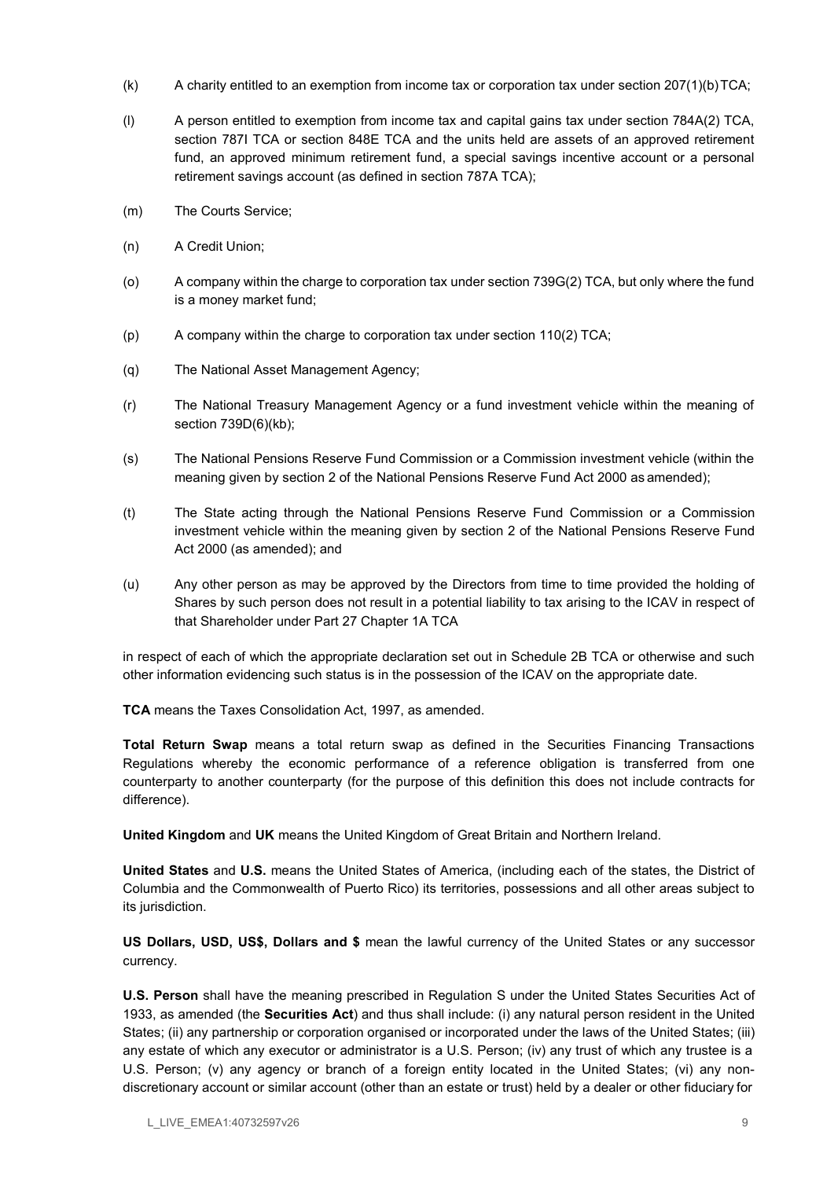(k) A charity entitled to an exemption from income tax or corporation tax under section 207(1)(b) TCA;

(l) A person entitled to exemption from income tax and capital gains tax under section 784A(2) TCA, section 787I TCA or section 848E TCA and the units held are assets of an approved retirement fund, an approved minimum retirement fund, a special savings incentive account or a personal retirement savings account (as defined in section 787A TCA);

(m) The Courts Service;

(n) A Credit Union;

(o) A company within the charge to corporation tax under section 739G(2) TCA, but only where the fund is a money market fund;

(p) A company within the charge to corporation tax under section 110(2) TCA;

(q) The National Asset Management Agency;

(r) The National Treasury Management Agency or a fund investment vehicle within the meaning of section 739D(6)(kb);

(s) The National Pensions Reserve Fund Commission or a Commission investment vehicle (within the meaning given by section 2 of the National Pensions Reserve Fund Act 2000 as amended);

(t) The State acting through the National Pensions Reserve Fund Commission or a Commission investment vehicle within the meaning given by section 2 of the National Pensions Reserve Fund Act 2000 (as amended); and

(u) Any other person as may be approved by the Directors from time to time provided the holding of Shares by such person does not result in a potential liability to tax arising to the ICAV in respect of that Shareholder under Part 27 Chapter 1A TCA

in respect of each of which the appropriate declaration set out in Schedule 2B TCA or otherwise and such other information evidencing such status is in the possession of the ICAV on the appropriate date.

**TCA** means the Taxes Consolidation Act, 1997, as amended.

**Total Return Swap** means a total return swap as defined in the Securities Financing Transactions Regulations whereby the economic performance of a reference obligation is transferred from one counterparty to another counterparty (for the purpose of this definition this does not include contracts for difference).

**United Kingdom** and **UK** means the United Kingdom of Great Britain and Northern Ireland.

**United States** and **U.S.** means the United States of America, (including each of the states, the District of Columbia and the Commonwealth of Puerto Rico) its territories, possessions and all other areas subject to its jurisdiction.

**US Dollars, USD, US$, Dollars and $** mean the lawful currency of the United States or any successor currency.

**U.S. Person** shall have the meaning prescribed in Regulation S under the United States Securities Act of 1933, as amended (the **Securities Act**) and thus shall include: (i) any natural person resident in the United States; (ii) any partnership or corporation organised or incorporated under the laws of the United States; (iii) any estate of which any executor or administrator is a U.S. Person; (iv) any trust of which any trustee is a U.S. Person; (v) any agency or branch of a foreign entity located in the United States; (vi) any non-discretionary account or similar account (other than an estate or trust) held by a dealer or other fiduciary for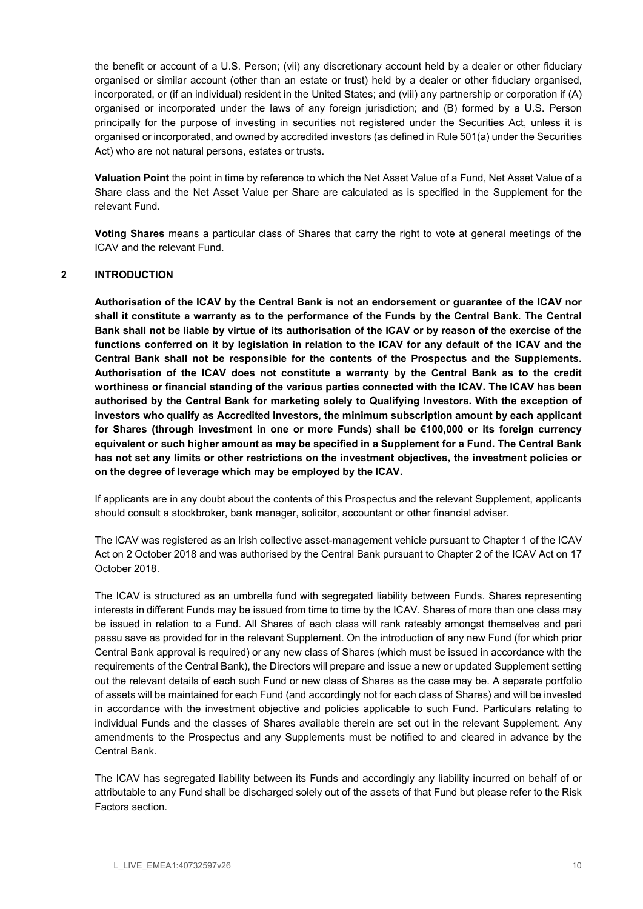the benefit or account of a U.S. Person; (vii) any discretionary account held by a dealer or other fiduciary organised or similar account (other than an estate or trust) held by a dealer or other fiduciary organised, incorporated, or (if an individual) resident in the United States; and (viii) any partnership or corporation if (A) organised or incorporated under the laws of any foreign jurisdiction; and (B) formed by a U.S. Person principally for the purpose of investing in securities not registered under the Securities Act, unless it is organised or incorporated, and owned by accredited investors (as defined in Rule 501(a) under the Securities Act) who are not natural persons, estates or trusts.

**Valuation Point** the point in time by reference to which the Net Asset Value of a Fund, Net Asset Value of a Share class and the Net Asset Value per Share are calculated as is specified in the Supplement for the relevant Fund.

**Voting Shares** means a particular class of Shares that carry the right to vote at general meetings of the ICAV and the relevant Fund.

## 2 INTRODUCTION

**Authorisation of the ICAV by the Central Bank is not an endorsement or guarantee of the ICAV nor shall it constitute a warranty as to the performance of the Funds by the Central Bank. The Central Bank shall not be liable by virtue of its authorisation of the ICAV or by reason of the exercise of the functions conferred on it by legislation in relation to the ICAV for any default of the ICAV and the Central Bank shall not be responsible for the contents of the Prospectus and the Supplements. Authorisation of the ICAV does not constitute a warranty by the Central Bank as to the credit worthiness or financial standing of the various parties connected with the ICAV. The ICAV has been authorised by the Central Bank for marketing solely to Qualifying Investors. With the exception of investors who qualify as Accredited Investors, the minimum subscription amount by each applicant for Shares (through investment in one or more Funds) shall be €100,000 or its foreign currency equivalent or such higher amount as may be specified in a Supplement for a Fund. The Central Bank has not set any limits or other restrictions on the investment objectives, the investment policies or on the degree of leverage which may be employed by the ICAV.**

If applicants are in any doubt about the contents of this Prospectus and the relevant Supplement, applicants should consult a stockbroker, bank manager, solicitor, accountant or other financial adviser.

The ICAV was registered as an Irish collective asset-management vehicle pursuant to Chapter 1 of the ICAV Act on 2 October 2018 and was authorised by the Central Bank pursuant to Chapter 2 of the ICAV Act on 17 October 2018.

The ICAV is structured as an umbrella fund with segregated liability between Funds. Shares representing interests in different Funds may be issued from time to time by the ICAV. Shares of more than one class may be issued in relation to a Fund. All Shares of each class will rank rateably amongst themselves and pari passu save as provided for in the relevant Supplement. On the introduction of any new Fund (for which prior Central Bank approval is required) or any new class of Shares (which must be issued in accordance with the requirements of the Central Bank), the Directors will prepare and issue a new or updated Supplement setting out the relevant details of each such Fund or new class of Shares as the case may be. A separate portfolio of assets will be maintained for each Fund (and accordingly not for each class of Shares) and will be invested in accordance with the investment objective and policies applicable to such Fund. Particulars relating to individual Funds and the classes of Shares available therein are set out in the relevant Supplement. Any amendments to the Prospectus and any Supplements must be notified to and cleared in advance by the Central Bank.

The ICAV has segregated liability between its Funds and accordingly any liability incurred on behalf of or attributable to any Fund shall be discharged solely out of the assets of that Fund but please refer to the Risk Factors section.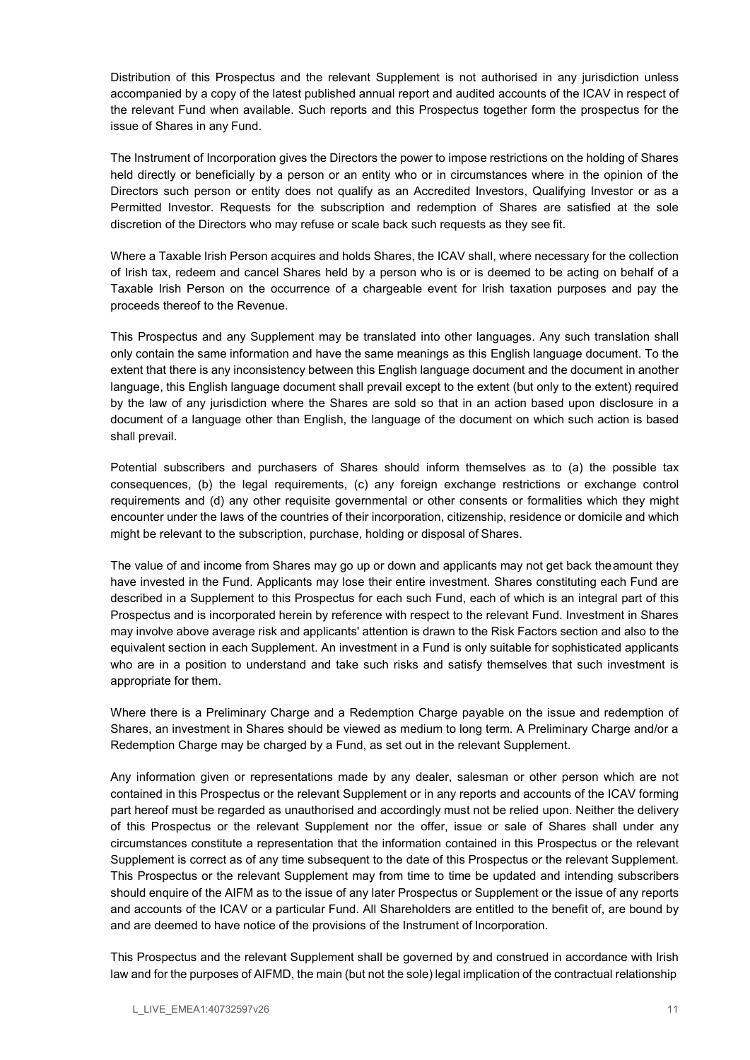Distribution of this Prospectus and the relevant Supplement is not authorised in any jurisdiction unless accompanied by a copy of the latest published annual report and audited accounts of the ICAV in respect of the relevant Fund when available. Such reports and this Prospectus together form the prospectus for the issue of Shares in any Fund.

The Instrument of Incorporation gives the Directors the power to impose restrictions on the holding of Shares held directly or beneficially by a person or an entity who or in circumstances where in the opinion of the Directors such person or entity does not qualify as an Accredited Investors, Qualifying Investor or as a Permitted Investor. Requests for the subscription and redemption of Shares are satisfied at the sole discretion of the Directors who may refuse or scale back such requests as they see fit.

Where a Taxable Irish Person acquires and holds Shares, the ICAV shall, where necessary for the collection of Irish tax, redeem and cancel Shares held by a person who is or is deemed to be acting on behalf of a Taxable Irish Person on the occurrence of a chargeable event for Irish taxation purposes and pay the proceeds thereof to the Revenue.

This Prospectus and any Supplement may be translated into other languages. Any such translation shall only contain the same information and have the same meanings as this English language document. To the extent that there is any inconsistency between this English language document and the document in another language, this English language document shall prevail except to the extent (but only to the extent) required by the law of any jurisdiction where the Shares are sold so that in an action based upon disclosure in a document of a language other than English, the language of the document on which such action is based shall prevail.

Potential subscribers and purchasers of Shares should inform themselves as to (a) the possible tax consequences, (b) the legal requirements, (c) any foreign exchange restrictions or exchange control requirements and (d) any other requisite governmental or other consents or formalities which they might encounter under the laws of the countries of their incorporation, citizenship, residence or domicile and which might be relevant to the subscription, purchase, holding or disposal of Shares.

The value of and income from Shares may go up or down and applicants may not get back the amount they have invested in the Fund. Applicants may lose their entire investment. Shares constituting each Fund are described in a Supplement to this Prospectus for each such Fund, each of which is an integral part of this Prospectus and is incorporated herein by reference with respect to the relevant Fund. Investment in Shares may involve above average risk and applicants' attention is drawn to the Risk Factors section and also to the equivalent section in each Supplement. An investment in a Fund is only suitable for sophisticated applicants who are in a position to understand and take such risks and satisfy themselves that such investment is appropriate for them.

Where there is a Preliminary Charge and a Redemption Charge payable on the issue and redemption of Shares, an investment in Shares should be viewed as medium to long term. A Preliminary Charge and/or a Redemption Charge may be charged by a Fund, as set out in the relevant Supplement.

Any information given or representations made by any dealer, salesman or other person which are not contained in this Prospectus or the relevant Supplement or in any reports and accounts of the ICAV forming part hereof must be regarded as unauthorised and accordingly must not be relied upon. Neither the delivery of this Prospectus or the relevant Supplement nor the offer, issue or sale of Shares shall under any circumstances constitute a representation that the information contained in this Prospectus or the relevant Supplement is correct as of any time subsequent to the date of this Prospectus or the relevant Supplement. This Prospectus or the relevant Supplement may from time to time be updated and intending subscribers should enquire of the AIFM as to the issue of any later Prospectus or Supplement or the issue of any reports and accounts of the ICAV or a particular Fund. All Shareholders are entitled to the benefit of, are bound by and are deemed to have notice of the provisions of the Instrument of Incorporation.

This Prospectus and the relevant Supplement shall be governed by and construed in accordance with Irish law and for the purposes of AIFMD, the main (but not the sole) legal implication of the contractual relationship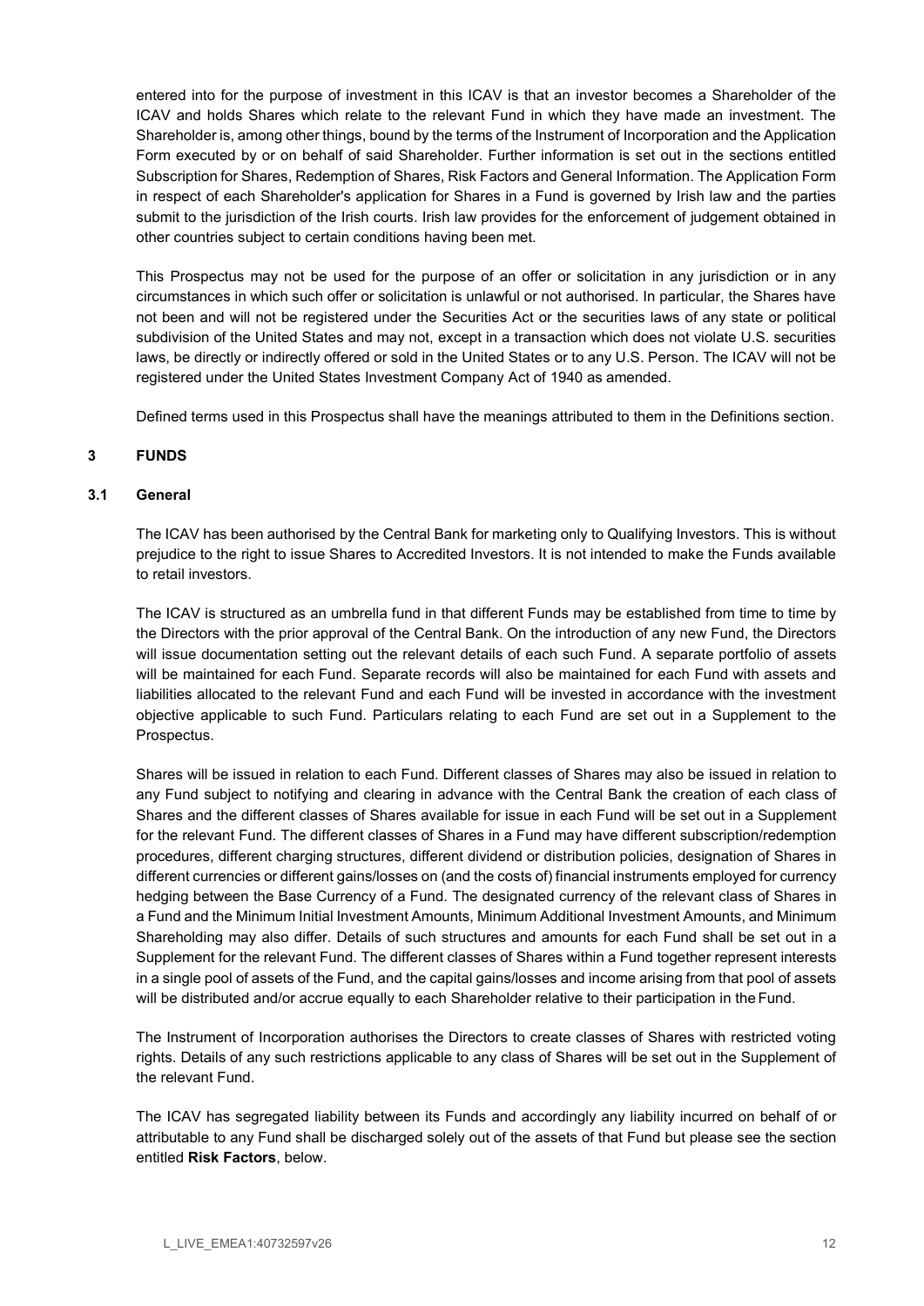entered into for the purpose of investment in this ICAV is that an investor becomes a Shareholder of the ICAV and holds Shares which relate to the relevant Fund in which they have made an investment. The Shareholder is, among other things, bound by the terms of the Instrument of Incorporation and the Application Form executed by or on behalf of said Shareholder. Further information is set out in the sections entitled Subscription for Shares, Redemption of Shares, Risk Factors and General Information. The Application Form in respect of each Shareholder's application for Shares in a Fund is governed by Irish law and the parties submit to the jurisdiction of the Irish courts. Irish law provides for the enforcement of judgement obtained in other countries subject to certain conditions having been met.

This Prospectus may not be used for the purpose of an offer or solicitation in any jurisdiction or in any circumstances in which such offer or solicitation is unlawful or not authorised. In particular, the Shares have not been and will not be registered under the Securities Act or the securities laws of any state or political subdivision of the United States and may not, except in a transaction which does not violate U.S. securities laws, be directly or indirectly offered or sold in the United States or to any U.S. Person. The ICAV will not be registered under the United States Investment Company Act of 1940 as amended.

Defined terms used in this Prospectus shall have the meanings attributed to them in the Definitions section.

## 3 FUNDS

### 3.1 General

The ICAV has been authorised by the Central Bank for marketing only to Qualifying Investors. This is without prejudice to the right to issue Shares to Accredited Investors. It is not intended to make the Funds available to retail investors.

The ICAV is structured as an umbrella fund in that different Funds may be established from time to time by the Directors with the prior approval of the Central Bank. On the introduction of any new Fund, the Directors will issue documentation setting out the relevant details of each such Fund. A separate portfolio of assets will be maintained for each Fund. Separate records will also be maintained for each Fund with assets and liabilities allocated to the relevant Fund and each Fund will be invested in accordance with the investment objective applicable to such Fund. Particulars relating to each Fund are set out in a Supplement to the Prospectus.

Shares will be issued in relation to each Fund. Different classes of Shares may also be issued in relation to any Fund subject to notifying and clearing in advance with the Central Bank the creation of each class of Shares and the different classes of Shares available for issue in each Fund will be set out in a Supplement for the relevant Fund. The different classes of Shares in a Fund may have different subscription/redemption procedures, different charging structures, different dividend or distribution policies, designation of Shares in different currencies or different gains/losses on (and the costs of) financial instruments employed for currency hedging between the Base Currency of a Fund. The designated currency of the relevant class of Shares in a Fund and the Minimum Initial Investment Amounts, Minimum Additional Investment Amounts, and Minimum Shareholding may also differ. Details of such structures and amounts for each Fund shall be set out in a Supplement for the relevant Fund. The different classes of Shares within a Fund together represent interests in a single pool of assets of the Fund, and the capital gains/losses and income arising from that pool of assets will be distributed and/or accrue equally to each Shareholder relative to their participation in the Fund.

The Instrument of Incorporation authorises the Directors to create classes of Shares with restricted voting rights. Details of any such restrictions applicable to any class of Shares will be set out in the Supplement of the relevant Fund.

The ICAV has segregated liability between its Funds and accordingly any liability incurred on behalf of or attributable to any Fund shall be discharged solely out of the assets of that Fund but please see the section entitled **Risk Factors**, below.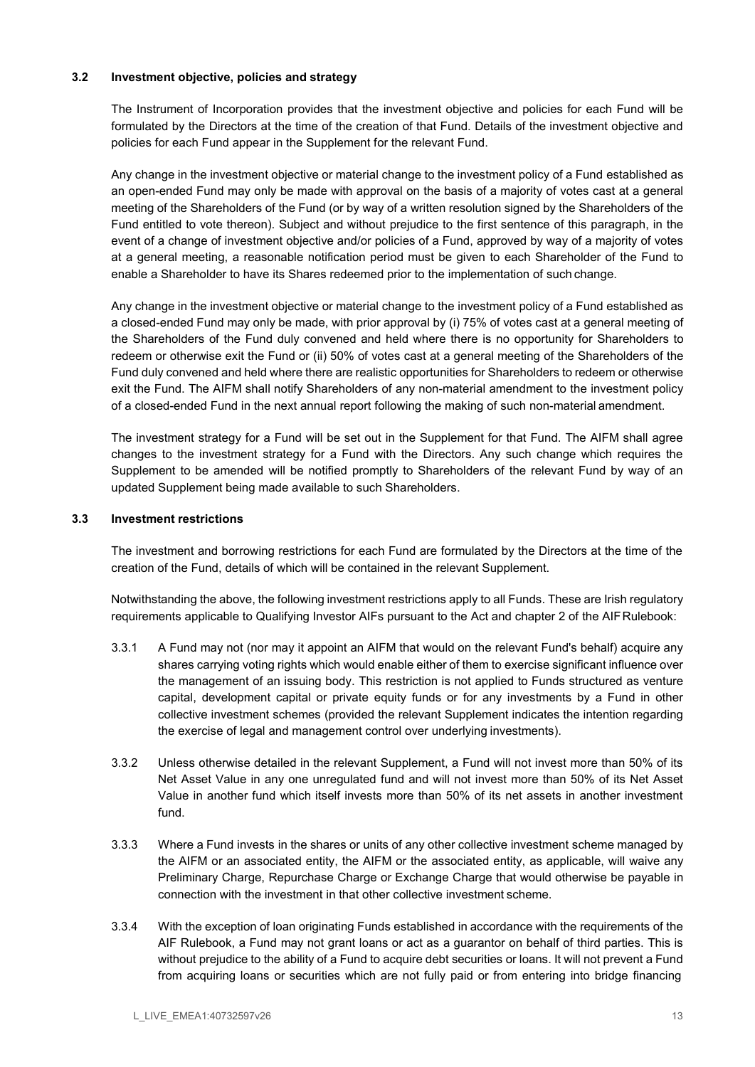### 3.2 Investment objective, policies and strategy

The Instrument of Incorporation provides that the investment objective and policies for each Fund will be formulated by the Directors at the time of the creation of that Fund. Details of the investment objective and policies for each Fund appear in the Supplement for the relevant Fund.

Any change in the investment objective or material change to the investment policy of a Fund established as an open-ended Fund may only be made with approval on the basis of a majority of votes cast at a general meeting of the Shareholders of the Fund (or by way of a written resolution signed by the Shareholders of the Fund entitled to vote thereon). Subject and without prejudice to the first sentence of this paragraph, in the event of a change of investment objective and/or policies of a Fund, approved by way of a majority of votes at a general meeting, a reasonable notification period must be given to each Shareholder of the Fund to enable a Shareholder to have its Shares redeemed prior to the implementation of such change.

Any change in the investment objective or material change to the investment policy of a Fund established as a closed-ended Fund may only be made, with prior approval by (i) 75% of votes cast at a general meeting of the Shareholders of the Fund duly convened and held where there is no opportunity for Shareholders to redeem or otherwise exit the Fund or (ii) 50% of votes cast at a general meeting of the Shareholders of the Fund duly convened and held where there are realistic opportunities for Shareholders to redeem or otherwise exit the Fund. The AIFM shall notify Shareholders of any non-material amendment to the investment policy of a closed-ended Fund in the next annual report following the making of such non-material amendment.

The investment strategy for a Fund will be set out in the Supplement for that Fund. The AIFM shall agree changes to the investment strategy for a Fund with the Directors. Any such change which requires the Supplement to be amended will be notified promptly to Shareholders of the relevant Fund by way of an updated Supplement being made available to such Shareholders.

### 3.3 Investment restrictions

The investment and borrowing restrictions for each Fund are formulated by the Directors at the time of the creation of the Fund, details of which will be contained in the relevant Supplement.

Notwithstanding the above, the following investment restrictions apply to all Funds. These are Irish regulatory requirements applicable to Qualifying Investor AIFs pursuant to the Act and chapter 2 of the AIF Rulebook:

3.3.1 A Fund may not (nor may it appoint an AIFM that would on the relevant Fund's behalf) acquire any shares carrying voting rights which would enable either of them to exercise significant influence over the management of an issuing body. This restriction is not applied to Funds structured as venture capital, development capital or private equity funds or for any investments by a Fund in other collective investment schemes (provided the relevant Supplement indicates the intention regarding the exercise of legal and management control over underlying investments).

3.3.2 Unless otherwise detailed in the relevant Supplement, a Fund will not invest more than 50% of its Net Asset Value in any one unregulated fund and will not invest more than 50% of its Net Asset Value in another fund which itself invests more than 50% of its net assets in another investment fund.

3.3.3 Where a Fund invests in the shares or units of any other collective investment scheme managed by the AIFM or an associated entity, the AIFM or the associated entity, as applicable, will waive any Preliminary Charge, Repurchase Charge or Exchange Charge that would otherwise be payable in connection with the investment in that other collective investment scheme.

3.3.4 With the exception of loan originating Funds established in accordance with the requirements of the AIF Rulebook, a Fund may not grant loans or act as a guarantor on behalf of third parties. This is without prejudice to the ability of a Fund to acquire debt securities or loans. It will not prevent a Fund from acquiring loans or securities which are not fully paid or from entering into bridge financing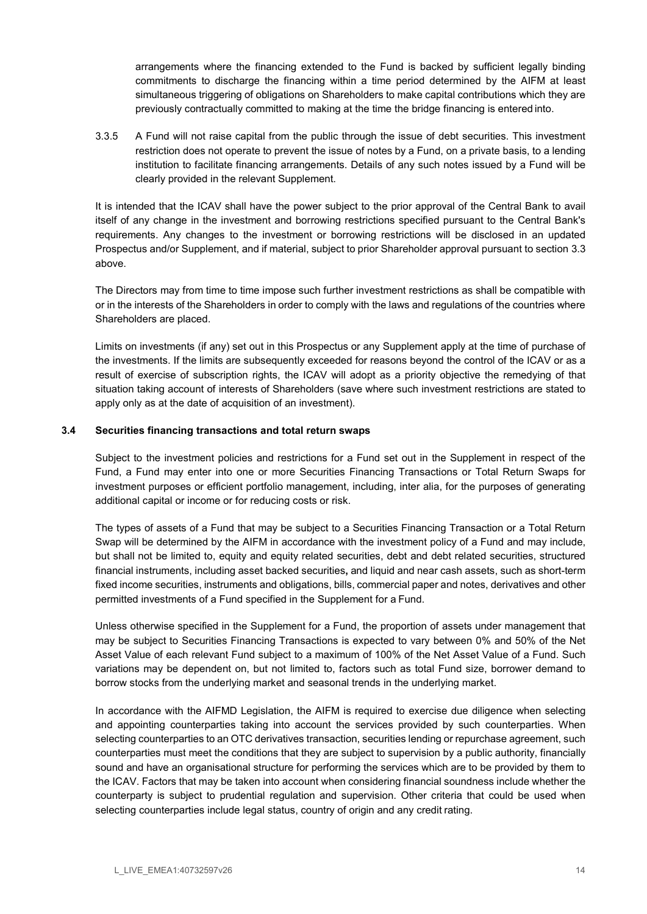arrangements where the financing extended to the Fund is backed by sufficient legally binding commitments to discharge the financing within a time period determined by the AIFM at least simultaneous triggering of obligations on Shareholders to make capital contributions which they are previously contractually committed to making at the time the bridge financing is entered into.

3.3.5 A Fund will not raise capital from the public through the issue of debt securities. This investment restriction does not operate to prevent the issue of notes by a Fund, on a private basis, to a lending institution to facilitate financing arrangements. Details of any such notes issued by a Fund will be clearly provided in the relevant Supplement.

It is intended that the ICAV shall have the power subject to the prior approval of the Central Bank to avail itself of any change in the investment and borrowing restrictions specified pursuant to the Central Bank's requirements. Any changes to the investment or borrowing restrictions will be disclosed in an updated Prospectus and/or Supplement, and if material, subject to prior Shareholder approval pursuant to section 3.3 above.

The Directors may from time to time impose such further investment restrictions as shall be compatible with or in the interests of the Shareholders in order to comply with the laws and regulations of the countries where Shareholders are placed.

Limits on investments (if any) set out in this Prospectus or any Supplement apply at the time of purchase of the investments. If the limits are subsequently exceeded for reasons beyond the control of the ICAV or as a result of exercise of subscription rights, the ICAV will adopt as a priority objective the remedying of that situation taking account of interests of Shareholders (save where such investment restrictions are stated to apply only as at the date of acquisition of an investment).

### 3.4 Securities financing transactions and total return swaps

Subject to the investment policies and restrictions for a Fund set out in the Supplement in respect of the Fund, a Fund may enter into one or more Securities Financing Transactions or Total Return Swaps for investment purposes or efficient portfolio management, including, inter alia, for the purposes of generating additional capital or income or for reducing costs or risk.

The types of assets of a Fund that may be subject to a Securities Financing Transaction or a Total Return Swap will be determined by the AIFM in accordance with the investment policy of a Fund and may include, but shall not be limited to, equity and equity related securities, debt and debt related securities, structured financial instruments, including asset backed securities**,** and liquid and near cash assets, such as short-term fixed income securities, instruments and obligations, bills, commercial paper and notes, derivatives and other permitted investments of a Fund specified in the Supplement for a Fund.

Unless otherwise specified in the Supplement for a Fund, the proportion of assets under management that may be subject to Securities Financing Transactions is expected to vary between 0% and 50% of the Net Asset Value of each relevant Fund subject to a maximum of 100% of the Net Asset Value of a Fund. Such variations may be dependent on, but not limited to, factors such as total Fund size, borrower demand to borrow stocks from the underlying market and seasonal trends in the underlying market.

In accordance with the AIFMD Legislation, the AIFM is required to exercise due diligence when selecting and appointing counterparties taking into account the services provided by such counterparties. When selecting counterparties to an OTC derivatives transaction, securities lending or repurchase agreement, such counterparties must meet the conditions that they are subject to supervision by a public authority, financially sound and have an organisational structure for performing the services which are to be provided by them to the ICAV. Factors that may be taken into account when considering financial soundness include whether the counterparty is subject to prudential regulation and supervision. Other criteria that could be used when selecting counterparties include legal status, country of origin and any credit rating.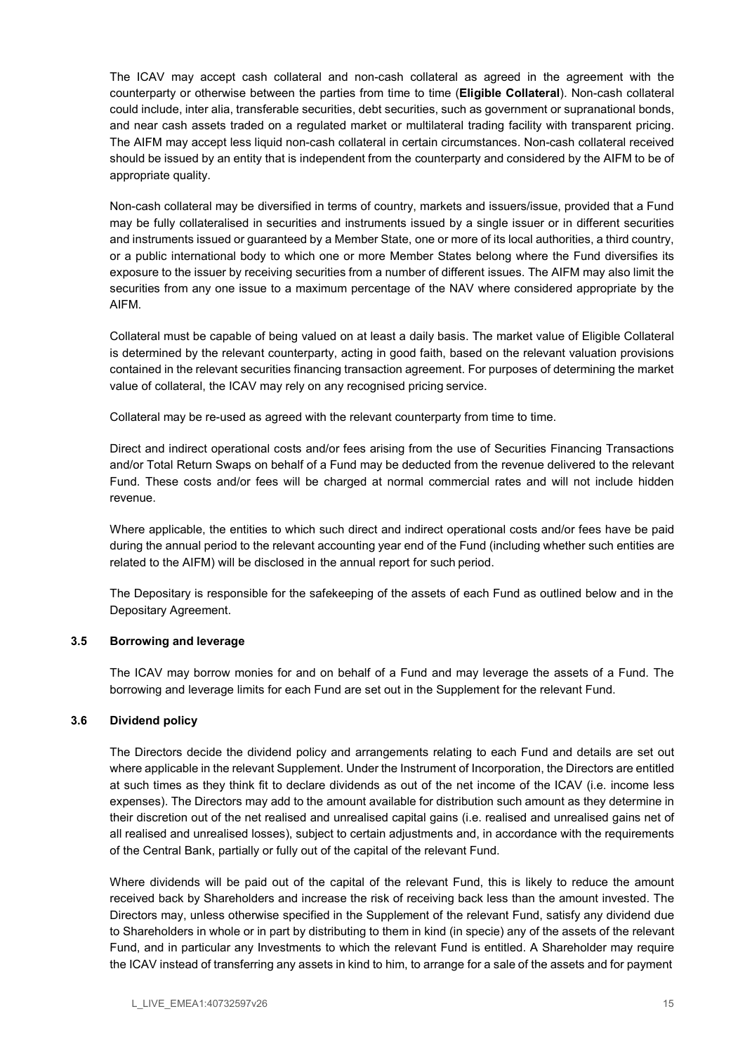The ICAV may accept cash collateral and non-cash collateral as agreed in the agreement with the counterparty or otherwise between the parties from time to time (**Eligible Collateral**). Non-cash collateral could include, inter alia, transferable securities, debt securities, such as government or supranational bonds, and near cash assets traded on a regulated market or multilateral trading facility with transparent pricing. The AIFM may accept less liquid non-cash collateral in certain circumstances. Non-cash collateral received should be issued by an entity that is independent from the counterparty and considered by the AIFM to be of appropriate quality.

Non-cash collateral may be diversified in terms of country, markets and issuers/issue, provided that a Fund may be fully collateralised in securities and instruments issued by a single issuer or in different securities and instruments issued or guaranteed by a Member State, one or more of its local authorities, a third country, or a public international body to which one or more Member States belong where the Fund diversifies its exposure to the issuer by receiving securities from a number of different issues. The AIFM may also limit the securities from any one issue to a maximum percentage of the NAV where considered appropriate by the AIFM.

Collateral must be capable of being valued on at least a daily basis. The market value of Eligible Collateral is determined by the relevant counterparty, acting in good faith, based on the relevant valuation provisions contained in the relevant securities financing transaction agreement. For purposes of determining the market value of collateral, the ICAV may rely on any recognised pricing service.

Collateral may be re-used as agreed with the relevant counterparty from time to time.

Direct and indirect operational costs and/or fees arising from the use of Securities Financing Transactions and/or Total Return Swaps on behalf of a Fund may be deducted from the revenue delivered to the relevant Fund. These costs and/or fees will be charged at normal commercial rates and will not include hidden revenue.

Where applicable, the entities to which such direct and indirect operational costs and/or fees have be paid during the annual period to the relevant accounting year end of the Fund (including whether such entities are related to the AIFM) will be disclosed in the annual report for such period.

The Depositary is responsible for the safekeeping of the assets of each Fund as outlined below and in the Depositary Agreement.

### 3.5 Borrowing and leverage

The ICAV may borrow monies for and on behalf of a Fund and may leverage the assets of a Fund. The borrowing and leverage limits for each Fund are set out in the Supplement for the relevant Fund.

### 3.6 Dividend policy

The Directors decide the dividend policy and arrangements relating to each Fund and details are set out where applicable in the relevant Supplement. Under the Instrument of Incorporation, the Directors are entitled at such times as they think fit to declare dividends as out of the net income of the ICAV (i.e. income less expenses). The Directors may add to the amount available for distribution such amount as they determine in their discretion out of the net realised and unrealised capital gains (i.e. realised and unrealised gains net of all realised and unrealised losses), subject to certain adjustments and, in accordance with the requirements of the Central Bank, partially or fully out of the capital of the relevant Fund.

Where dividends will be paid out of the capital of the relevant Fund, this is likely to reduce the amount received back by Shareholders and increase the risk of receiving back less than the amount invested. The Directors may, unless otherwise specified in the Supplement of the relevant Fund, satisfy any dividend due to Shareholders in whole or in part by distributing to them in kind (in specie) any of the assets of the relevant Fund, and in particular any Investments to which the relevant Fund is entitled. A Shareholder may require the ICAV instead of transferring any assets in kind to him, to arrange for a sale of the assets and for payment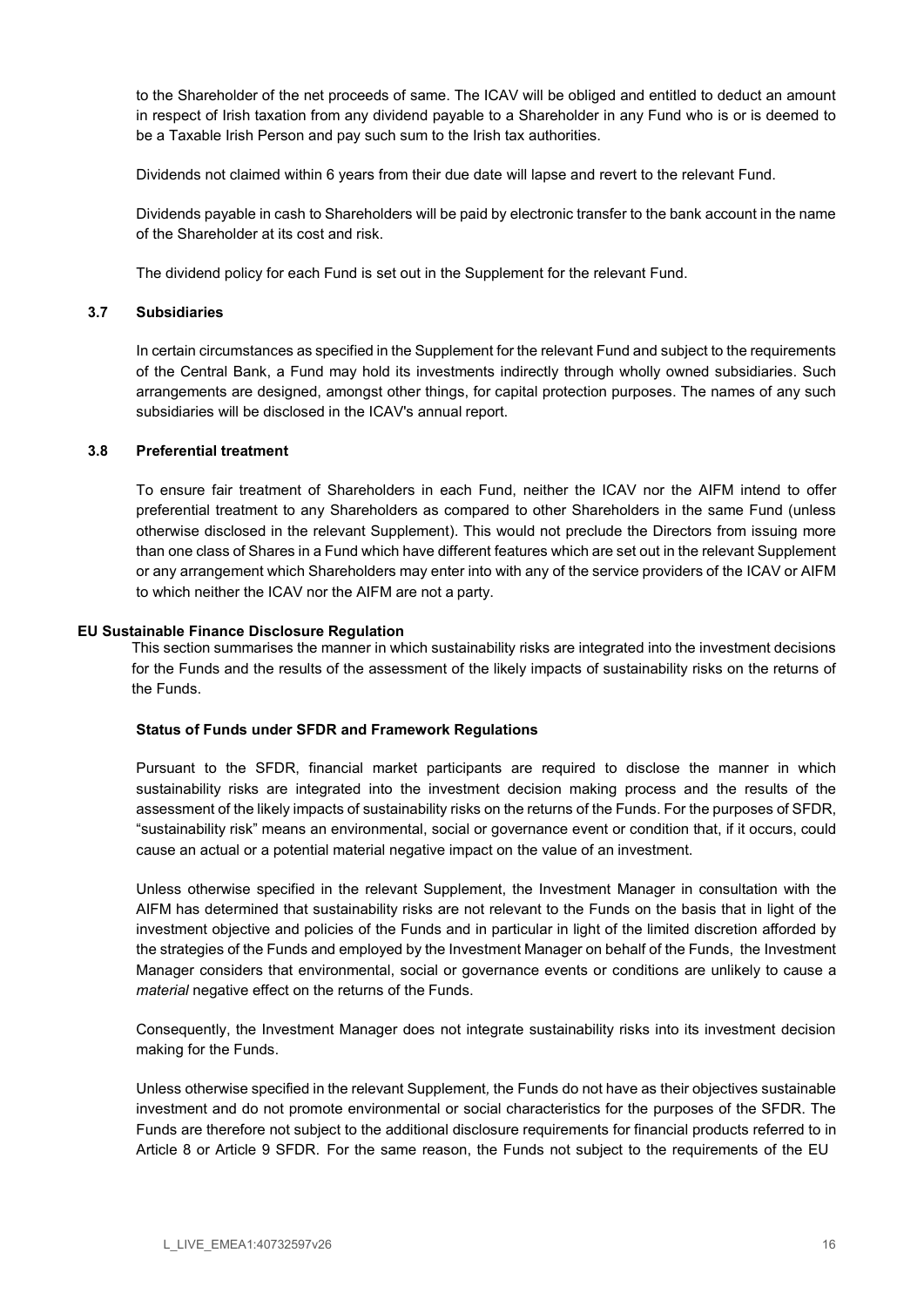to the Shareholder of the net proceeds of same. The ICAV will be obliged and entitled to deduct an amount in respect of Irish taxation from any dividend payable to a Shareholder in any Fund who is or is deemed to be a Taxable Irish Person and pay such sum to the Irish tax authorities.

Dividends not claimed within 6 years from their due date will lapse and revert to the relevant Fund.

Dividends payable in cash to Shareholders will be paid by electronic transfer to the bank account in the name of the Shareholder at its cost and risk.

The dividend policy for each Fund is set out in the Supplement for the relevant Fund.

### 3.7 Subsidiaries

In certain circumstances as specified in the Supplement for the relevant Fund and subject to the requirements of the Central Bank, a Fund may hold its investments indirectly through wholly owned subsidiaries. Such arrangements are designed, amongst other things, for capital protection purposes. The names of any such subsidiaries will be disclosed in the ICAV's annual report.

### 3.8 Preferential treatment

To ensure fair treatment of Shareholders in each Fund, neither the ICAV nor the AIFM intend to offer preferential treatment to any Shareholders as compared to other Shareholders in the same Fund (unless otherwise disclosed in the relevant Supplement). This would not preclude the Directors from issuing more than one class of Shares in a Fund which have different features which are set out in the relevant Supplement or any arrangement which Shareholders may enter into with any of the service providers of the ICAV or AIFM to which neither the ICAV nor the AIFM are not a party.

## EU Sustainable Finance Disclosure Regulation

This section summarises the manner in which sustainability risks are integrated into the investment decisions for the Funds and the results of the assessment of the likely impacts of sustainability risks on the returns of the Funds.

### Status of Funds under SFDR and Framework Regulations

Pursuant to the SFDR, financial market participants are required to disclose the manner in which sustainability risks are integrated into the investment decision making process and the results of the assessment of the likely impacts of sustainability risks on the returns of the Funds. For the purposes of SFDR, "sustainability risk" means an environmental, social or governance event or condition that, if it occurs, could cause an actual or a potential material negative impact on the value of an investment.

Unless otherwise specified in the relevant Supplement, the Investment Manager in consultation with the AIFM has determined that sustainability risks are not relevant to the Funds on the basis that in light of the investment objective and policies of the Funds and in particular in light of the limited discretion afforded by the strategies of the Funds and employed by the Investment Manager on behalf of the Funds, the Investment Manager considers that environmental, social or governance events or conditions are unlikely to cause a *material* negative effect on the returns of the Funds.

Consequently, the Investment Manager does not integrate sustainability risks into its investment decision making for the Funds.

Unless otherwise specified in the relevant Supplement, the Funds do not have as their objectives sustainable investment and do not promote environmental or social characteristics for the purposes of the SFDR. The Funds are therefore not subject to the additional disclosure requirements for financial products referred to in Article 8 or Article 9 SFDR. For the same reason, the Funds not subject to the requirements of the EU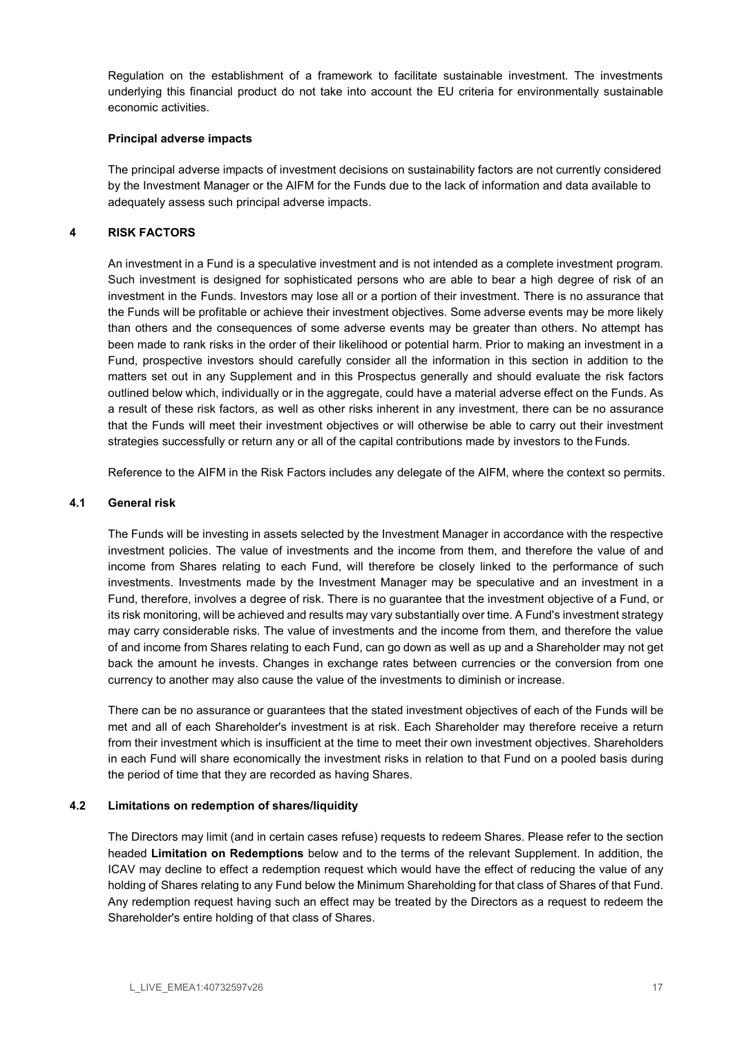Regulation on the establishment of a framework to facilitate sustainable investment. The investments underlying this financial product do not take into account the EU criteria for environmentally sustainable economic activities.

**Principal adverse impacts**

The principal adverse impacts of investment decisions on sustainability factors are not currently considered by the Investment Manager or the AIFM for the Funds due to the lack of information and data available to adequately assess such principal adverse impacts.

## 4 RISK FACTORS

An investment in a Fund is a speculative investment and is not intended as a complete investment program. Such investment is designed for sophisticated persons who are able to bear a high degree of risk of an investment in the Funds. Investors may lose all or a portion of their investment. There is no assurance that the Funds will be profitable or achieve their investment objectives. Some adverse events may be more likely than others and the consequences of some adverse events may be greater than others. No attempt has been made to rank risks in the order of their likelihood or potential harm. Prior to making an investment in a Fund, prospective investors should carefully consider all the information in this section in addition to the matters set out in any Supplement and in this Prospectus generally and should evaluate the risk factors outlined below which, individually or in the aggregate, could have a material adverse effect on the Funds. As a result of these risk factors, as well as other risks inherent in any investment, there can be no assurance that the Funds will meet their investment objectives or will otherwise be able to carry out their investment strategies successfully or return any or all of the capital contributions made by investors to the Funds.

Reference to the AIFM in the Risk Factors includes any delegate of the AIFM, where the context so permits.

### 4.1 General risk

The Funds will be investing in assets selected by the Investment Manager in accordance with the respective investment policies. The value of investments and the income from them, and therefore the value of and income from Shares relating to each Fund, will therefore be closely linked to the performance of such investments. Investments made by the Investment Manager may be speculative and an investment in a Fund, therefore, involves a degree of risk. There is no guarantee that the investment objective of a Fund, or its risk monitoring, will be achieved and results may vary substantially over time. A Fund's investment strategy may carry considerable risks. The value of investments and the income from them, and therefore the value of and income from Shares relating to each Fund, can go down as well as up and a Shareholder may not get back the amount he invests. Changes in exchange rates between currencies or the conversion from one currency to another may also cause the value of the investments to diminish or increase.

There can be no assurance or guarantees that the stated investment objectives of each of the Funds will be met and all of each Shareholder's investment is at risk. Each Shareholder may therefore receive a return from their investment which is insufficient at the time to meet their own investment objectives. Shareholders in each Fund will share economically the investment risks in relation to that Fund on a pooled basis during the period of time that they are recorded as having Shares.

### 4.2 Limitations on redemption of shares/liquidity

The Directors may limit (and in certain cases refuse) requests to redeem Shares. Please refer to the section headed **Limitation on Redemptions** below and to the terms of the relevant Supplement. In addition, the ICAV may decline to effect a redemption request which would have the effect of reducing the value of any holding of Shares relating to any Fund below the Minimum Shareholding for that class of Shares of that Fund. Any redemption request having such an effect may be treated by the Directors as a request to redeem the Shareholder's entire holding of that class of Shares.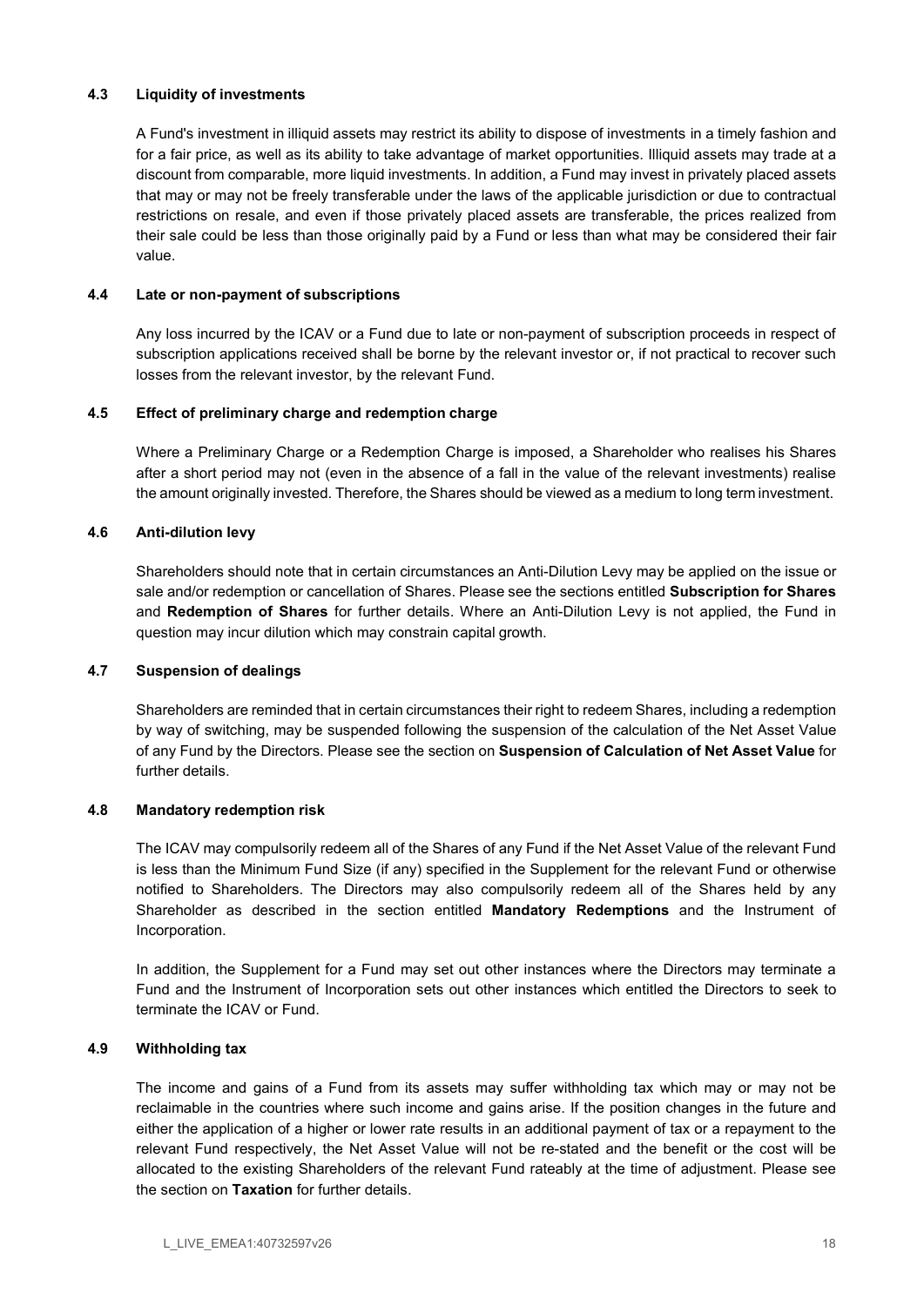### 4.3 Liquidity of investments

A Fund's investment in illiquid assets may restrict its ability to dispose of investments in a timely fashion and for a fair price, as well as its ability to take advantage of market opportunities. Illiquid assets may trade at a discount from comparable, more liquid investments. In addition, a Fund may invest in privately placed assets that may or may not be freely transferable under the laws of the applicable jurisdiction or due to contractual restrictions on resale, and even if those privately placed assets are transferable, the prices realized from their sale could be less than those originally paid by a Fund or less than what may be considered their fair value.

### 4.4 Late or non-payment of subscriptions

Any loss incurred by the ICAV or a Fund due to late or non-payment of subscription proceeds in respect of subscription applications received shall be borne by the relevant investor or, if not practical to recover such losses from the relevant investor, by the relevant Fund.

### 4.5 Effect of preliminary charge and redemption charge

Where a Preliminary Charge or a Redemption Charge is imposed, a Shareholder who realises his Shares after a short period may not (even in the absence of a fall in the value of the relevant investments) realise the amount originally invested. Therefore, the Shares should be viewed as a medium to long term investment.

### 4.6 Anti-dilution levy

Shareholders should note that in certain circumstances an Anti-Dilution Levy may be applied on the issue or sale and/or redemption or cancellation of Shares. Please see the sections entitled **Subscription for Shares** and **Redemption of Shares** for further details. Where an Anti-Dilution Levy is not applied, the Fund in question may incur dilution which may constrain capital growth.

### 4.7 Suspension of dealings

Shareholders are reminded that in certain circumstances their right to redeem Shares, including a redemption by way of switching, may be suspended following the suspension of the calculation of the Net Asset Value of any Fund by the Directors. Please see the section on **Suspension of Calculation of Net Asset Value** for further details.

### 4.8 Mandatory redemption risk

The ICAV may compulsorily redeem all of the Shares of any Fund if the Net Asset Value of the relevant Fund is less than the Minimum Fund Size (if any) specified in the Supplement for the relevant Fund or otherwise notified to Shareholders. The Directors may also compulsorily redeem all of the Shares held by any Shareholder as described in the section entitled **Mandatory Redemptions** and the Instrument of Incorporation.

In addition, the Supplement for a Fund may set out other instances where the Directors may terminate a Fund and the Instrument of Incorporation sets out other instances which entitled the Directors to seek to terminate the ICAV or Fund.

### 4.9 Withholding tax

The income and gains of a Fund from its assets may suffer withholding tax which may or may not be reclaimable in the countries where such income and gains arise. If the position changes in the future and either the application of a higher or lower rate results in an additional payment of tax or a repayment to the relevant Fund respectively, the Net Asset Value will not be re-stated and the benefit or the cost will be allocated to the existing Shareholders of the relevant Fund rateably at the time of adjustment. Please see the section on **Taxation** for further details.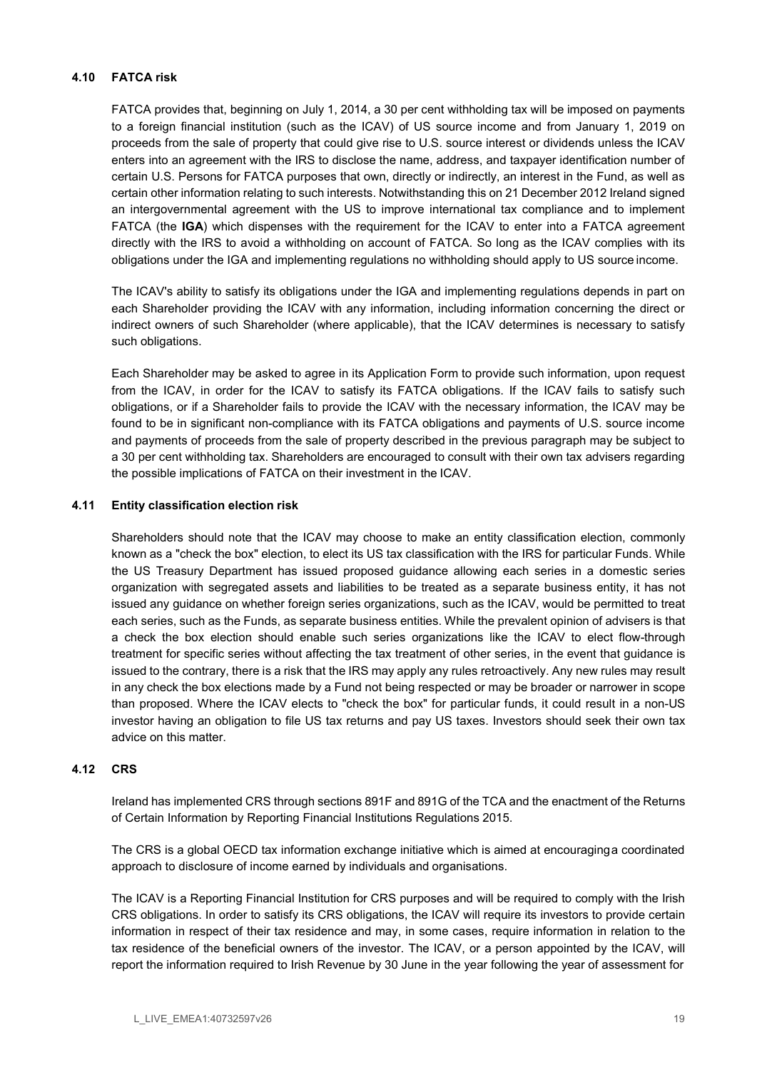### 4.10 FATCA risk

FATCA provides that, beginning on July 1, 2014, a 30 per cent withholding tax will be imposed on payments to a foreign financial institution (such as the ICAV) of US source income and from January 1, 2019 on proceeds from the sale of property that could give rise to U.S. source interest or dividends unless the ICAV enters into an agreement with the IRS to disclose the name, address, and taxpayer identification number of certain U.S. Persons for FATCA purposes that own, directly or indirectly, an interest in the Fund, as well as certain other information relating to such interests. Notwithstanding this on 21 December 2012 Ireland signed an intergovernmental agreement with the US to improve international tax compliance and to implement FATCA (the **IGA**) which dispenses with the requirement for the ICAV to enter into a FATCA agreement directly with the IRS to avoid a withholding on account of FATCA. So long as the ICAV complies with its obligations under the IGA and implementing regulations no withholding should apply to US source income.

The ICAV's ability to satisfy its obligations under the IGA and implementing regulations depends in part on each Shareholder providing the ICAV with any information, including information concerning the direct or indirect owners of such Shareholder (where applicable), that the ICAV determines is necessary to satisfy such obligations.

Each Shareholder may be asked to agree in its Application Form to provide such information, upon request from the ICAV, in order for the ICAV to satisfy its FATCA obligations. If the ICAV fails to satisfy such obligations, or if a Shareholder fails to provide the ICAV with the necessary information, the ICAV may be found to be in significant non-compliance with its FATCA obligations and payments of U.S. source income and payments of proceeds from the sale of property described in the previous paragraph may be subject to a 30 per cent withholding tax. Shareholders are encouraged to consult with their own tax advisers regarding the possible implications of FATCA on their investment in the ICAV.

### 4.11 Entity classification election risk

Shareholders should note that the ICAV may choose to make an entity classification election, commonly known as a "check the box" election, to elect its US tax classification with the IRS for particular Funds. While the US Treasury Department has issued proposed guidance allowing each series in a domestic series organization with segregated assets and liabilities to be treated as a separate business entity, it has not issued any guidance on whether foreign series organizations, such as the ICAV, would be permitted to treat each series, such as the Funds, as separate business entities. While the prevalent opinion of advisers is that a check the box election should enable such series organizations like the ICAV to elect flow-through treatment for specific series without affecting the tax treatment of other series, in the event that guidance is issued to the contrary, there is a risk that the IRS may apply any rules retroactively. Any new rules may result in any check the box elections made by a Fund not being respected or may be broader or narrower in scope than proposed. Where the ICAV elects to "check the box" for particular funds, it could result in a non-US investor having an obligation to file US tax returns and pay US taxes. Investors should seek their own tax advice on this matter.

### 4.12 CRS

Ireland has implemented CRS through sections 891F and 891G of the TCA and the enactment of the Returns of Certain Information by Reporting Financial Institutions Regulations 2015.

The CRS is a global OECD tax information exchange initiative which is aimed at encouraging a coordinated approach to disclosure of income earned by individuals and organisations.

The ICAV is a Reporting Financial Institution for CRS purposes and will be required to comply with the Irish CRS obligations. In order to satisfy its CRS obligations, the ICAV will require its investors to provide certain information in respect of their tax residence and may, in some cases, require information in relation to the tax residence of the beneficial owners of the investor. The ICAV, or a person appointed by the ICAV, will report the information required to Irish Revenue by 30 June in the year following the year of assessment for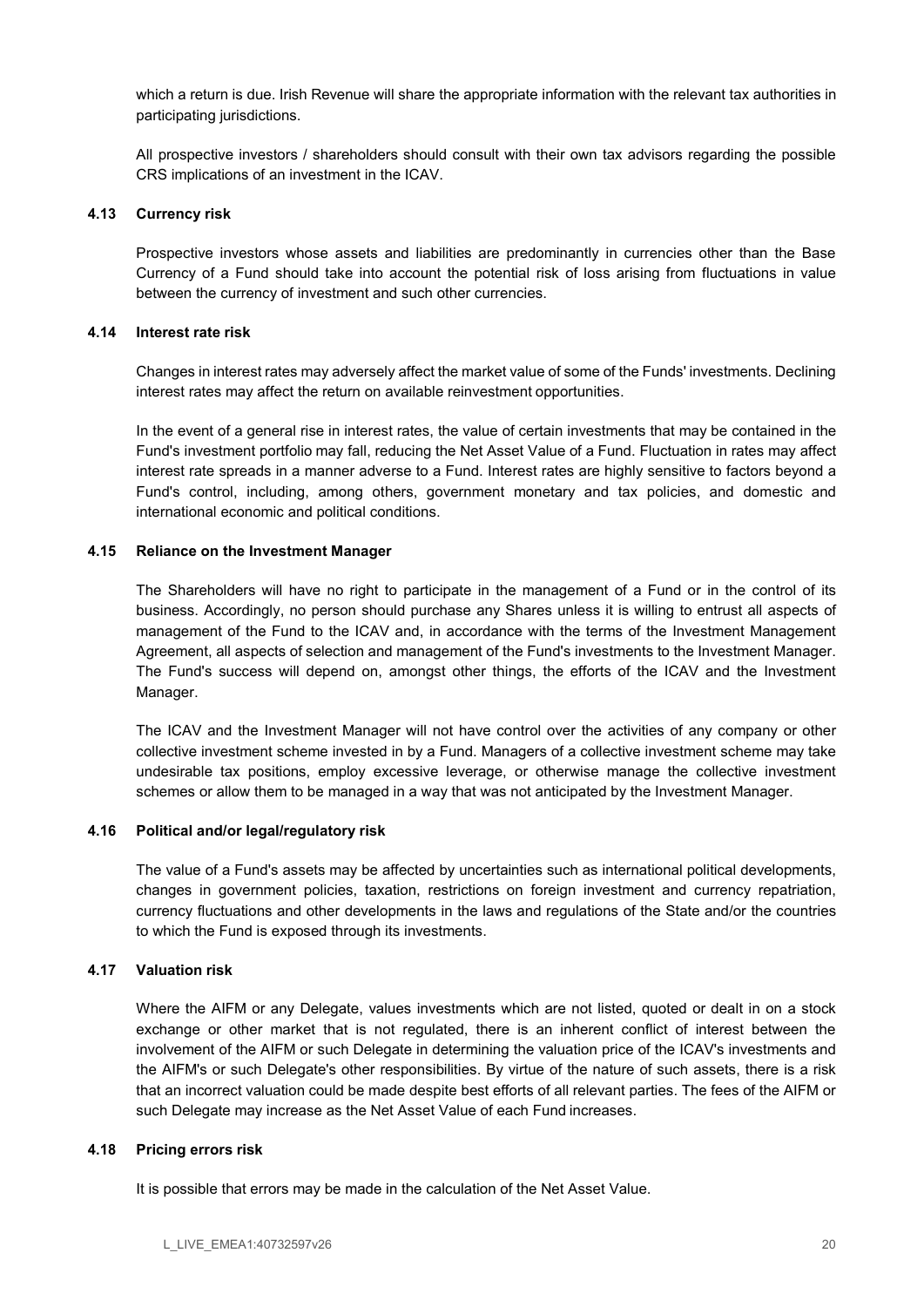which a return is due. Irish Revenue will share the appropriate information with the relevant tax authorities in participating jurisdictions.

All prospective investors / shareholders should consult with their own tax advisors regarding the possible CRS implications of an investment in the ICAV.

### 4.13 Currency risk

Prospective investors whose assets and liabilities are predominantly in currencies other than the Base Currency of a Fund should take into account the potential risk of loss arising from fluctuations in value between the currency of investment and such other currencies.

### 4.14 Interest rate risk

Changes in interest rates may adversely affect the market value of some of the Funds' investments. Declining interest rates may affect the return on available reinvestment opportunities.

In the event of a general rise in interest rates, the value of certain investments that may be contained in the Fund's investment portfolio may fall, reducing the Net Asset Value of a Fund. Fluctuation in rates may affect interest rate spreads in a manner adverse to a Fund. Interest rates are highly sensitive to factors beyond a Fund's control, including, among others, government monetary and tax policies, and domestic and international economic and political conditions.

### 4.15 Reliance on the Investment Manager

The Shareholders will have no right to participate in the management of a Fund or in the control of its business. Accordingly, no person should purchase any Shares unless it is willing to entrust all aspects of management of the Fund to the ICAV and, in accordance with the terms of the Investment Management Agreement, all aspects of selection and management of the Fund's investments to the Investment Manager. The Fund's success will depend on, amongst other things, the efforts of the ICAV and the Investment Manager.

The ICAV and the Investment Manager will not have control over the activities of any company or other collective investment scheme invested in by a Fund. Managers of a collective investment scheme may take undesirable tax positions, employ excessive leverage, or otherwise manage the collective investment schemes or allow them to be managed in a way that was not anticipated by the Investment Manager.

### 4.16 Political and/or legal/regulatory risk

The value of a Fund's assets may be affected by uncertainties such as international political developments, changes in government policies, taxation, restrictions on foreign investment and currency repatriation, currency fluctuations and other developments in the laws and regulations of the State and/or the countries to which the Fund is exposed through its investments.

### 4.17 Valuation risk

Where the AIFM or any Delegate, values investments which are not listed, quoted or dealt in on a stock exchange or other market that is not regulated, there is an inherent conflict of interest between the involvement of the AIFM or such Delegate in determining the valuation price of the ICAV's investments and the AIFM's or such Delegate's other responsibilities. By virtue of the nature of such assets, there is a risk that an incorrect valuation could be made despite best efforts of all relevant parties. The fees of the AIFM or such Delegate may increase as the Net Asset Value of each Fund increases.

### 4.18 Pricing errors risk

It is possible that errors may be made in the calculation of the Net Asset Value.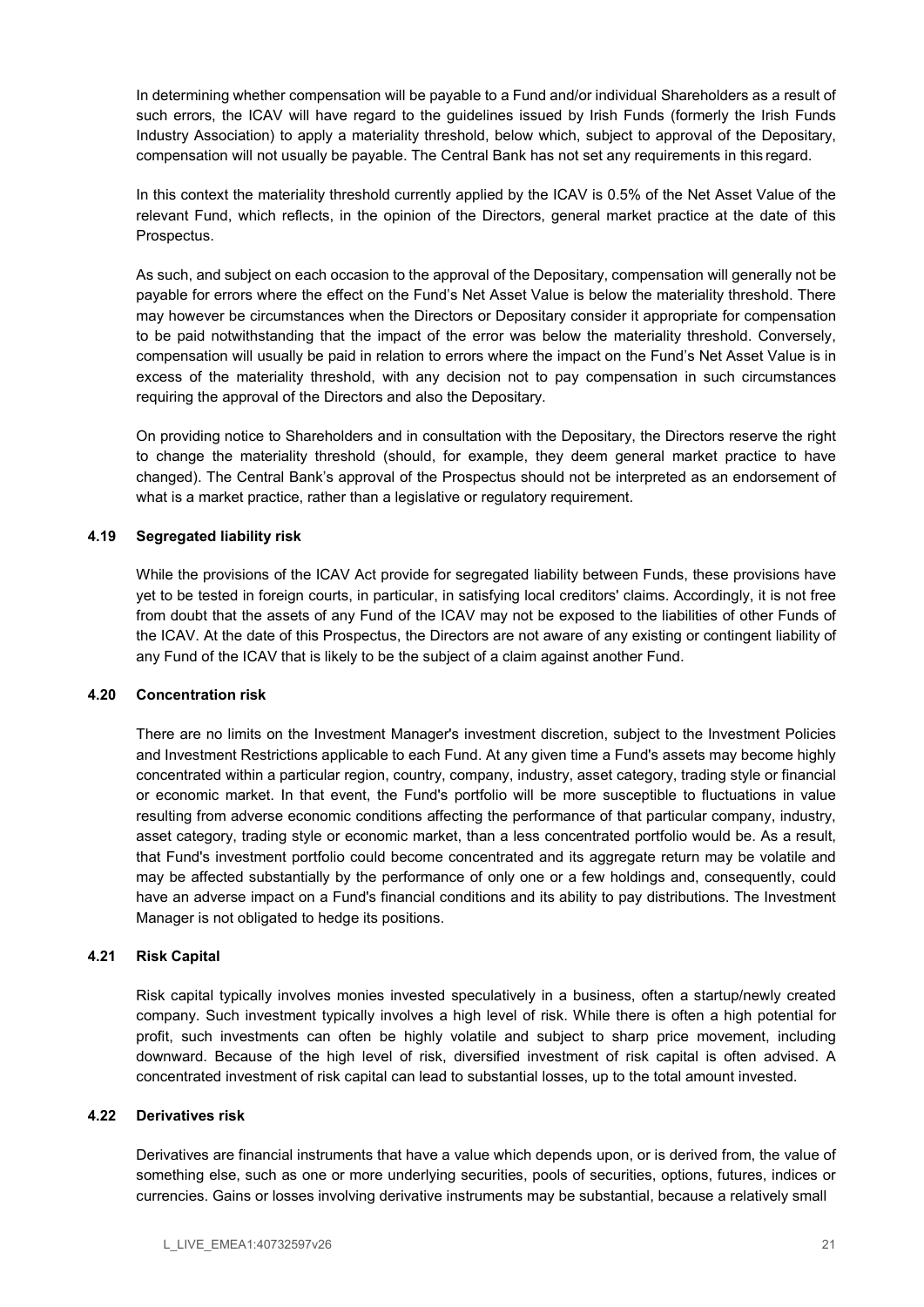In determining whether compensation will be payable to a Fund and/or individual Shareholders as a result of such errors, the ICAV will have regard to the guidelines issued by Irish Funds (formerly the Irish Funds Industry Association) to apply a materiality threshold, below which, subject to approval of the Depositary, compensation will not usually be payable. The Central Bank has not set any requirements in this regard.

In this context the materiality threshold currently applied by the ICAV is 0.5% of the Net Asset Value of the relevant Fund, which reflects, in the opinion of the Directors, general market practice at the date of this Prospectus.

As such, and subject on each occasion to the approval of the Depositary, compensation will generally not be payable for errors where the effect on the Fund's Net Asset Value is below the materiality threshold. There may however be circumstances when the Directors or Depositary consider it appropriate for compensation to be paid notwithstanding that the impact of the error was below the materiality threshold. Conversely, compensation will usually be paid in relation to errors where the impact on the Fund's Net Asset Value is in excess of the materiality threshold, with any decision not to pay compensation in such circumstances requiring the approval of the Directors and also the Depositary.

On providing notice to Shareholders and in consultation with the Depositary, the Directors reserve the right to change the materiality threshold (should, for example, they deem general market practice to have changed). The Central Bank's approval of the Prospectus should not be interpreted as an endorsement of what is a market practice, rather than a legislative or regulatory requirement.

### 4.19 Segregated liability risk

While the provisions of the ICAV Act provide for segregated liability between Funds, these provisions have yet to be tested in foreign courts, in particular, in satisfying local creditors' claims. Accordingly, it is not free from doubt that the assets of any Fund of the ICAV may not be exposed to the liabilities of other Funds of the ICAV. At the date of this Prospectus, the Directors are not aware of any existing or contingent liability of any Fund of the ICAV that is likely to be the subject of a claim against another Fund.

### 4.20 Concentration risk

There are no limits on the Investment Manager's investment discretion, subject to the Investment Policies and Investment Restrictions applicable to each Fund. At any given time a Fund's assets may become highly concentrated within a particular region, country, company, industry, asset category, trading style or financial or economic market. In that event, the Fund's portfolio will be more susceptible to fluctuations in value resulting from adverse economic conditions affecting the performance of that particular company, industry, asset category, trading style or economic market, than a less concentrated portfolio would be. As a result, that Fund's investment portfolio could become concentrated and its aggregate return may be volatile and may be affected substantially by the performance of only one or a few holdings and, consequently, could have an adverse impact on a Fund's financial conditions and its ability to pay distributions. The Investment Manager is not obligated to hedge its positions.

### 4.21 Risk Capital

Risk capital typically involves monies invested speculatively in a business, often a startup/newly created company. Such investment typically involves a high level of risk. While there is often a high potential for profit, such investments can often be highly volatile and subject to sharp price movement, including downward. Because of the high level of risk, diversified investment of risk capital is often advised. A concentrated investment of risk capital can lead to substantial losses, up to the total amount invested.

### 4.22 Derivatives risk

Derivatives are financial instruments that have a value which depends upon, or is derived from, the value of something else, such as one or more underlying securities, pools of securities, options, futures, indices or currencies. Gains or losses involving derivative instruments may be substantial, because a relatively small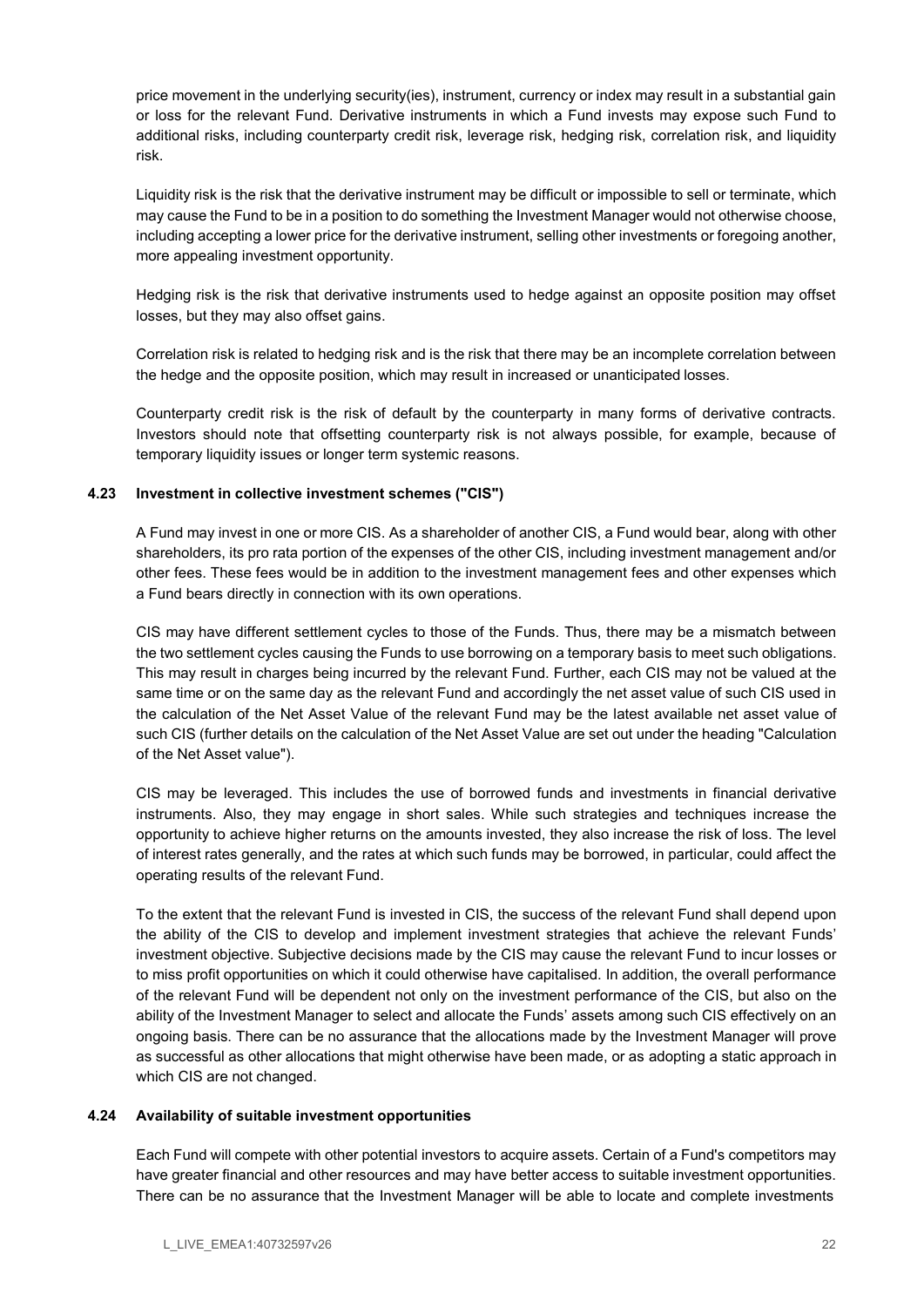price movement in the underlying security(ies), instrument, currency or index may result in a substantial gain or loss for the relevant Fund. Derivative instruments in which a Fund invests may expose such Fund to additional risks, including counterparty credit risk, leverage risk, hedging risk, correlation risk, and liquidity risk.

Liquidity risk is the risk that the derivative instrument may be difficult or impossible to sell or terminate, which may cause the Fund to be in a position to do something the Investment Manager would not otherwise choose, including accepting a lower price for the derivative instrument, selling other investments or foregoing another, more appealing investment opportunity.

Hedging risk is the risk that derivative instruments used to hedge against an opposite position may offset losses, but they may also offset gains.

Correlation risk is related to hedging risk and is the risk that there may be an incomplete correlation between the hedge and the opposite position, which may result in increased or unanticipated losses.

Counterparty credit risk is the risk of default by the counterparty in many forms of derivative contracts. Investors should note that offsetting counterparty risk is not always possible, for example, because of temporary liquidity issues or longer term systemic reasons.

### 4.23 Investment in collective investment schemes ("CIS")

A Fund may invest in one or more CIS. As a shareholder of another CIS, a Fund would bear, along with other shareholders, its pro rata portion of the expenses of the other CIS, including investment management and/or other fees. These fees would be in addition to the investment management fees and other expenses which a Fund bears directly in connection with its own operations.

CIS may have different settlement cycles to those of the Funds. Thus, there may be a mismatch between the two settlement cycles causing the Funds to use borrowing on a temporary basis to meet such obligations. This may result in charges being incurred by the relevant Fund. Further, each CIS may not be valued at the same time or on the same day as the relevant Fund and accordingly the net asset value of such CIS used in the calculation of the Net Asset Value of the relevant Fund may be the latest available net asset value of such CIS (further details on the calculation of the Net Asset Value are set out under the heading "Calculation of the Net Asset value").

CIS may be leveraged. This includes the use of borrowed funds and investments in financial derivative instruments. Also, they may engage in short sales. While such strategies and techniques increase the opportunity to achieve higher returns on the amounts invested, they also increase the risk of loss. The level of interest rates generally, and the rates at which such funds may be borrowed, in particular, could affect the operating results of the relevant Fund.

To the extent that the relevant Fund is invested in CIS, the success of the relevant Fund shall depend upon the ability of the CIS to develop and implement investment strategies that achieve the relevant Funds' investment objective. Subjective decisions made by the CIS may cause the relevant Fund to incur losses or to miss profit opportunities on which it could otherwise have capitalised. In addition, the overall performance of the relevant Fund will be dependent not only on the investment performance of the CIS, but also on the ability of the Investment Manager to select and allocate the Funds' assets among such CIS effectively on an ongoing basis. There can be no assurance that the allocations made by the Investment Manager will prove as successful as other allocations that might otherwise have been made, or as adopting a static approach in which CIS are not changed.

### 4.24 Availability of suitable investment opportunities

Each Fund will compete with other potential investors to acquire assets. Certain of a Fund's competitors may have greater financial and other resources and may have better access to suitable investment opportunities. There can be no assurance that the Investment Manager will be able to locate and complete investments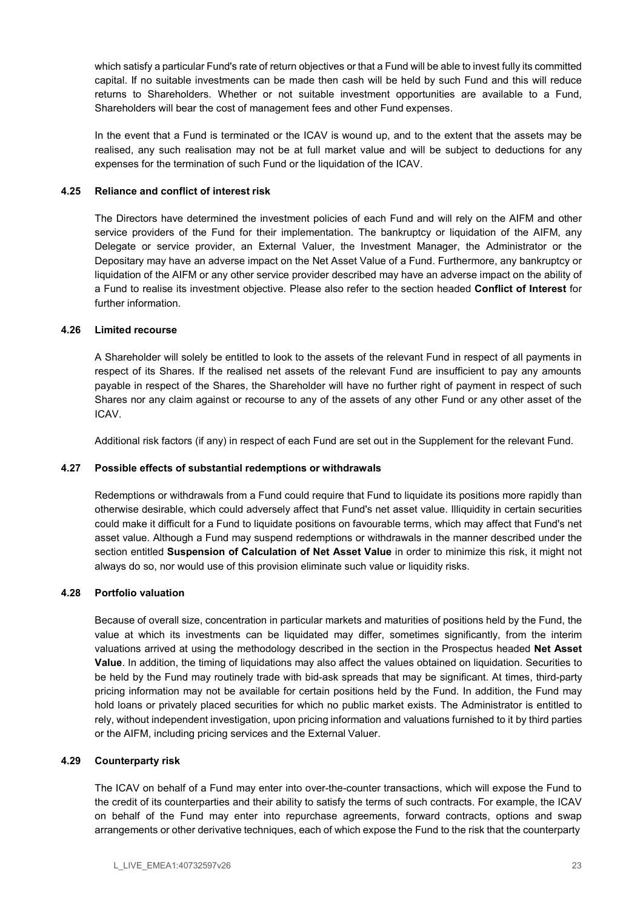which satisfy a particular Fund's rate of return objectives or that a Fund will be able to invest fully its committed capital. If no suitable investments can be made then cash will be held by such Fund and this will reduce returns to Shareholders. Whether or not suitable investment opportunities are available to a Fund, Shareholders will bear the cost of management fees and other Fund expenses.

In the event that a Fund is terminated or the ICAV is wound up, and to the extent that the assets may be realised, any such realisation may not be at full market value and will be subject to deductions for any expenses for the termination of such Fund or the liquidation of the ICAV.

### 4.25 Reliance and conflict of interest risk

The Directors have determined the investment policies of each Fund and will rely on the AIFM and other service providers of the Fund for their implementation. The bankruptcy or liquidation of the AIFM, any Delegate or service provider, an External Valuer, the Investment Manager, the Administrator or the Depositary may have an adverse impact on the Net Asset Value of a Fund. Furthermore, any bankruptcy or liquidation of the AIFM or any other service provider described may have an adverse impact on the ability of a Fund to realise its investment objective. Please also refer to the section headed **Conflict of Interest** for further information.

### 4.26 Limited recourse

A Shareholder will solely be entitled to look to the assets of the relevant Fund in respect of all payments in respect of its Shares. If the realised net assets of the relevant Fund are insufficient to pay any amounts payable in respect of the Shares, the Shareholder will have no further right of payment in respect of such Shares nor any claim against or recourse to any of the assets of any other Fund or any other asset of the ICAV.

Additional risk factors (if any) in respect of each Fund are set out in the Supplement for the relevant Fund.

### 4.27 Possible effects of substantial redemptions or withdrawals

Redemptions or withdrawals from a Fund could require that Fund to liquidate its positions more rapidly than otherwise desirable, which could adversely affect that Fund's net asset value. Illiquidity in certain securities could make it difficult for a Fund to liquidate positions on favourable terms, which may affect that Fund's net asset value. Although a Fund may suspend redemptions or withdrawals in the manner described under the section entitled **Suspension of Calculation of Net Asset Value** in order to minimize this risk, it might not always do so, nor would use of this provision eliminate such value or liquidity risks.

### 4.28 Portfolio valuation

Because of overall size, concentration in particular markets and maturities of positions held by the Fund, the value at which its investments can be liquidated may differ, sometimes significantly, from the interim valuations arrived at using the methodology described in the section in the Prospectus headed **Net Asset Value**. In addition, the timing of liquidations may also affect the values obtained on liquidation. Securities to be held by the Fund may routinely trade with bid-ask spreads that may be significant. At times, third-party pricing information may not be available for certain positions held by the Fund. In addition, the Fund may hold loans or privately placed securities for which no public market exists. The Administrator is entitled to rely, without independent investigation, upon pricing information and valuations furnished to it by third parties or the AIFM, including pricing services and the External Valuer.

### 4.29 Counterparty risk

The ICAV on behalf of a Fund may enter into over-the-counter transactions, which will expose the Fund to the credit of its counterparties and their ability to satisfy the terms of such contracts. For example, the ICAV on behalf of the Fund may enter into repurchase agreements, forward contracts, options and swap arrangements or other derivative techniques, each of which expose the Fund to the risk that the counterparty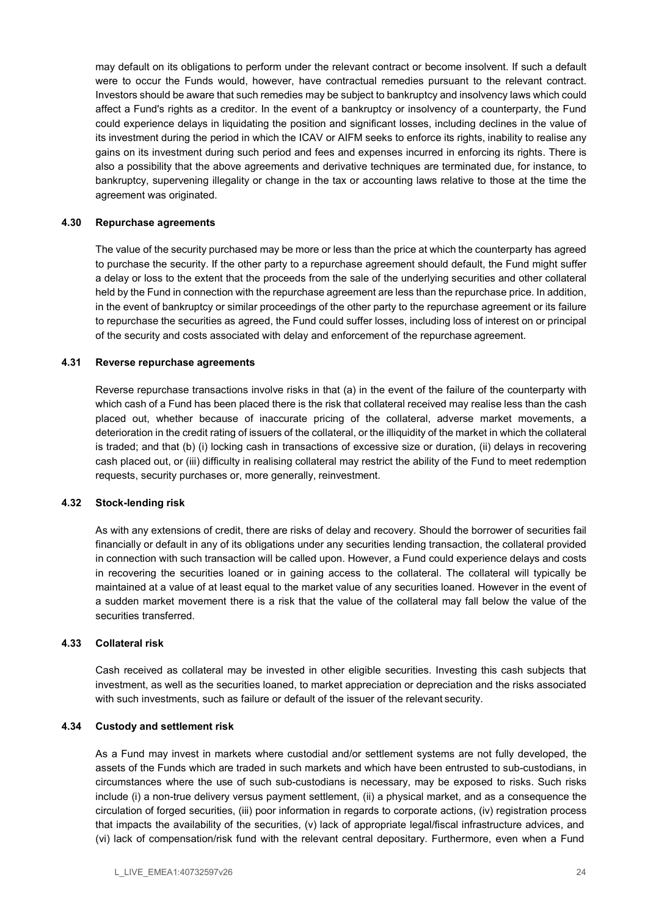may default on its obligations to perform under the relevant contract or become insolvent. If such a default were to occur the Funds would, however, have contractual remedies pursuant to the relevant contract. Investors should be aware that such remedies may be subject to bankruptcy and insolvency laws which could affect a Fund's rights as a creditor. In the event of a bankruptcy or insolvency of a counterparty, the Fund could experience delays in liquidating the position and significant losses, including declines in the value of its investment during the period in which the ICAV or AIFM seeks to enforce its rights, inability to realise any gains on its investment during such period and fees and expenses incurred in enforcing its rights. There is also a possibility that the above agreements and derivative techniques are terminated due, for instance, to bankruptcy, supervening illegality or change in the tax or accounting laws relative to those at the time the agreement was originated.

### 4.30 Repurchase agreements

The value of the security purchased may be more or less than the price at which the counterparty has agreed to purchase the security. If the other party to a repurchase agreement should default, the Fund might suffer a delay or loss to the extent that the proceeds from the sale of the underlying securities and other collateral held by the Fund in connection with the repurchase agreement are less than the repurchase price. In addition, in the event of bankruptcy or similar proceedings of the other party to the repurchase agreement or its failure to repurchase the securities as agreed, the Fund could suffer losses, including loss of interest on or principal of the security and costs associated with delay and enforcement of the repurchase agreement.

### 4.31 Reverse repurchase agreements

Reverse repurchase transactions involve risks in that (a) in the event of the failure of the counterparty with which cash of a Fund has been placed there is the risk that collateral received may realise less than the cash placed out, whether because of inaccurate pricing of the collateral, adverse market movements, a deterioration in the credit rating of issuers of the collateral, or the illiquidity of the market in which the collateral is traded; and that (b) (i) locking cash in transactions of excessive size or duration, (ii) delays in recovering cash placed out, or (iii) difficulty in realising collateral may restrict the ability of the Fund to meet redemption requests, security purchases or, more generally, reinvestment.

### 4.32 Stock-lending risk

As with any extensions of credit, there are risks of delay and recovery. Should the borrower of securities fail financially or default in any of its obligations under any securities lending transaction, the collateral provided in connection with such transaction will be called upon. However, a Fund could experience delays and costs in recovering the securities loaned or in gaining access to the collateral. The collateral will typically be maintained at a value of at least equal to the market value of any securities loaned. However in the event of a sudden market movement there is a risk that the value of the collateral may fall below the value of the securities transferred.

### 4.33 Collateral risk

Cash received as collateral may be invested in other eligible securities. Investing this cash subjects that investment, as well as the securities loaned, to market appreciation or depreciation and the risks associated with such investments, such as failure or default of the issuer of the relevant security.

### 4.34 Custody and settlement risk

As a Fund may invest in markets where custodial and/or settlement systems are not fully developed, the assets of the Funds which are traded in such markets and which have been entrusted to sub-custodians, in circumstances where the use of such sub-custodians is necessary, may be exposed to risks. Such risks include (i) a non-true delivery versus payment settlement, (ii) a physical market, and as a consequence the circulation of forged securities, (iii) poor information in regards to corporate actions, (iv) registration process that impacts the availability of the securities, (v) lack of appropriate legal/fiscal infrastructure advices, and (vi) lack of compensation/risk fund with the relevant central depositary. Furthermore, even when a Fund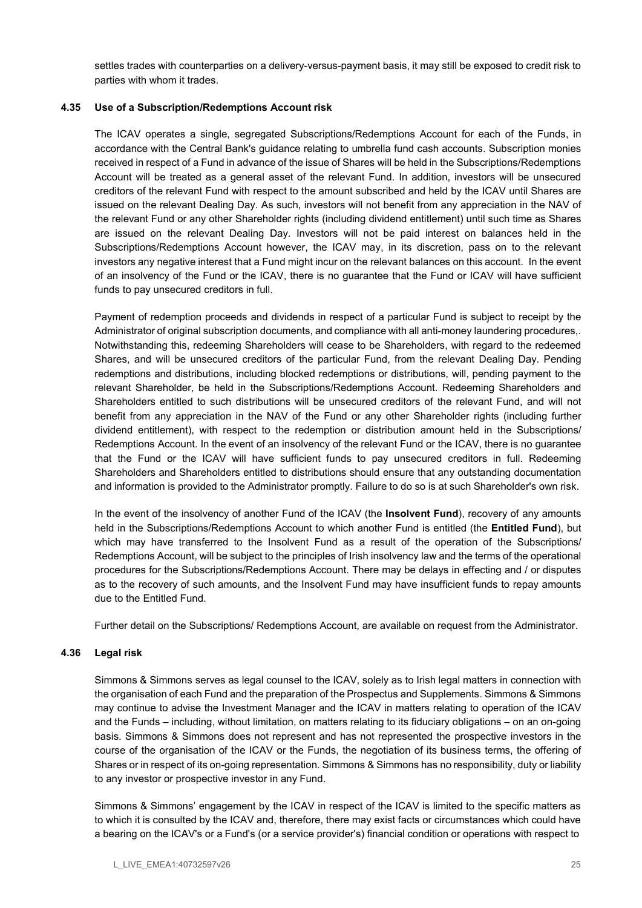settles trades with counterparties on a delivery-versus-payment basis, it may still be exposed to credit risk to parties with whom it trades.

### 4.35 Use of a Subscription/Redemptions Account risk

The ICAV operates a single, segregated Subscriptions/Redemptions Account for each of the Funds, in accordance with the Central Bank's guidance relating to umbrella fund cash accounts. Subscription monies received in respect of a Fund in advance of the issue of Shares will be held in the Subscriptions/Redemptions Account will be treated as a general asset of the relevant Fund. In addition, investors will be unsecured creditors of the relevant Fund with respect to the amount subscribed and held by the ICAV until Shares are issued on the relevant Dealing Day. As such, investors will not benefit from any appreciation in the NAV of the relevant Fund or any other Shareholder rights (including dividend entitlement) until such time as Shares are issued on the relevant Dealing Day. Investors will not be paid interest on balances held in the Subscriptions/Redemptions Account however, the ICAV may, in its discretion, pass on to the relevant investors any negative interest that a Fund might incur on the relevant balances on this account. In the event of an insolvency of the Fund or the ICAV, there is no guarantee that the Fund or ICAV will have sufficient funds to pay unsecured creditors in full.

Payment of redemption proceeds and dividends in respect of a particular Fund is subject to receipt by the Administrator of original subscription documents, and compliance with all anti-money laundering procedures,. Notwithstanding this, redeeming Shareholders will cease to be Shareholders, with regard to the redeemed Shares, and will be unsecured creditors of the particular Fund, from the relevant Dealing Day. Pending redemptions and distributions, including blocked redemptions or distributions, will, pending payment to the relevant Shareholder, be held in the Subscriptions/Redemptions Account. Redeeming Shareholders and Shareholders entitled to such distributions will be unsecured creditors of the relevant Fund, and will not benefit from any appreciation in the NAV of the Fund or any other Shareholder rights (including further dividend entitlement), with respect to the redemption or distribution amount held in the Subscriptions/ Redemptions Account. In the event of an insolvency of the relevant Fund or the ICAV, there is no guarantee that the Fund or the ICAV will have sufficient funds to pay unsecured creditors in full. Redeeming Shareholders and Shareholders entitled to distributions should ensure that any outstanding documentation and information is provided to the Administrator promptly. Failure to do so is at such Shareholder's own risk.

In the event of the insolvency of another Fund of the ICAV (the **Insolvent Fund**), recovery of any amounts held in the Subscriptions/Redemptions Account to which another Fund is entitled (the **Entitled Fund**), but which may have transferred to the Insolvent Fund as a result of the operation of the Subscriptions/ Redemptions Account, will be subject to the principles of Irish insolvency law and the terms of the operational procedures for the Subscriptions/Redemptions Account. There may be delays in effecting and / or disputes as to the recovery of such amounts, and the Insolvent Fund may have insufficient funds to repay amounts due to the Entitled Fund.

Further detail on the Subscriptions/ Redemptions Account, are available on request from the Administrator.

### 4.36 Legal risk

Simmons & Simmons serves as legal counsel to the ICAV, solely as to Irish legal matters in connection with the organisation of each Fund and the preparation of the Prospectus and Supplements. Simmons & Simmons may continue to advise the Investment Manager and the ICAV in matters relating to operation of the ICAV and the Funds – including, without limitation, on matters relating to its fiduciary obligations – on an on-going basis. Simmons & Simmons does not represent and has not represented the prospective investors in the course of the organisation of the ICAV or the Funds, the negotiation of its business terms, the offering of Shares or in respect of its on-going representation. Simmons & Simmons has no responsibility, duty or liability to any investor or prospective investor in any Fund.

Simmons & Simmons' engagement by the ICAV in respect of the ICAV is limited to the specific matters as to which it is consulted by the ICAV and, therefore, there may exist facts or circumstances which could have a bearing on the ICAV's or a Fund's (or a service provider's) financial condition or operations with respect to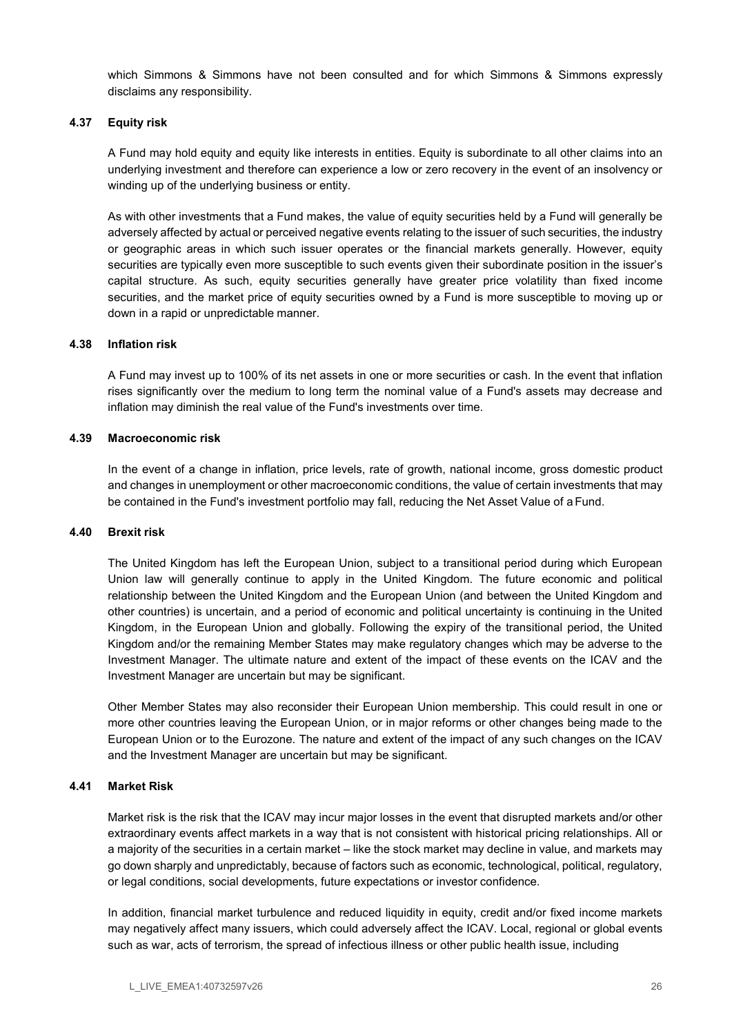which Simmons & Simmons have not been consulted and for which Simmons & Simmons expressly disclaims any responsibility.

### 4.37 Equity risk

A Fund may hold equity and equity like interests in entities. Equity is subordinate to all other claims into an underlying investment and therefore can experience a low or zero recovery in the event of an insolvency or winding up of the underlying business or entity.

As with other investments that a Fund makes, the value of equity securities held by a Fund will generally be adversely affected by actual or perceived negative events relating to the issuer of such securities, the industry or geographic areas in which such issuer operates or the financial markets generally. However, equity securities are typically even more susceptible to such events given their subordinate position in the issuer's capital structure. As such, equity securities generally have greater price volatility than fixed income securities, and the market price of equity securities owned by a Fund is more susceptible to moving up or down in a rapid or unpredictable manner.

### 4.38 Inflation risk

A Fund may invest up to 100% of its net assets in one or more securities or cash. In the event that inflation rises significantly over the medium to long term the nominal value of a Fund's assets may decrease and inflation may diminish the real value of the Fund's investments over time.

### 4.39 Macroeconomic risk

In the event of a change in inflation, price levels, rate of growth, national income, gross domestic product and changes in unemployment or other macroeconomic conditions, the value of certain investments that may be contained in the Fund's investment portfolio may fall, reducing the Net Asset Value of a Fund.

### 4.40 Brexit risk

The United Kingdom has left the European Union, subject to a transitional period during which European Union law will generally continue to apply in the United Kingdom. The future economic and political relationship between the United Kingdom and the European Union (and between the United Kingdom and other countries) is uncertain, and a period of economic and political uncertainty is continuing in the United Kingdom, in the European Union and globally. Following the expiry of the transitional period, the United Kingdom and/or the remaining Member States may make regulatory changes which may be adverse to the Investment Manager. The ultimate nature and extent of the impact of these events on the ICAV and the Investment Manager are uncertain but may be significant.

Other Member States may also reconsider their European Union membership. This could result in one or more other countries leaving the European Union, or in major reforms or other changes being made to the European Union or to the Eurozone. The nature and extent of the impact of any such changes on the ICAV and the Investment Manager are uncertain but may be significant.

### 4.41 Market Risk

Market risk is the risk that the ICAV may incur major losses in the event that disrupted markets and/or other extraordinary events affect markets in a way that is not consistent with historical pricing relationships. All or a majority of the securities in a certain market – like the stock market may decline in value, and markets may go down sharply and unpredictably, because of factors such as economic, technological, political, regulatory, or legal conditions, social developments, future expectations or investor confidence.

In addition, financial market turbulence and reduced liquidity in equity, credit and/or fixed income markets may negatively affect many issuers, which could adversely affect the ICAV. Local, regional or global events such as war, acts of terrorism, the spread of infectious illness or other public health issue, including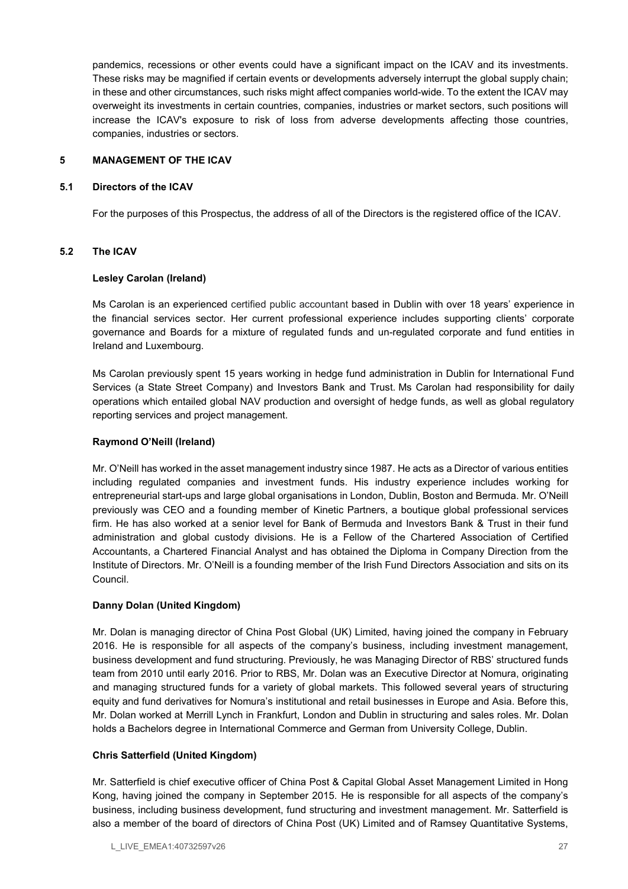pandemics, recessions or other events could have a significant impact on the ICAV and its investments. These risks may be magnified if certain events or developments adversely interrupt the global supply chain; in these and other circumstances, such risks might affect companies world-wide. To the extent the ICAV may overweight its investments in certain countries, companies, industries or market sectors, such positions will increase the ICAV's exposure to risk of loss from adverse developments affecting those countries, companies, industries or sectors.

## 5 MANAGEMENT OF THE ICAV

### 5.1 Directors of the ICAV

For the purposes of this Prospectus, the address of all of the Directors is the registered office of the ICAV.

### 5.2 The ICAV

**Lesley Carolan (Ireland)**

Ms Carolan is an experienced certified public accountant based in Dublin with over 18 years' experience in the financial services sector. Her current professional experience includes supporting clients' corporate governance and Boards for a mixture of regulated funds and un-regulated corporate and fund entities in Ireland and Luxembourg.

Ms Carolan previously spent 15 years working in hedge fund administration in Dublin for International Fund Services (a State Street Company) and Investors Bank and Trust. Ms Carolan had responsibility for daily operations which entailed global NAV production and oversight of hedge funds, as well as global regulatory reporting services and project management.

**Raymond O'Neill (Ireland)**

Mr. O'Neill has worked in the asset management industry since 1987. He acts as a Director of various entities including regulated companies and investment funds. His industry experience includes working for entrepreneurial start-ups and large global organisations in London, Dublin, Boston and Bermuda. Mr. O'Neill previously was CEO and a founding member of Kinetic Partners, a boutique global professional services firm. He has also worked at a senior level for Bank of Bermuda and Investors Bank & Trust in their fund administration and global custody divisions. He is a Fellow of the Chartered Association of Certified Accountants, a Chartered Financial Analyst and has obtained the Diploma in Company Direction from the Institute of Directors. Mr. O'Neill is a founding member of the Irish Fund Directors Association and sits on its Council.

**Danny Dolan (United Kingdom)**

Mr. Dolan is managing director of China Post Global (UK) Limited, having joined the company in February 2016. He is responsible for all aspects of the company's business, including investment management, business development and fund structuring. Previously, he was Managing Director of RBS' structured funds team from 2010 until early 2016. Prior to RBS, Mr. Dolan was an Executive Director at Nomura, originating and managing structured funds for a variety of global markets. This followed several years of structuring equity and fund derivatives for Nomura's institutional and retail businesses in Europe and Asia. Before this, Mr. Dolan worked at Merrill Lynch in Frankfurt, London and Dublin in structuring and sales roles. Mr. Dolan holds a Bachelors degree in International Commerce and German from University College, Dublin.

**Chris Satterfield (United Kingdom)**

Mr. Satterfield is chief executive officer of China Post & Capital Global Asset Management Limited in Hong Kong, having joined the company in September 2015. He is responsible for all aspects of the company's business, including business development, fund structuring and investment management. Mr. Satterfield is also a member of the board of directors of China Post (UK) Limited and of Ramsey Quantitative Systems,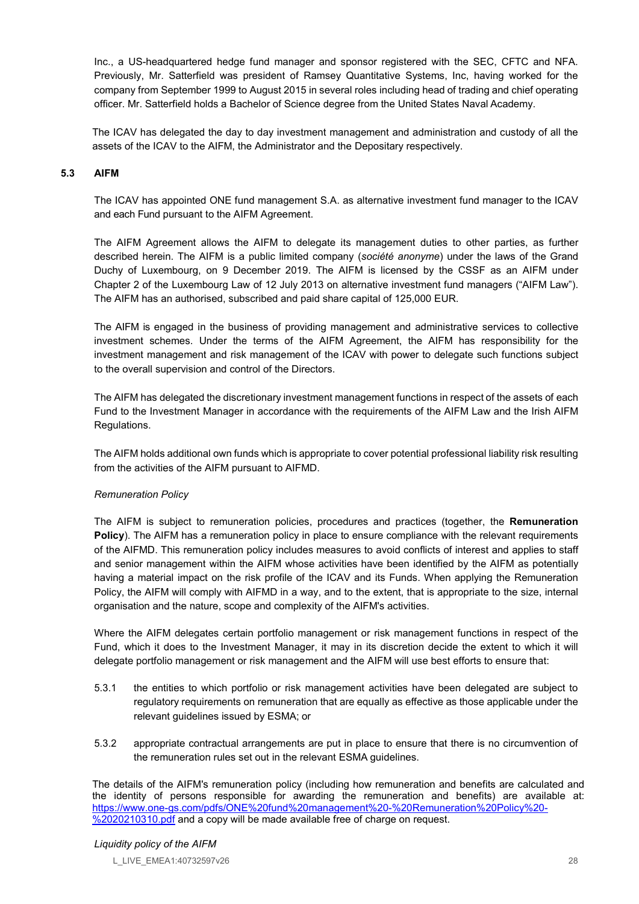Inc., a US-headquartered hedge fund manager and sponsor registered with the SEC, CFTC and NFA. Previously, Mr. Satterfield was president of Ramsey Quantitative Systems, Inc, having worked for the company from September 1999 to August 2015 in several roles including head of trading and chief operating officer. Mr. Satterfield holds a Bachelor of Science degree from the United States Naval Academy.

The ICAV has delegated the day to day investment management and administration and custody of all the assets of the ICAV to the AIFM, the Administrator and the Depositary respectively.

## 5.3 AIFM

The ICAV has appointed ONE fund management S.A. as alternative investment fund manager to the ICAV and each Fund pursuant to the AIFM Agreement.

The AIFM Agreement allows the AIFM to delegate its management duties to other parties, as further described herein. The AIFM is a public limited company (*société anonyme*) under the laws of the Grand Duchy of Luxembourg, on 9 December 2019. The AIFM is licensed by the CSSF as an AIFM under Chapter 2 of the Luxembourg Law of 12 July 2013 on alternative investment fund managers ("AIFM Law"). The AIFM has an authorised, subscribed and paid share capital of 125,000 EUR.

The AIFM is engaged in the business of providing management and administrative services to collective investment schemes. Under the terms of the AIFM Agreement, the AIFM has responsibility for the investment management and risk management of the ICAV with power to delegate such functions subject to the overall supervision and control of the Directors.

The AIFM has delegated the discretionary investment management functions in respect of the assets of each Fund to the Investment Manager in accordance with the requirements of the AIFM Law and the Irish AIFM Regulations.

The AIFM holds additional own funds which is appropriate to cover potential professional liability risk resulting from the activities of the AIFM pursuant to AIFMD.

*Remuneration Policy*

The AIFM is subject to remuneration policies, procedures and practices (together, the **Remuneration Policy**). The AIFM has a remuneration policy in place to ensure compliance with the relevant requirements of the AIFMD. This remuneration policy includes measures to avoid conflicts of interest and applies to staff and senior management within the AIFM whose activities have been identified by the AIFM as potentially having a material impact on the risk profile of the ICAV and its Funds. When applying the Remuneration Policy, the AIFM will comply with AIFMD in a way, and to the extent, that is appropriate to the size, internal organisation and the nature, scope and complexity of the AIFM's activities.

Where the AIFM delegates certain portfolio management or risk management functions in respect of the Fund, which it does to the Investment Manager, it may in its discretion decide the extent to which it will delegate portfolio management or risk management and the AIFM will use best efforts to ensure that:

5.3.1 the entities to which portfolio or risk management activities have been delegated are subject to regulatory requirements on remuneration that are equally as effective as those applicable under the relevant guidelines issued by ESMA; or

5.3.2 appropriate contractual arrangements are put in place to ensure that there is no circumvention of the remuneration rules set out in the relevant ESMA guidelines.

The details of the AIFM's remuneration policy (including how remuneration and benefits are calculated and the identity of persons responsible for awarding the remuneration and benefits) are available at: [https://www.one-gs.com/pdfs/ONE%20fund%20management%20-%20Remuneration%20Policy%20-%2020210310.pdf](https://www.one-gs.com/pdfs/ONE%20fund%20management%20-%20Remuneration%20Policy%20-%2020210310.pdf) and a copy will be made available free of charge on request.

*Liquidity policy of the AIFM*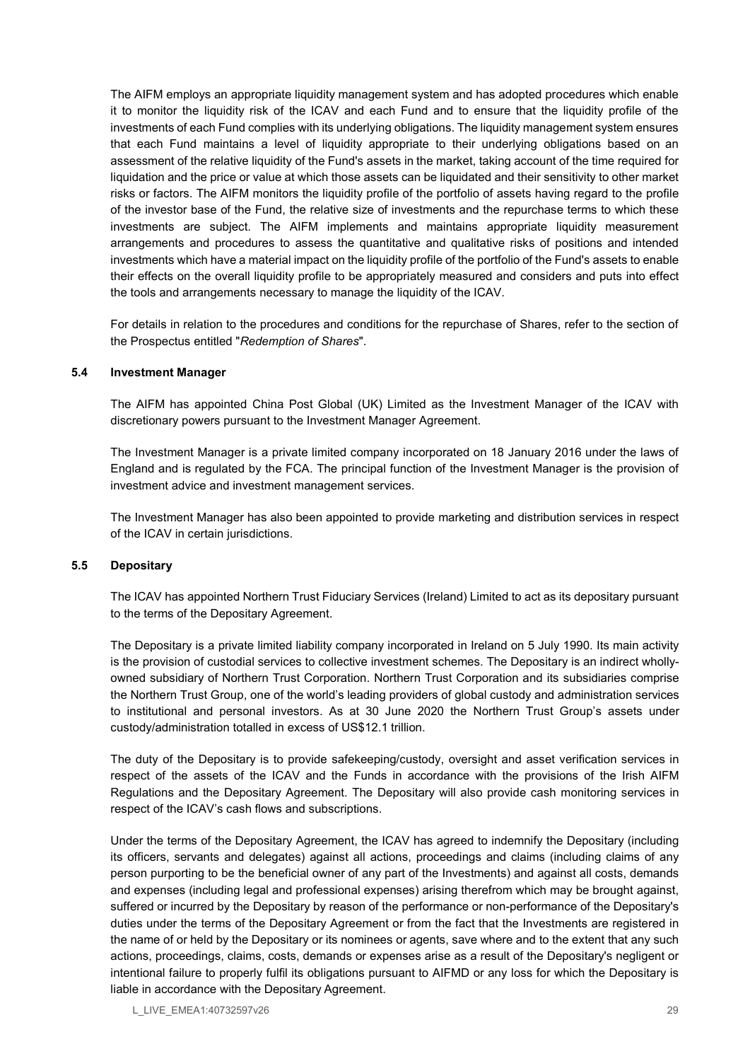The AIFM employs an appropriate liquidity management system and has adopted procedures which enable it to monitor the liquidity risk of the ICAV and each Fund and to ensure that the liquidity profile of the investments of each Fund complies with its underlying obligations. The liquidity management system ensures that each Fund maintains a level of liquidity appropriate to their underlying obligations based on an assessment of the relative liquidity of the Fund's assets in the market, taking account of the time required for liquidation and the price or value at which those assets can be liquidated and their sensitivity to other market risks or factors. The AIFM monitors the liquidity profile of the portfolio of assets having regard to the profile of the investor base of the Fund, the relative size of investments and the repurchase terms to which these investments are subject. The AIFM implements and maintains appropriate liquidity measurement arrangements and procedures to assess the quantitative and qualitative risks of positions and intended investments which have a material impact on the liquidity profile of the portfolio of the Fund's assets to enable their effects on the overall liquidity profile to be appropriately measured and considers and puts into effect the tools and arrangements necessary to manage the liquidity of the ICAV.

For details in relation to the procedures and conditions for the repurchase of Shares, refer to the section of the Prospectus entitled "*Redemption of Shares*".

### 5.4 Investment Manager

The AIFM has appointed China Post Global (UK) Limited as the Investment Manager of the ICAV with discretionary powers pursuant to the Investment Manager Agreement.

The Investment Manager is a private limited company incorporated on 18 January 2016 under the laws of England and is regulated by the FCA. The principal function of the Investment Manager is the provision of investment advice and investment management services.

The Investment Manager has also been appointed to provide marketing and distribution services in respect of the ICAV in certain jurisdictions.

### 5.5 Depositary

The ICAV has appointed Northern Trust Fiduciary Services (Ireland) Limited to act as its depositary pursuant to the terms of the Depositary Agreement.

The Depositary is a private limited liability company incorporated in Ireland on 5 July 1990. Its main activity is the provision of custodial services to collective investment schemes. The Depositary is an indirect wholly-owned subsidiary of Northern Trust Corporation. Northern Trust Corporation and its subsidiaries comprise the Northern Trust Group, one of the world's leading providers of global custody and administration services to institutional and personal investors. As at 30 June 2020 the Northern Trust Group's assets under custody/administration totalled in excess of US$12.1 trillion.

The duty of the Depositary is to provide safekeeping/custody, oversight and asset verification services in respect of the assets of the ICAV and the Funds in accordance with the provisions of the Irish AIFM Regulations and the Depositary Agreement. The Depositary will also provide cash monitoring services in respect of the ICAV's cash flows and subscriptions.

Under the terms of the Depositary Agreement, the ICAV has agreed to indemnify the Depositary (including its officers, servants and delegates) against all actions, proceedings and claims (including claims of any person purporting to be the beneficial owner of any part of the Investments) and against all costs, demands and expenses (including legal and professional expenses) arising therefrom which may be brought against, suffered or incurred by the Depositary by reason of the performance or non-performance of the Depositary's duties under the terms of the Depositary Agreement or from the fact that the Investments are registered in the name of or held by the Depositary or its nominees or agents, save where and to the extent that any such actions, proceedings, claims, costs, demands or expenses arise as a result of the Depositary's negligent or intentional failure to properly fulfil its obligations pursuant to AIFMD or any loss for which the Depositary is liable in accordance with the Depositary Agreement.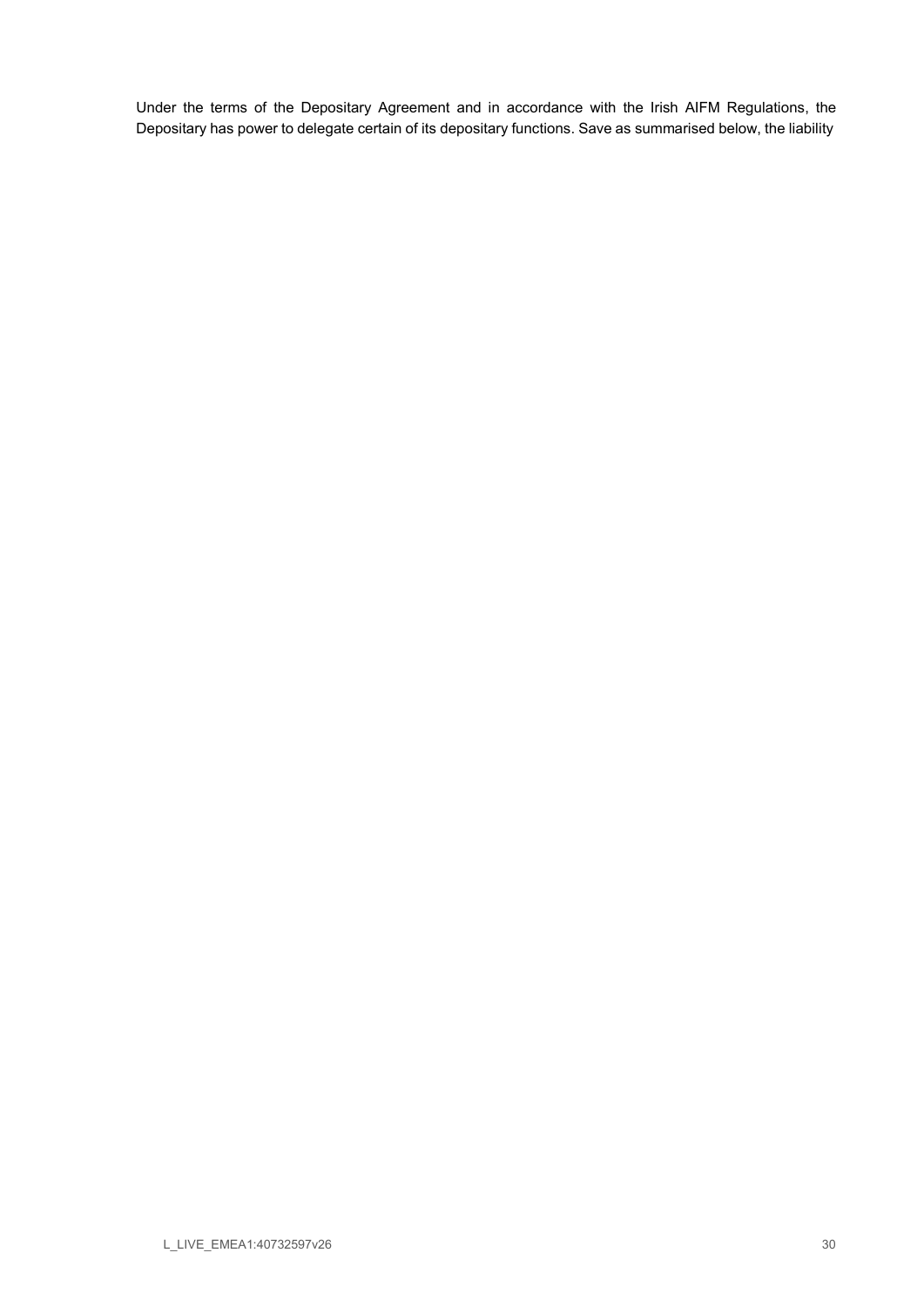Under the terms of the Depositary Agreement and in accordance with the Irish AIFM Regulations, the Depositary has power to delegate certain of its depositary functions. Save as summarised below, the liability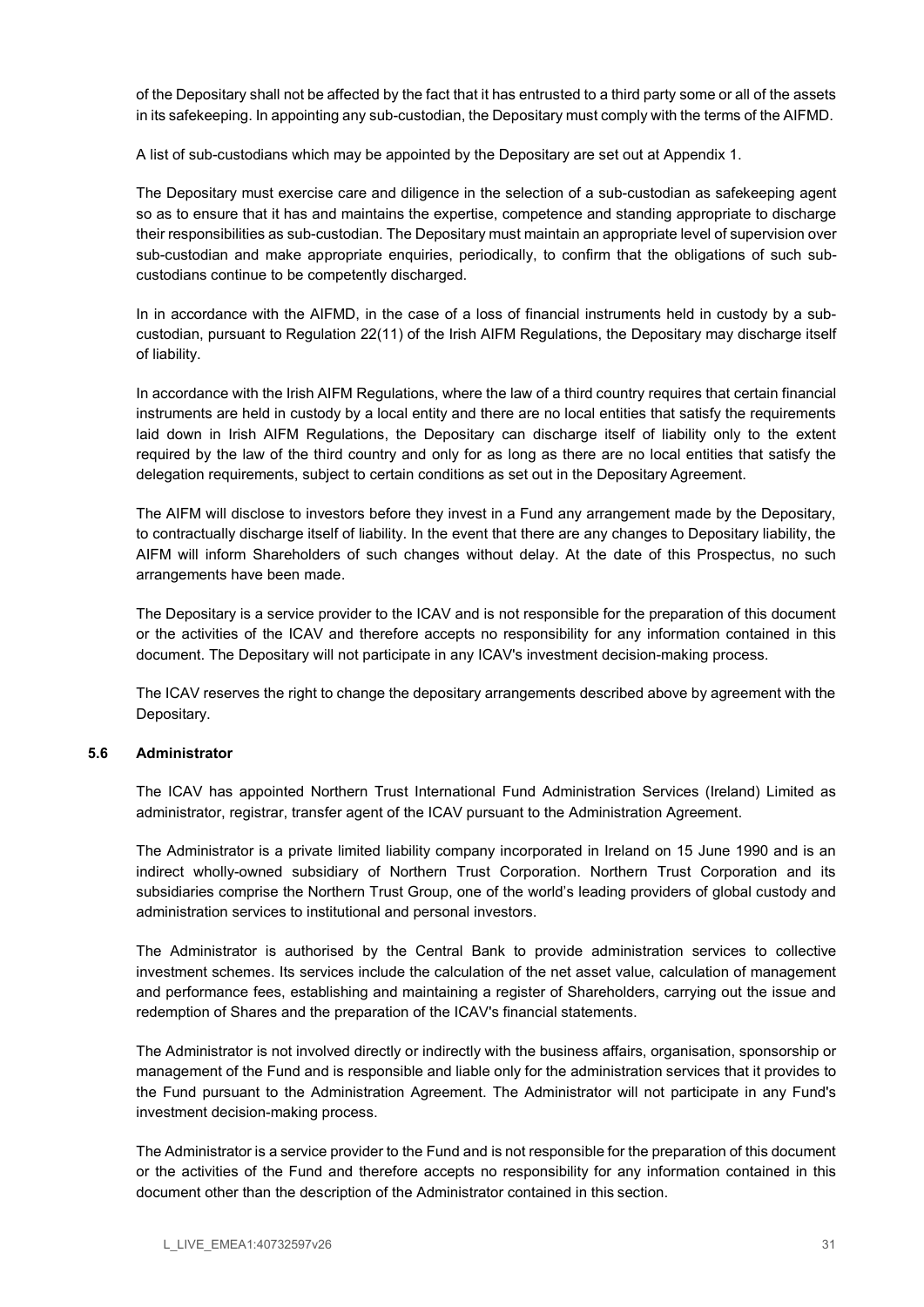of the Depositary shall not be affected by the fact that it has entrusted to a third party some or all of the assets in its safekeeping. In appointing any sub-custodian, the Depositary must comply with the terms of the AIFMD.

A list of sub-custodians which may be appointed by the Depositary are set out at Appendix 1.

The Depositary must exercise care and diligence in the selection of a sub-custodian as safekeeping agent so as to ensure that it has and maintains the expertise, competence and standing appropriate to discharge their responsibilities as sub-custodian. The Depositary must maintain an appropriate level of supervision over sub-custodian and make appropriate enquiries, periodically, to confirm that the obligations of such sub-custodians continue to be competently discharged.

In in accordance with the AIFMD, in the case of a loss of financial instruments held in custody by a sub-custodian, pursuant to Regulation 22(11) of the Irish AIFM Regulations, the Depositary may discharge itself of liability.

In accordance with the Irish AIFM Regulations, where the law of a third country requires that certain financial instruments are held in custody by a local entity and there are no local entities that satisfy the requirements laid down in Irish AIFM Regulations, the Depositary can discharge itself of liability only to the extent required by the law of the third country and only for as long as there are no local entities that satisfy the delegation requirements, subject to certain conditions as set out in the Depositary Agreement.

The AIFM will disclose to investors before they invest in a Fund any arrangement made by the Depositary, to contractually discharge itself of liability. In the event that there are any changes to Depositary liability, the AIFM will inform Shareholders of such changes without delay. At the date of this Prospectus, no such arrangements have been made.

The Depositary is a service provider to the ICAV and is not responsible for the preparation of this document or the activities of the ICAV and therefore accepts no responsibility for any information contained in this document. The Depositary will not participate in any ICAV's investment decision-making process.

The ICAV reserves the right to change the depositary arrangements described above by agreement with the Depositary.

### 5.6 Administrator

The ICAV has appointed Northern Trust International Fund Administration Services (Ireland) Limited as administrator, registrar, transfer agent of the ICAV pursuant to the Administration Agreement.

The Administrator is a private limited liability company incorporated in Ireland on 15 June 1990 and is an indirect wholly-owned subsidiary of Northern Trust Corporation. Northern Trust Corporation and its subsidiaries comprise the Northern Trust Group, one of the world's leading providers of global custody and administration services to institutional and personal investors.

The Administrator is authorised by the Central Bank to provide administration services to collective investment schemes. Its services include the calculation of the net asset value, calculation of management and performance fees, establishing and maintaining a register of Shareholders, carrying out the issue and redemption of Shares and the preparation of the ICAV's financial statements.

The Administrator is not involved directly or indirectly with the business affairs, organisation, sponsorship or management of the Fund and is responsible and liable only for the administration services that it provides to the Fund pursuant to the Administration Agreement. The Administrator will not participate in any Fund's investment decision-making process.

The Administrator is a service provider to the Fund and is not responsible for the preparation of this document or the activities of the Fund and therefore accepts no responsibility for any information contained in this document other than the description of the Administrator contained in this section.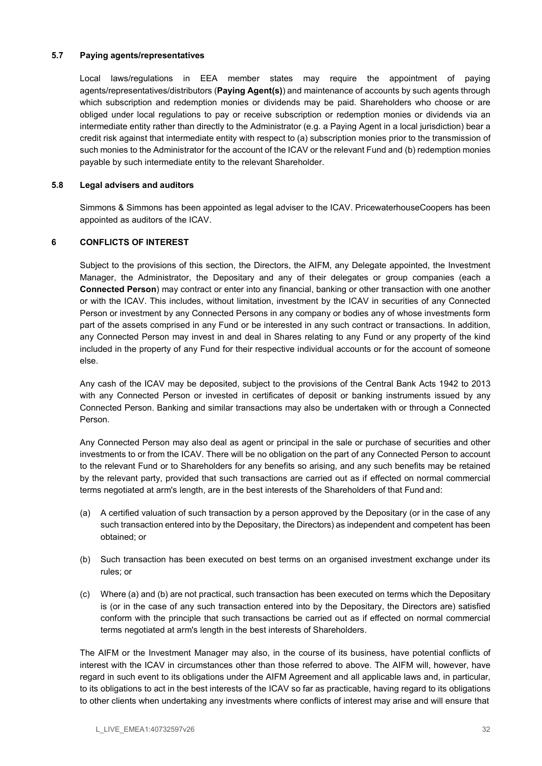### 5.7 Paying agents/representatives

Local laws/regulations in EEA member states may require the appointment of paying agents/representatives/distributors (**Paying Agent(s)**) and maintenance of accounts by such agents through which subscription and redemption monies or dividends may be paid. Shareholders who choose or are obliged under local regulations to pay or receive subscription or redemption monies or dividends via an intermediate entity rather than directly to the Administrator (e.g. a Paying Agent in a local jurisdiction) bear a credit risk against that intermediate entity with respect to (a) subscription monies prior to the transmission of such monies to the Administrator for the account of the ICAV or the relevant Fund and (b) redemption monies payable by such intermediate entity to the relevant Shareholder.

### 5.8 Legal advisers and auditors

Simmons & Simmons has been appointed as legal adviser to the ICAV. PricewaterhouseCoopers has been appointed as auditors of the ICAV.

## 6 CONFLICTS OF INTEREST

Subject to the provisions of this section, the Directors, the AIFM, any Delegate appointed, the Investment Manager, the Administrator, the Depositary and any of their delegates or group companies (each a **Connected Person**) may contract or enter into any financial, banking or other transaction with one another or with the ICAV. This includes, without limitation, investment by the ICAV in securities of any Connected Person or investment by any Connected Persons in any company or bodies any of whose investments form part of the assets comprised in any Fund or be interested in any such contract or transactions. In addition, any Connected Person may invest in and deal in Shares relating to any Fund or any property of the kind included in the property of any Fund for their respective individual accounts or for the account of someone else.

Any cash of the ICAV may be deposited, subject to the provisions of the Central Bank Acts 1942 to 2013 with any Connected Person or invested in certificates of deposit or banking instruments issued by any Connected Person. Banking and similar transactions may also be undertaken with or through a Connected Person.

Any Connected Person may also deal as agent or principal in the sale or purchase of securities and other investments to or from the ICAV. There will be no obligation on the part of any Connected Person to account to the relevant Fund or to Shareholders for any benefits so arising, and any such benefits may be retained by the relevant party, provided that such transactions are carried out as if effected on normal commercial terms negotiated at arm's length, are in the best interests of the Shareholders of that Fund and:

(a) A certified valuation of such transaction by a person approved by the Depositary (or in the case of any such transaction entered into by the Depositary, the Directors) as independent and competent has been obtained; or

(b) Such transaction has been executed on best terms on an organised investment exchange under its rules; or

(c) Where (a) and (b) are not practical, such transaction has been executed on terms which the Depositary is (or in the case of any such transaction entered into by the Depositary, the Directors are) satisfied conform with the principle that such transactions be carried out as if effected on normal commercial terms negotiated at arm's length in the best interests of Shareholders.

The AIFM or the Investment Manager may also, in the course of its business, have potential conflicts of interest with the ICAV in circumstances other than those referred to above. The AIFM will, however, have regard in such event to its obligations under the AIFM Agreement and all applicable laws and, in particular, to its obligations to act in the best interests of the ICAV so far as practicable, having regard to its obligations to other clients when undertaking any investments where conflicts of interest may arise and will ensure that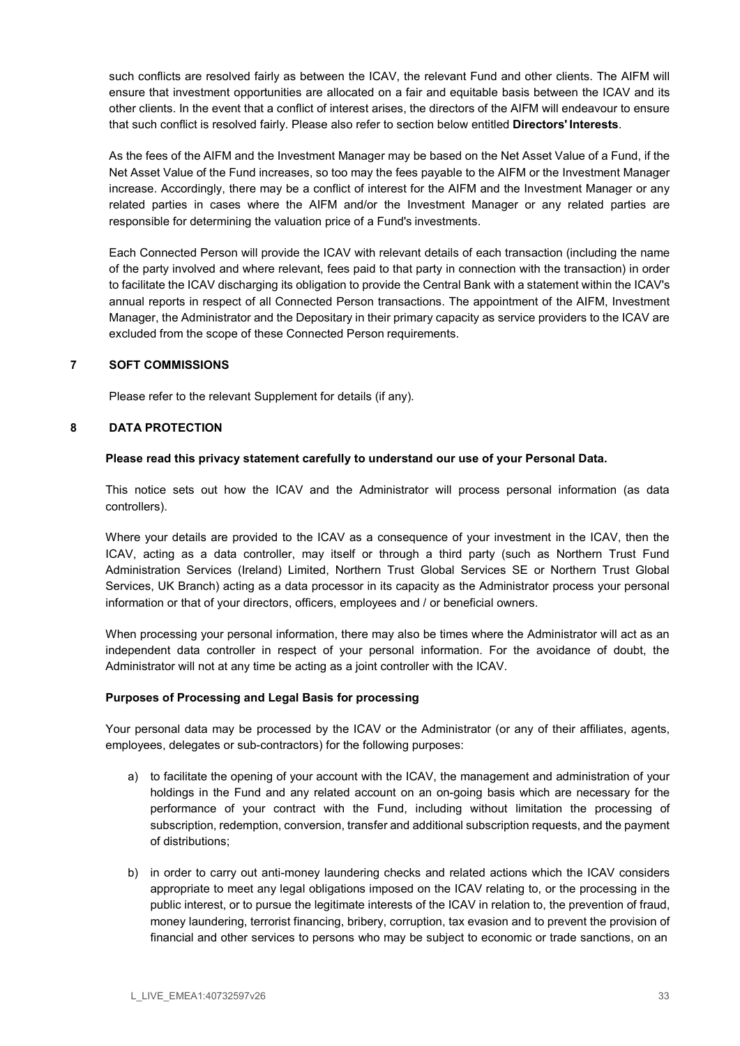such conflicts are resolved fairly as between the ICAV, the relevant Fund and other clients. The AIFM will ensure that investment opportunities are allocated on a fair and equitable basis between the ICAV and its other clients. In the event that a conflict of interest arises, the directors of the AIFM will endeavour to ensure that such conflict is resolved fairly. Please also refer to section below entitled **Directors' Interests**.

As the fees of the AIFM and the Investment Manager may be based on the Net Asset Value of a Fund, if the Net Asset Value of the Fund increases, so too may the fees payable to the AIFM or the Investment Manager increase. Accordingly, there may be a conflict of interest for the AIFM and the Investment Manager or any related parties in cases where the AIFM and/or the Investment Manager or any related parties are responsible for determining the valuation price of a Fund's investments.

Each Connected Person will provide the ICAV with relevant details of each transaction (including the name of the party involved and where relevant, fees paid to that party in connection with the transaction) in order to facilitate the ICAV discharging its obligation to provide the Central Bank with a statement within the ICAV's annual reports in respect of all Connected Person transactions. The appointment of the AIFM, Investment Manager, the Administrator and the Depositary in their primary capacity as service providers to the ICAV are excluded from the scope of these Connected Person requirements.

## 7 SOFT COMMISSIONS

Please refer to the relevant Supplement for details (if any).

## 8 DATA PROTECTION

**Please read this privacy statement carefully to understand our use of your Personal Data.**

This notice sets out how the ICAV and the Administrator will process personal information (as data controllers).

Where your details are provided to the ICAV as a consequence of your investment in the ICAV, then the ICAV, acting as a data controller, may itself or through a third party (such as Northern Trust Fund Administration Services (Ireland) Limited, Northern Trust Global Services SE or Northern Trust Global Services, UK Branch) acting as a data processor in its capacity as the Administrator process your personal information or that of your directors, officers, employees and / or beneficial owners.

When processing your personal information, there may also be times where the Administrator will act as an independent data controller in respect of your personal information. For the avoidance of doubt, the Administrator will not at any time be acting as a joint controller with the ICAV.

**Purposes of Processing and Legal Basis for processing**

Your personal data may be processed by the ICAV or the Administrator (or any of their affiliates, agents, employees, delegates or sub-contractors) for the following purposes:

a) to facilitate the opening of your account with the ICAV, the management and administration of your holdings in the Fund and any related account on an on-going basis which are necessary for the performance of your contract with the Fund, including without limitation the processing of subscription, redemption, conversion, transfer and additional subscription requests, and the payment of distributions;

b) in order to carry out anti-money laundering checks and related actions which the ICAV considers appropriate to meet any legal obligations imposed on the ICAV relating to, or the processing in the public interest, or to pursue the legitimate interests of the ICAV in relation to, the prevention of fraud, money laundering, terrorist financing, bribery, corruption, tax evasion and to prevent the provision of financial and other services to persons who may be subject to economic or trade sanctions, on an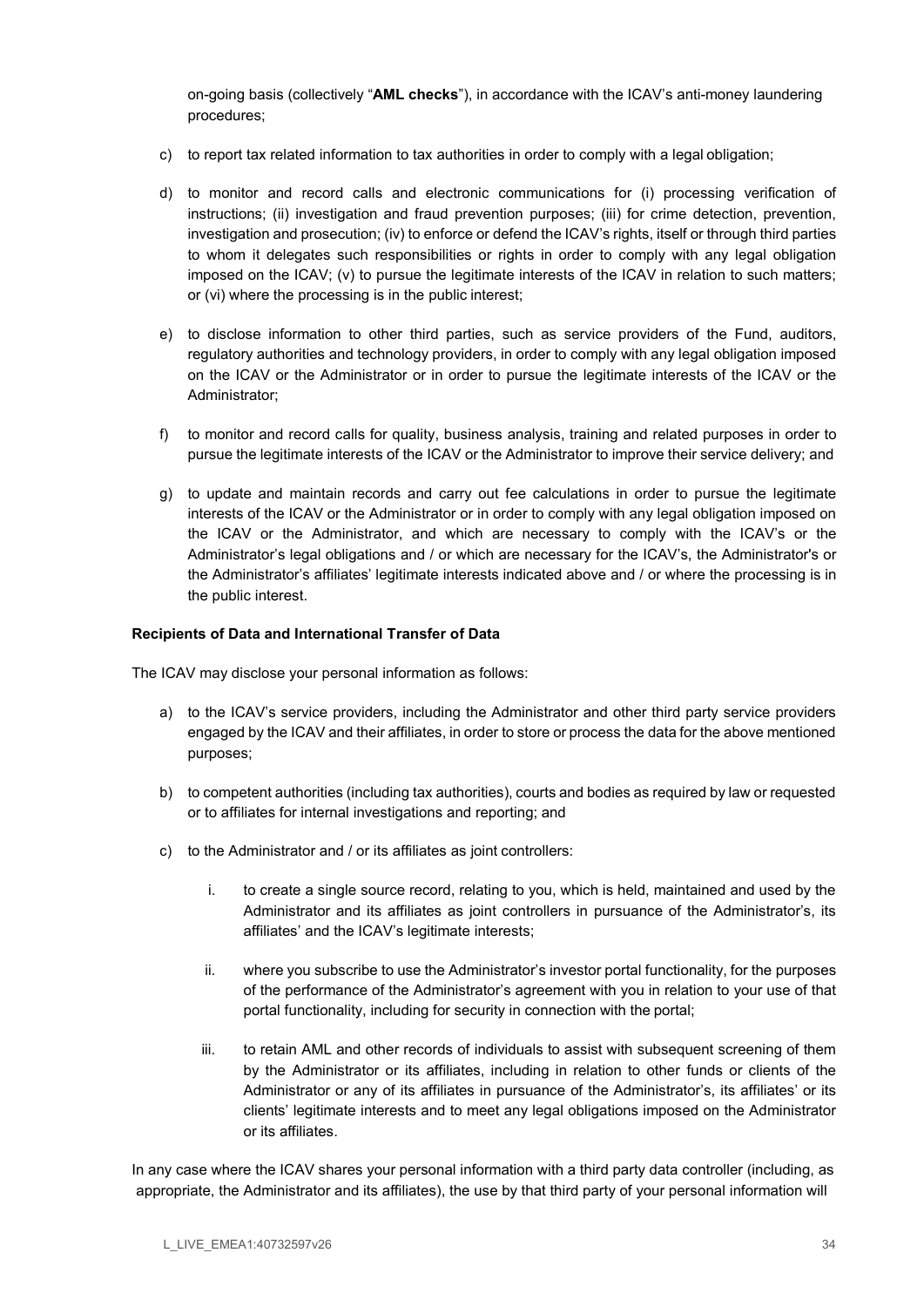on-going basis (collectively "**AML checks**"), in accordance with the ICAV's anti-money laundering procedures;

c) to report tax related information to tax authorities in order to comply with a legal obligation;

d) to monitor and record calls and electronic communications for (i) processing verification of instructions; (ii) investigation and fraud prevention purposes; (iii) for crime detection, prevention, investigation and prosecution; (iv) to enforce or defend the ICAV's rights, itself or through third parties to whom it delegates such responsibilities or rights in order to comply with any legal obligation imposed on the ICAV; (v) to pursue the legitimate interests of the ICAV in relation to such matters; or (vi) where the processing is in the public interest;

e) to disclose information to other third parties, such as service providers of the Fund, auditors, regulatory authorities and technology providers, in order to comply with any legal obligation imposed on the ICAV or the Administrator or in order to pursue the legitimate interests of the ICAV or the Administrator;

f) to monitor and record calls for quality, business analysis, training and related purposes in order to pursue the legitimate interests of the ICAV or the Administrator to improve their service delivery; and

g) to update and maintain records and carry out fee calculations in order to pursue the legitimate interests of the ICAV or the Administrator or in order to comply with any legal obligation imposed on the ICAV or the Administrator, and which are necessary to comply with the ICAV's or the Administrator's legal obligations and / or which are necessary for the ICAV's, the Administrator's or the Administrator's affiliates' legitimate interests indicated above and / or where the processing is in the public interest.

**Recipients of Data and International Transfer of Data**

The ICAV may disclose your personal information as follows:

a) to the ICAV's service providers, including the Administrator and other third party service providers engaged by the ICAV and their affiliates, in order to store or process the data for the above mentioned purposes;

b) to competent authorities (including tax authorities), courts and bodies as required by law or requested or to affiliates for internal investigations and reporting; and

c) to the Administrator and / or its affiliates as joint controllers:

   i. to create a single source record, relating to you, which is held, maintained and used by the Administrator and its affiliates as joint controllers in pursuance of the Administrator's, its affiliates' and the ICAV's legitimate interests;

   ii. where you subscribe to use the Administrator's investor portal functionality, for the purposes of the performance of the Administrator's agreement with you in relation to your use of that portal functionality, including for security in connection with the portal;

   iii. to retain AML and other records of individuals to assist with subsequent screening of them by the Administrator or its affiliates, including in relation to other funds or clients of the Administrator or any of its affiliates in pursuance of the Administrator's, its affiliates' or its clients' legitimate interests and to meet any legal obligations imposed on the Administrator or its affiliates.

In any case where the ICAV shares your personal information with a third party data controller (including, as appropriate, the Administrator and its affiliates), the use by that third party of your personal information will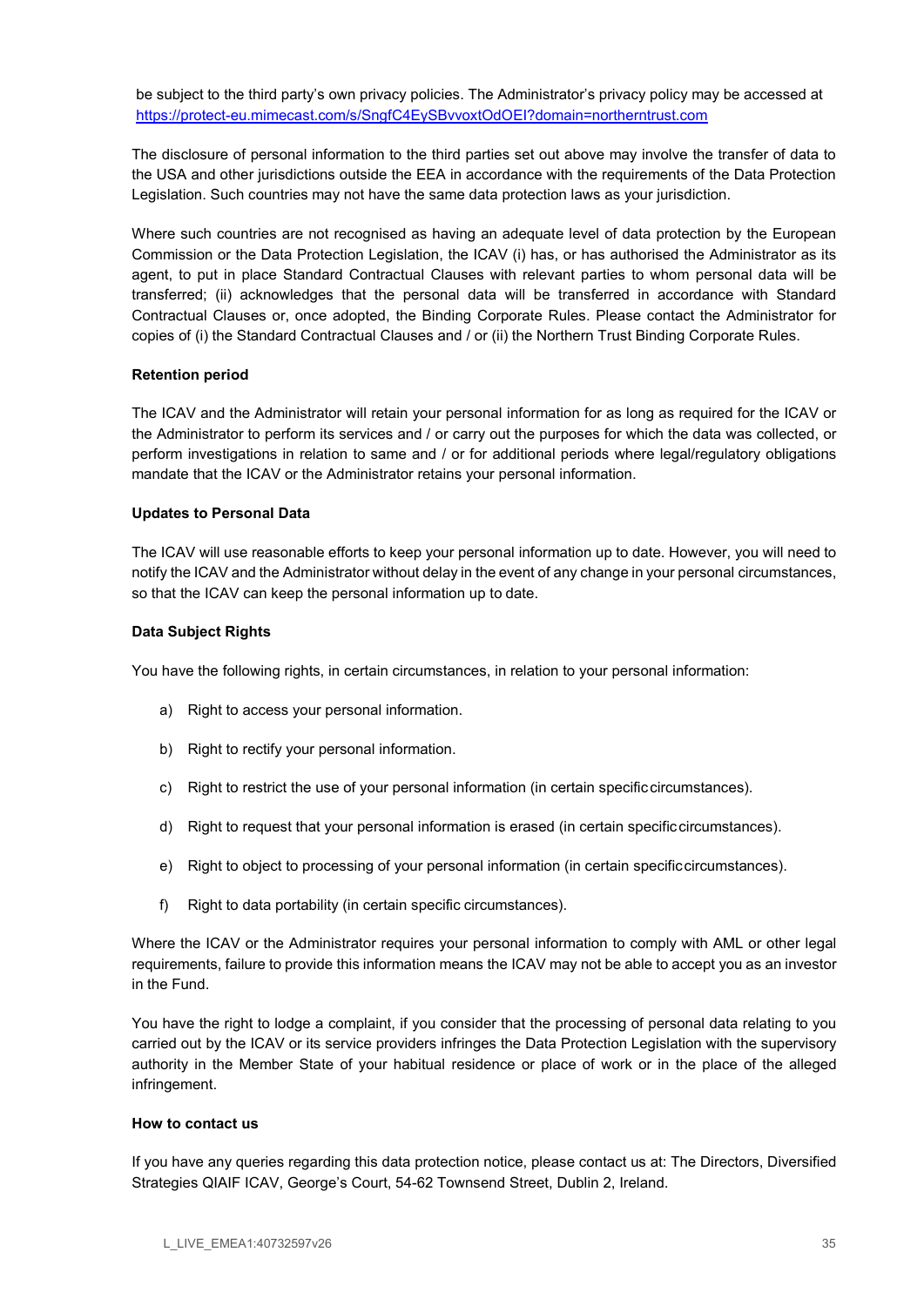be subject to the third party's own privacy policies. The Administrator's privacy policy may be accessed at https://protect-eu.mimecast.com/s/SngfC4EySBvvoxtOdOEI?domain=northerntrust.com

The disclosure of personal information to the third parties set out above may involve the transfer of data to the USA and other jurisdictions outside the EEA in accordance with the requirements of the Data Protection Legislation. Such countries may not have the same data protection laws as your jurisdiction.

Where such countries are not recognised as having an adequate level of data protection by the European Commission or the Data Protection Legislation, the ICAV (i) has, or has authorised the Administrator as its agent, to put in place Standard Contractual Clauses with relevant parties to whom personal data will be transferred; (ii) acknowledges that the personal data will be transferred in accordance with Standard Contractual Clauses or, once adopted, the Binding Corporate Rules. Please contact the Administrator for copies of (i) the Standard Contractual Clauses and / or (ii) the Northern Trust Binding Corporate Rules.

**Retention period**

The ICAV and the Administrator will retain your personal information for as long as required for the ICAV or the Administrator to perform its services and / or carry out the purposes for which the data was collected, or perform investigations in relation to same and / or for additional periods where legal/regulatory obligations mandate that the ICAV or the Administrator retains your personal information.

**Updates to Personal Data**

The ICAV will use reasonable efforts to keep your personal information up to date. However, you will need to notify the ICAV and the Administrator without delay in the event of any change in your personal circumstances, so that the ICAV can keep the personal information up to date.

**Data Subject Rights**

You have the following rights, in certain circumstances, in relation to your personal information:

a) Right to access your personal information.

b) Right to rectify your personal information.

c) Right to restrict the use of your personal information (in certain specific circumstances).

d) Right to request that your personal information is erased (in certain specific circumstances).

e) Right to object to processing of your personal information (in certain specific circumstances).

f) Right to data portability (in certain specific circumstances).

Where the ICAV or the Administrator requires your personal information to comply with AML or other legal requirements, failure to provide this information means the ICAV may not be able to accept you as an investor in the Fund.

You have the right to lodge a complaint, if you consider that the processing of personal data relating to you carried out by the ICAV or its service providers infringes the Data Protection Legislation with the supervisory authority in the Member State of your habitual residence or place of work or in the place of the alleged infringement.

**How to contact us**

If you have any queries regarding this data protection notice, please contact us at: The Directors, Diversified Strategies QIAIF ICAV, George's Court, 54-62 Townsend Street, Dublin 2, Ireland.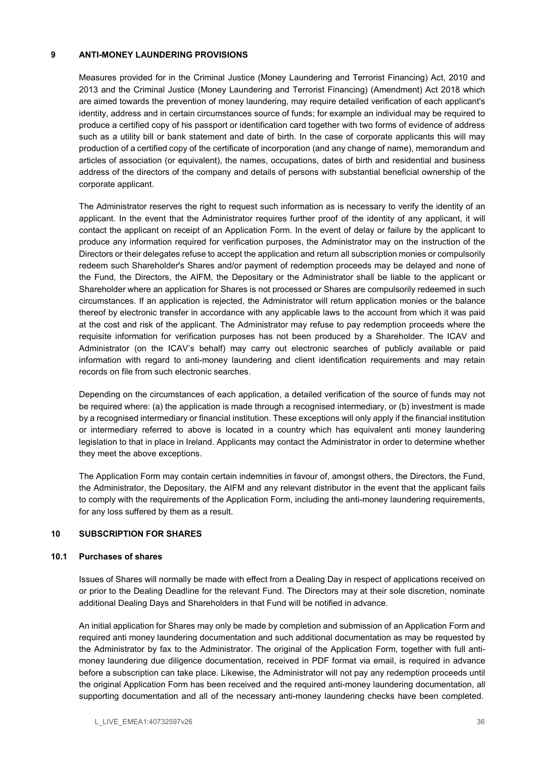## 9 ANTI-MONEY LAUNDERING PROVISIONS

Measures provided for in the Criminal Justice (Money Laundering and Terrorist Financing) Act, 2010 and 2013 and the Criminal Justice (Money Laundering and Terrorist Financing) (Amendment) Act 2018 which are aimed towards the prevention of money laundering, may require detailed verification of each applicant's identity, address and in certain circumstances source of funds; for example an individual may be required to produce a certified copy of his passport or identification card together with two forms of evidence of address such as a utility bill or bank statement and date of birth. In the case of corporate applicants this will may production of a certified copy of the certificate of incorporation (and any change of name), memorandum and articles of association (or equivalent), the names, occupations, dates of birth and residential and business address of the directors of the company and details of persons with substantial beneficial ownership of the corporate applicant.

The Administrator reserves the right to request such information as is necessary to verify the identity of an applicant. In the event that the Administrator requires further proof of the identity of any applicant, it will contact the applicant on receipt of an Application Form. In the event of delay or failure by the applicant to produce any information required for verification purposes, the Administrator may on the instruction of the Directors or their delegates refuse to accept the application and return all subscription monies or compulsorily redeem such Shareholder's Shares and/or payment of redemption proceeds may be delayed and none of the Fund, the Directors, the AIFM, the Depositary or the Administrator shall be liable to the applicant or Shareholder where an application for Shares is not processed or Shares are compulsorily redeemed in such circumstances. If an application is rejected, the Administrator will return application monies or the balance thereof by electronic transfer in accordance with any applicable laws to the account from which it was paid at the cost and risk of the applicant. The Administrator may refuse to pay redemption proceeds where the requisite information for verification purposes has not been produced by a Shareholder. The ICAV and Administrator (on the ICAV's behalf) may carry out electronic searches of publicly available or paid information with regard to anti-money laundering and client identification requirements and may retain records on file from such electronic searches.

Depending on the circumstances of each application, a detailed verification of the source of funds may not be required where: (a) the application is made through a recognised intermediary, or (b) investment is made by a recognised intermediary or financial institution. These exceptions will only apply if the financial institution or intermediary referred to above is located in a country which has equivalent anti money laundering legislation to that in place in Ireland. Applicants may contact the Administrator in order to determine whether they meet the above exceptions.

The Application Form may contain certain indemnities in favour of, amongst others, the Directors, the Fund, the Administrator, the Depositary, the AIFM and any relevant distributor in the event that the applicant fails to comply with the requirements of the Application Form, including the anti-money laundering requirements, for any loss suffered by them as a result.

## 10 SUBSCRIPTION FOR SHARES

### 10.1 Purchases of shares

Issues of Shares will normally be made with effect from a Dealing Day in respect of applications received on or prior to the Dealing Deadline for the relevant Fund. The Directors may at their sole discretion, nominate additional Dealing Days and Shareholders in that Fund will be notified in advance.

An initial application for Shares may only be made by completion and submission of an Application Form and required anti money laundering documentation and such additional documentation as may be requested by the Administrator by fax to the Administrator. The original of the Application Form, together with full anti-money laundering due diligence documentation, received in PDF format via email, is required in advance before a subscription can take place. Likewise, the Administrator will not pay any redemption proceeds until the original Application Form has been received and the required anti-money laundering documentation, all supporting documentation and all of the necessary anti-money laundering checks have been completed.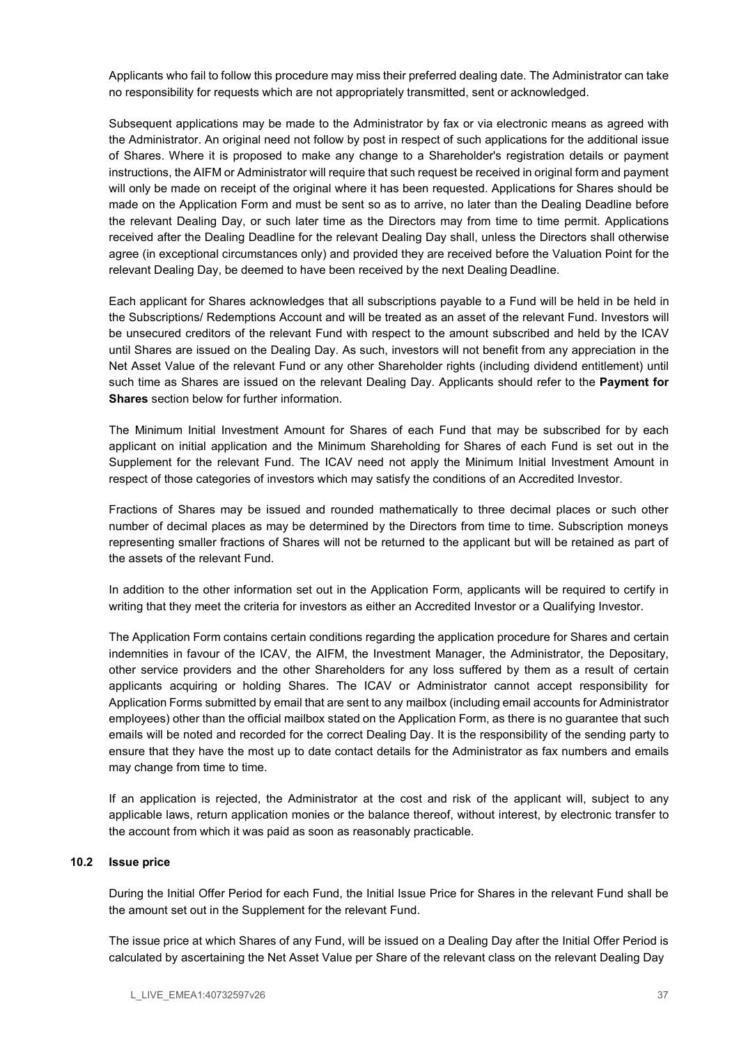Applicants who fail to follow this procedure may miss their preferred dealing date. The Administrator can take no responsibility for requests which are not appropriately transmitted, sent or acknowledged.

Subsequent applications may be made to the Administrator by fax or via electronic means as agreed with the Administrator. An original need not follow by post in respect of such applications for the additional issue of Shares. Where it is proposed to make any change to a Shareholder's registration details or payment instructions, the AIFM or Administrator will require that such request be received in original form and payment will only be made on receipt of the original where it has been requested. Applications for Shares should be made on the Application Form and must be sent so as to arrive, no later than the Dealing Deadline before the relevant Dealing Day, or such later time as the Directors may from time to time permit. Applications received after the Dealing Deadline for the relevant Dealing Day shall, unless the Directors shall otherwise agree (in exceptional circumstances only) and provided they are received before the Valuation Point for the relevant Dealing Day, be deemed to have been received by the next Dealing Deadline.

Each applicant for Shares acknowledges that all subscriptions payable to a Fund will be held in be held in the Subscriptions/ Redemptions Account and will be treated as an asset of the relevant Fund. Investors will be unsecured creditors of the relevant Fund with respect to the amount subscribed and held by the ICAV until Shares are issued on the Dealing Day. As such, investors will not benefit from any appreciation in the Net Asset Value of the relevant Fund or any other Shareholder rights (including dividend entitlement) until such time as Shares are issued on the relevant Dealing Day. Applicants should refer to the **Payment for Shares** section below for further information.

The Minimum Initial Investment Amount for Shares of each Fund that may be subscribed for by each applicant on initial application and the Minimum Shareholding for Shares of each Fund is set out in the Supplement for the relevant Fund. The ICAV need not apply the Minimum Initial Investment Amount in respect of those categories of investors which may satisfy the conditions of an Accredited Investor.

Fractions of Shares may be issued and rounded mathematically to three decimal places or such other number of decimal places as may be determined by the Directors from time to time. Subscription moneys representing smaller fractions of Shares will not be returned to the applicant but will be retained as part of the assets of the relevant Fund.

In addition to the other information set out in the Application Form, applicants will be required to certify in writing that they meet the criteria for investors as either an Accredited Investor or a Qualifying Investor.

The Application Form contains certain conditions regarding the application procedure for Shares and certain indemnities in favour of the ICAV, the AIFM, the Investment Manager, the Administrator, the Depositary, other service providers and the other Shareholders for any loss suffered by them as a result of certain applicants acquiring or holding Shares. The ICAV or Administrator cannot accept responsibility for Application Forms submitted by email that are sent to any mailbox (including email accounts for Administrator employees) other than the official mailbox stated on the Application Form, as there is no guarantee that such emails will be noted and recorded for the correct Dealing Day. It is the responsibility of the sending party to ensure that they have the most up to date contact details for the Administrator as fax numbers and emails may change from time to time.

If an application is rejected, the Administrator at the cost and risk of the applicant will, subject to any applicable laws, return application monies or the balance thereof, without interest, by electronic transfer to the account from which it was paid as soon as reasonably practicable.

### 10.2 Issue price

During the Initial Offer Period for each Fund, the Initial Issue Price for Shares in the relevant Fund shall be the amount set out in the Supplement for the relevant Fund.

The issue price at which Shares of any Fund, will be issued on a Dealing Day after the Initial Offer Period is calculated by ascertaining the Net Asset Value per Share of the relevant class on the relevant Dealing Day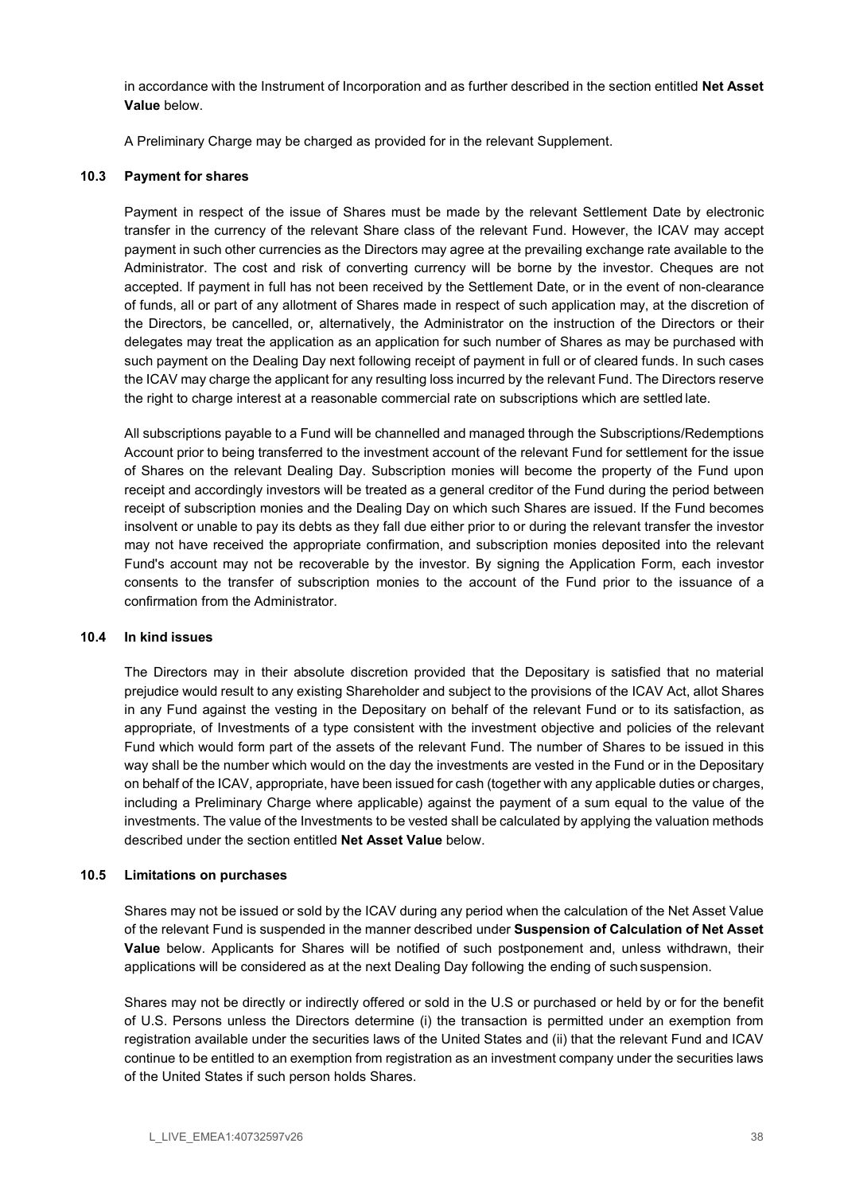in accordance with the Instrument of Incorporation and as further described in the section entitled **Net Asset Value** below.

A Preliminary Charge may be charged as provided for in the relevant Supplement.

### 10.3 Payment for shares

Payment in respect of the issue of Shares must be made by the relevant Settlement Date by electronic transfer in the currency of the relevant Share class of the relevant Fund. However, the ICAV may accept payment in such other currencies as the Directors may agree at the prevailing exchange rate available to the Administrator. The cost and risk of converting currency will be borne by the investor. Cheques are not accepted. If payment in full has not been received by the Settlement Date, or in the event of non-clearance of funds, all or part of any allotment of Shares made in respect of such application may, at the discretion of the Directors, be cancelled, or, alternatively, the Administrator on the instruction of the Directors or their delegates may treat the application as an application for such number of Shares as may be purchased with such payment on the Dealing Day next following receipt of payment in full or of cleared funds. In such cases the ICAV may charge the applicant for any resulting loss incurred by the relevant Fund. The Directors reserve the right to charge interest at a reasonable commercial rate on subscriptions which are settled late.

All subscriptions payable to a Fund will be channelled and managed through the Subscriptions/Redemptions Account prior to being transferred to the investment account of the relevant Fund for settlement for the issue of Shares on the relevant Dealing Day. Subscription monies will become the property of the Fund upon receipt and accordingly investors will be treated as a general creditor of the Fund during the period between receipt of subscription monies and the Dealing Day on which such Shares are issued. If the Fund becomes insolvent or unable to pay its debts as they fall due either prior to or during the relevant transfer the investor may not have received the appropriate confirmation, and subscription monies deposited into the relevant Fund's account may not be recoverable by the investor. By signing the Application Form, each investor consents to the transfer of subscription monies to the account of the Fund prior to the issuance of a confirmation from the Administrator.

### 10.4 In kind issues

The Directors may in their absolute discretion provided that the Depositary is satisfied that no material prejudice would result to any existing Shareholder and subject to the provisions of the ICAV Act, allot Shares in any Fund against the vesting in the Depositary on behalf of the relevant Fund or to its satisfaction, as appropriate, of Investments of a type consistent with the investment objective and policies of the relevant Fund which would form part of the assets of the relevant Fund. The number of Shares to be issued in this way shall be the number which would on the day the investments are vested in the Fund or in the Depositary on behalf of the ICAV, appropriate, have been issued for cash (together with any applicable duties or charges, including a Preliminary Charge where applicable) against the payment of a sum equal to the value of the investments. The value of the Investments to be vested shall be calculated by applying the valuation methods described under the section entitled **Net Asset Value** below.

### 10.5 Limitations on purchases

Shares may not be issued or sold by the ICAV during any period when the calculation of the Net Asset Value of the relevant Fund is suspended in the manner described under **Suspension of Calculation of Net Asset Value** below. Applicants for Shares will be notified of such postponement and, unless withdrawn, their applications will be considered as at the next Dealing Day following the ending of such suspension.

Shares may not be directly or indirectly offered or sold in the U.S or purchased or held by or for the benefit of U.S. Persons unless the Directors determine (i) the transaction is permitted under an exemption from registration available under the securities laws of the United States and (ii) that the relevant Fund and ICAV continue to be entitled to an exemption from registration as an investment company under the securities laws of the United States if such person holds Shares.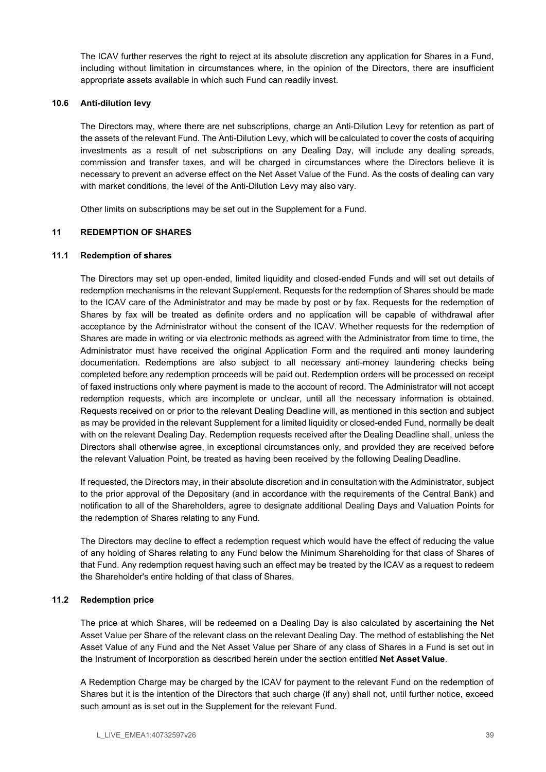The ICAV further reserves the right to reject at its absolute discretion any application for Shares in a Fund, including without limitation in circumstances where, in the opinion of the Directors, there are insufficient appropriate assets available in which such Fund can readily invest.

### 10.6 Anti-dilution levy

The Directors may, where there are net subscriptions, charge an Anti-Dilution Levy for retention as part of the assets of the relevant Fund. The Anti-Dilution Levy, which will be calculated to cover the costs of acquiring investments as a result of net subscriptions on any Dealing Day, will include any dealing spreads, commission and transfer taxes, and will be charged in circumstances where the Directors believe it is necessary to prevent an adverse effect on the Net Asset Value of the Fund. As the costs of dealing can vary with market conditions, the level of the Anti-Dilution Levy may also vary.

Other limits on subscriptions may be set out in the Supplement for a Fund.

## 11 REDEMPTION OF SHARES

### 11.1 Redemption of shares

The Directors may set up open-ended, limited liquidity and closed-ended Funds and will set out details of redemption mechanisms in the relevant Supplement. Requests for the redemption of Shares should be made to the ICAV care of the Administrator and may be made by post or by fax. Requests for the redemption of Shares by fax will be treated as definite orders and no application will be capable of withdrawal after acceptance by the Administrator without the consent of the ICAV. Whether requests for the redemption of Shares are made in writing or via electronic methods as agreed with the Administrator from time to time, the Administrator must have received the original Application Form and the required anti money laundering documentation. Redemptions are also subject to all necessary anti-money laundering checks being completed before any redemption proceeds will be paid out. Redemption orders will be processed on receipt of faxed instructions only where payment is made to the account of record. The Administrator will not accept redemption requests, which are incomplete or unclear, until all the necessary information is obtained. Requests received on or prior to the relevant Dealing Deadline will, as mentioned in this section and subject as may be provided in the relevant Supplement for a limited liquidity or closed-ended Fund, normally be dealt with on the relevant Dealing Day. Redemption requests received after the Dealing Deadline shall, unless the Directors shall otherwise agree, in exceptional circumstances only, and provided they are received before the relevant Valuation Point, be treated as having been received by the following Dealing Deadline.

If requested, the Directors may, in their absolute discretion and in consultation with the Administrator, subject to the prior approval of the Depositary (and in accordance with the requirements of the Central Bank) and notification to all of the Shareholders, agree to designate additional Dealing Days and Valuation Points for the redemption of Shares relating to any Fund.

The Directors may decline to effect a redemption request which would have the effect of reducing the value of any holding of Shares relating to any Fund below the Minimum Shareholding for that class of Shares of that Fund. Any redemption request having such an effect may be treated by the ICAV as a request to redeem the Shareholder's entire holding of that class of Shares.

### 11.2 Redemption price

The price at which Shares, will be redeemed on a Dealing Day is also calculated by ascertaining the Net Asset Value per Share of the relevant class on the relevant Dealing Day. The method of establishing the Net Asset Value of any Fund and the Net Asset Value per Share of any class of Shares in a Fund is set out in the Instrument of Incorporation as described herein under the section entitled **Net Asset Value**.

A Redemption Charge may be charged by the ICAV for payment to the relevant Fund on the redemption of Shares but it is the intention of the Directors that such charge (if any) shall not, until further notice, exceed such amount as is set out in the Supplement for the relevant Fund.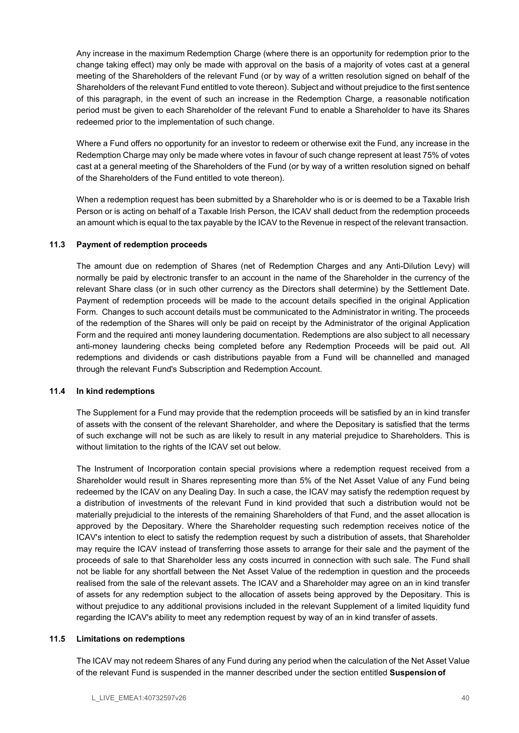Any increase in the maximum Redemption Charge (where there is an opportunity for redemption prior to the change taking effect) may only be made with approval on the basis of a majority of votes cast at a general meeting of the Shareholders of the relevant Fund (or by way of a written resolution signed on behalf of the Shareholders of the relevant Fund entitled to vote thereon). Subject and without prejudice to the first sentence of this paragraph, in the event of such an increase in the Redemption Charge, a reasonable notification period must be given to each Shareholder of the relevant Fund to enable a Shareholder to have its Shares redeemed prior to the implementation of such change.

Where a Fund offers no opportunity for an investor to redeem or otherwise exit the Fund, any increase in the Redemption Charge may only be made where votes in favour of such change represent at least 75% of votes cast at a general meeting of the Shareholders of the Fund (or by way of a written resolution signed on behalf of the Shareholders of the Fund entitled to vote thereon).

When a redemption request has been submitted by a Shareholder who is or is deemed to be a Taxable Irish Person or is acting on behalf of a Taxable Irish Person, the ICAV shall deduct from the redemption proceeds an amount which is equal to the tax payable by the ICAV to the Revenue in respect of the relevant transaction.

### 11.3 Payment of redemption proceeds

The amount due on redemption of Shares (net of Redemption Charges and any Anti-Dilution Levy) will normally be paid by electronic transfer to an account in the name of the Shareholder in the currency of the relevant Share class (or in such other currency as the Directors shall determine) by the Settlement Date. Payment of redemption proceeds will be made to the account details specified in the original Application Form. Changes to such account details must be communicated to the Administrator in writing. The proceeds of the redemption of the Shares will only be paid on receipt by the Administrator of the original Application Form and the required anti money laundering documentation. Redemptions are also subject to all necessary anti-money laundering checks being completed before any Redemption Proceeds will be paid out. All redemptions and dividends or cash distributions payable from a Fund will be channelled and managed through the relevant Fund's Subscription and Redemption Account.

### 11.4 In kind redemptions

The Supplement for a Fund may provide that the redemption proceeds will be satisfied by an in kind transfer of assets with the consent of the relevant Shareholder, and where the Depositary is satisfied that the terms of such exchange will not be such as are likely to result in any material prejudice to Shareholders. This is without limitation to the rights of the ICAV set out below.

The Instrument of Incorporation contain special provisions where a redemption request received from a Shareholder would result in Shares representing more than 5% of the Net Asset Value of any Fund being redeemed by the ICAV on any Dealing Day. In such a case, the ICAV may satisfy the redemption request by a distribution of investments of the relevant Fund in kind provided that such a distribution would not be materially prejudicial to the interests of the remaining Shareholders of that Fund, and the asset allocation is approved by the Depositary. Where the Shareholder requesting such redemption receives notice of the ICAV's intention to elect to satisfy the redemption request by such a distribution of assets, that Shareholder may require the ICAV instead of transferring those assets to arrange for their sale and the payment of the proceeds of sale to that Shareholder less any costs incurred in connection with such sale. The Fund shall not be liable for any shortfall between the Net Asset Value of the redemption in question and the proceeds realised from the sale of the relevant assets. The ICAV and a Shareholder may agree on an in kind transfer of assets for any redemption subject to the allocation of assets being approved by the Depositary. This is without prejudice to any additional provisions included in the relevant Supplement of a limited liquidity fund regarding the ICAV's ability to meet any redemption request by way of an in kind transfer of assets.

### 11.5 Limitations on redemptions

The ICAV may not redeem Shares of any Fund during any period when the calculation of the Net Asset Value of the relevant Fund is suspended in the manner described under the section entitled **Suspension of**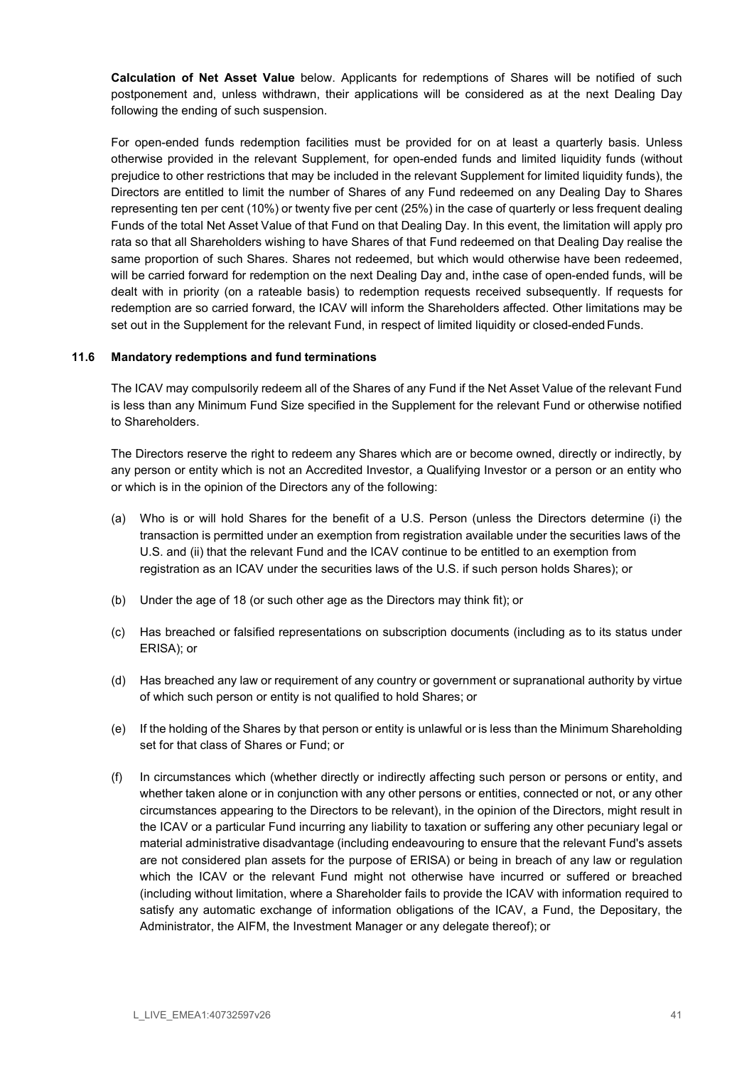**Calculation of Net Asset Value** below. Applicants for redemptions of Shares will be notified of such postponement and, unless withdrawn, their applications will be considered as at the next Dealing Day following the ending of such suspension.

For open-ended funds redemption facilities must be provided for on at least a quarterly basis. Unless otherwise provided in the relevant Supplement, for open-ended funds and limited liquidity funds (without prejudice to other restrictions that may be included in the relevant Supplement for limited liquidity funds), the Directors are entitled to limit the number of Shares of any Fund redeemed on any Dealing Day to Shares representing ten per cent (10%) or twenty five per cent (25%) in the case of quarterly or less frequent dealing Funds of the total Net Asset Value of that Fund on that Dealing Day. In this event, the limitation will apply pro rata so that all Shareholders wishing to have Shares of that Fund redeemed on that Dealing Day realise the same proportion of such Shares. Shares not redeemed, but which would otherwise have been redeemed, will be carried forward for redemption on the next Dealing Day and, in the case of open-ended funds, will be dealt with in priority (on a rateable basis) to redemption requests received subsequently. If requests for redemption are so carried forward, the ICAV will inform the Shareholders affected. Other limitations may be set out in the Supplement for the relevant Fund, in respect of limited liquidity or closed-ended Funds.

### 11.6 Mandatory redemptions and fund terminations

The ICAV may compulsorily redeem all of the Shares of any Fund if the Net Asset Value of the relevant Fund is less than any Minimum Fund Size specified in the Supplement for the relevant Fund or otherwise notified to Shareholders.

The Directors reserve the right to redeem any Shares which are or become owned, directly or indirectly, by any person or entity which is not an Accredited Investor, a Qualifying Investor or a person or an entity who or which is in the opinion of the Directors any of the following:

(a) Who is or will hold Shares for the benefit of a U.S. Person (unless the Directors determine (i) the transaction is permitted under an exemption from registration available under the securities laws of the U.S. and (ii) that the relevant Fund and the ICAV continue to be entitled to an exemption from registration as an ICAV under the securities laws of the U.S. if such person holds Shares); or

(b) Under the age of 18 (or such other age as the Directors may think fit); or

(c) Has breached or falsified representations on subscription documents (including as to its status under ERISA); or

(d) Has breached any law or requirement of any country or government or supranational authority by virtue of which such person or entity is not qualified to hold Shares; or

(e) If the holding of the Shares by that person or entity is unlawful or is less than the Minimum Shareholding set for that class of Shares or Fund; or

(f) In circumstances which (whether directly or indirectly affecting such person or persons or entity, and whether taken alone or in conjunction with any other persons or entities, connected or not, or any other circumstances appearing to the Directors to be relevant), in the opinion of the Directors, might result in the ICAV or a particular Fund incurring any liability to taxation or suffering any other pecuniary legal or material administrative disadvantage (including endeavouring to ensure that the relevant Fund's assets are not considered plan assets for the purpose of ERISA) or being in breach of any law or regulation which the ICAV or the relevant Fund might not otherwise have incurred or suffered or breached (including without limitation, where a Shareholder fails to provide the ICAV with information required to satisfy any automatic exchange of information obligations of the ICAV, a Fund, the Depositary, the Administrator, the AIFM, the Investment Manager or any delegate thereof); or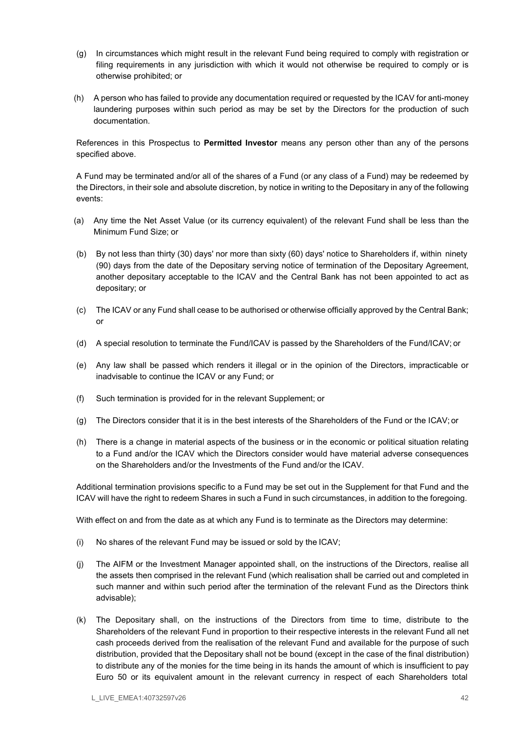(g) In circumstances which might result in the relevant Fund being required to comply with registration or filing requirements in any jurisdiction with which it would not otherwise be required to comply or is otherwise prohibited; or

(h) A person who has failed to provide any documentation required or requested by the ICAV for anti-money laundering purposes within such period as may be set by the Directors for the production of such documentation.

References in this Prospectus to **Permitted Investor** means any person other than any of the persons specified above.

A Fund may be terminated and/or all of the shares of a Fund (or any class of a Fund) may be redeemed by the Directors, in their sole and absolute discretion, by notice in writing to the Depositary in any of the following events:

(a) Any time the Net Asset Value (or its currency equivalent) of the relevant Fund shall be less than the Minimum Fund Size; or

(b) By not less than thirty (30) days' nor more than sixty (60) days' notice to Shareholders if, within ninety (90) days from the date of the Depositary serving notice of termination of the Depositary Agreement, another depositary acceptable to the ICAV and the Central Bank has not been appointed to act as depositary; or

(c) The ICAV or any Fund shall cease to be authorised or otherwise officially approved by the Central Bank; or

(d) A special resolution to terminate the Fund/ICAV is passed by the Shareholders of the Fund/ICAV; or

(e) Any law shall be passed which renders it illegal or in the opinion of the Directors, impracticable or inadvisable to continue the ICAV or any Fund; or

(f) Such termination is provided for in the relevant Supplement; or

(g) The Directors consider that it is in the best interests of the Shareholders of the Fund or the ICAV; or

(h) There is a change in material aspects of the business or in the economic or political situation relating to a Fund and/or the ICAV which the Directors consider would have material adverse consequences on the Shareholders and/or the Investments of the Fund and/or the ICAV.

Additional termination provisions specific to a Fund may be set out in the Supplement for that Fund and the ICAV will have the right to redeem Shares in such a Fund in such circumstances, in addition to the foregoing.

With effect on and from the date as at which any Fund is to terminate as the Directors may determine:

(i) No shares of the relevant Fund may be issued or sold by the ICAV;

(j) The AIFM or the Investment Manager appointed shall, on the instructions of the Directors, realise all the assets then comprised in the relevant Fund (which realisation shall be carried out and completed in such manner and within such period after the termination of the relevant Fund as the Directors think advisable);

(k) The Depositary shall, on the instructions of the Directors from time to time, distribute to the Shareholders of the relevant Fund in proportion to their respective interests in the relevant Fund all net cash proceeds derived from the realisation of the relevant Fund and available for the purpose of such distribution, provided that the Depositary shall not be bound (except in the case of the final distribution) to distribute any of the monies for the time being in its hands the amount of which is insufficient to pay Euro 50 or its equivalent amount in the relevant currency in respect of each Shareholders total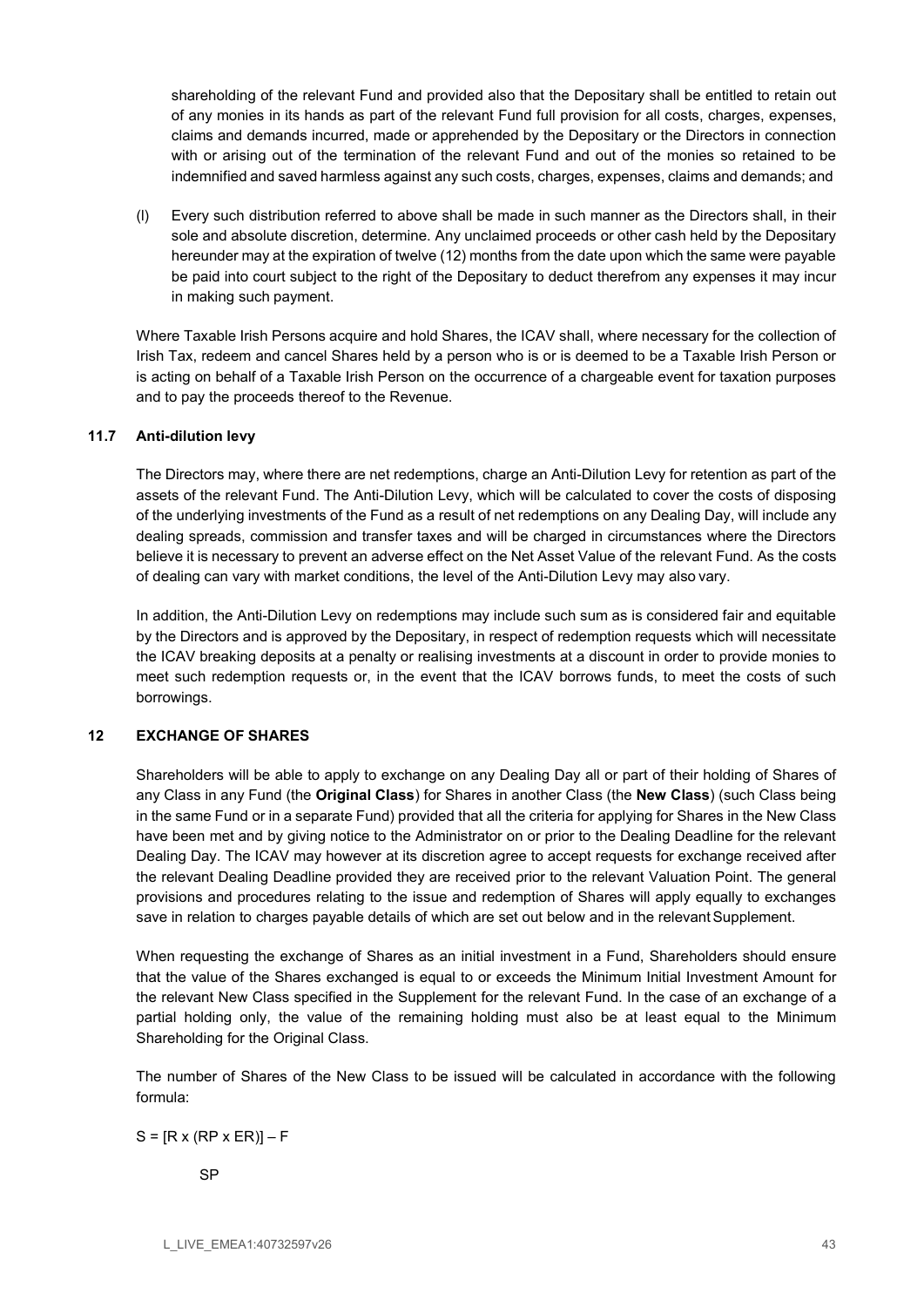shareholding of the relevant Fund and provided also that the Depositary shall be entitled to retain out of any monies in its hands as part of the relevant Fund full provision for all costs, charges, expenses, claims and demands incurred, made or apprehended by the Depositary or the Directors in connection with or arising out of the termination of the relevant Fund and out of the monies so retained to be indemnified and saved harmless against any such costs, charges, expenses, claims and demands; and

(l) Every such distribution referred to above shall be made in such manner as the Directors shall, in their sole and absolute discretion, determine. Any unclaimed proceeds or other cash held by the Depositary hereunder may at the expiration of twelve (12) months from the date upon which the same were payable be paid into court subject to the right of the Depositary to deduct therefrom any expenses it may incur in making such payment.

Where Taxable Irish Persons acquire and hold Shares, the ICAV shall, where necessary for the collection of Irish Tax, redeem and cancel Shares held by a person who is or is deemed to be a Taxable Irish Person or is acting on behalf of a Taxable Irish Person on the occurrence of a chargeable event for taxation purposes and to pay the proceeds thereof to the Revenue.

### 11.7 Anti-dilution levy

The Directors may, where there are net redemptions, charge an Anti-Dilution Levy for retention as part of the assets of the relevant Fund. The Anti-Dilution Levy, which will be calculated to cover the costs of disposing of the underlying investments of the Fund as a result of net redemptions on any Dealing Day, will include any dealing spreads, commission and transfer taxes and will be charged in circumstances where the Directors believe it is necessary to prevent an adverse effect on the Net Asset Value of the relevant Fund. As the costs of dealing can vary with market conditions, the level of the Anti-Dilution Levy may also vary.

In addition, the Anti-Dilution Levy on redemptions may include such sum as is considered fair and equitable by the Directors and is approved by the Depositary, in respect of redemption requests which will necessitate the ICAV breaking deposits at a penalty or realising investments at a discount in order to provide monies to meet such redemption requests or, in the event that the ICAV borrows funds, to meet the costs of such borrowings.

## 12 EXCHANGE OF SHARES

Shareholders will be able to apply to exchange on any Dealing Day all or part of their holding of Shares of any Class in any Fund (the **Original Class**) for Shares in another Class (the **New Class**) (such Class being in the same Fund or in a separate Fund) provided that all the criteria for applying for Shares in the New Class have been met and by giving notice to the Administrator on or prior to the Dealing Deadline for the relevant Dealing Day. The ICAV may however at its discretion agree to accept requests for exchange received after the relevant Dealing Deadline provided they are received prior to the relevant Valuation Point. The general provisions and procedures relating to the issue and redemption of Shares will apply equally to exchanges save in relation to charges payable details of which are set out below and in the relevant Supplement.

When requesting the exchange of Shares as an initial investment in a Fund, Shareholders should ensure that the value of the Shares exchanged is equal to or exceeds the Minimum Initial Investment Amount for the relevant New Class specified in the Supplement for the relevant Fund. In the case of an exchange of a partial holding only, the value of the remaining holding must also be at least equal to the Minimum Shareholding for the Original Class.

The number of Shares of the New Class to be issued will be calculated in accordance with the following formula:

$$S = \frac{[R \times (RP \times ER)] - F}{SP}$$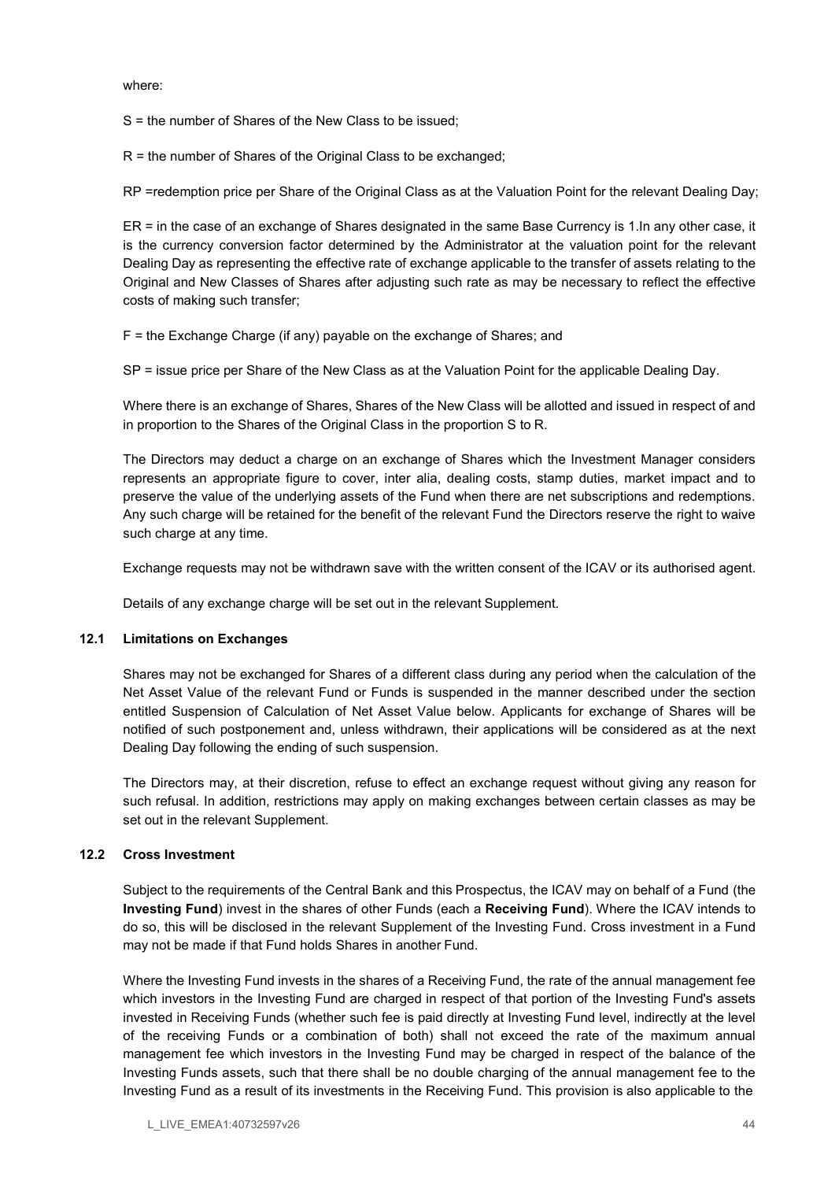where:

S = the number of Shares of the New Class to be issued;

R = the number of Shares of the Original Class to be exchanged;

RP =redemption price per Share of the Original Class as at the Valuation Point for the relevant Dealing Day;

ER = in the case of an exchange of Shares designated in the same Base Currency is 1.In any other case, it is the currency conversion factor determined by the Administrator at the valuation point for the relevant Dealing Day as representing the effective rate of exchange applicable to the transfer of assets relating to the Original and New Classes of Shares after adjusting such rate as may be necessary to reflect the effective costs of making such transfer;

F = the Exchange Charge (if any) payable on the exchange of Shares; and

SP = issue price per Share of the New Class as at the Valuation Point for the applicable Dealing Day.

Where there is an exchange of Shares, Shares of the New Class will be allotted and issued in respect of and in proportion to the Shares of the Original Class in the proportion S to R.

The Directors may deduct a charge on an exchange of Shares which the Investment Manager considers represents an appropriate figure to cover, inter alia, dealing costs, stamp duties, market impact and to preserve the value of the underlying assets of the Fund when there are net subscriptions and redemptions. Any such charge will be retained for the benefit of the relevant Fund the Directors reserve the right to waive such charge at any time.

Exchange requests may not be withdrawn save with the written consent of the ICAV or its authorised agent.

Details of any exchange charge will be set out in the relevant Supplement.

### 12.1 Limitations on Exchanges

Shares may not be exchanged for Shares of a different class during any period when the calculation of the Net Asset Value of the relevant Fund or Funds is suspended in the manner described under the section entitled Suspension of Calculation of Net Asset Value below. Applicants for exchange of Shares will be notified of such postponement and, unless withdrawn, their applications will be considered as at the next Dealing Day following the ending of such suspension.

The Directors may, at their discretion, refuse to effect an exchange request without giving any reason for such refusal. In addition, restrictions may apply on making exchanges between certain classes as may be set out in the relevant Supplement.

### 12.2 Cross Investment

Subject to the requirements of the Central Bank and this Prospectus, the ICAV may on behalf of a Fund (the **Investing Fund**) invest in the shares of other Funds (each a **Receiving Fund**). Where the ICAV intends to do so, this will be disclosed in the relevant Supplement of the Investing Fund. Cross investment in a Fund may not be made if that Fund holds Shares in another Fund.

Where the Investing Fund invests in the shares of a Receiving Fund, the rate of the annual management fee which investors in the Investing Fund are charged in respect of that portion of the Investing Fund's assets invested in Receiving Funds (whether such fee is paid directly at Investing Fund level, indirectly at the level of the receiving Funds or a combination of both) shall not exceed the rate of the maximum annual management fee which investors in the Investing Fund may be charged in respect of the balance of the Investing Funds assets, such that there shall be no double charging of the annual management fee to the Investing Fund as a result of its investments in the Receiving Fund. This provision is also applicable to the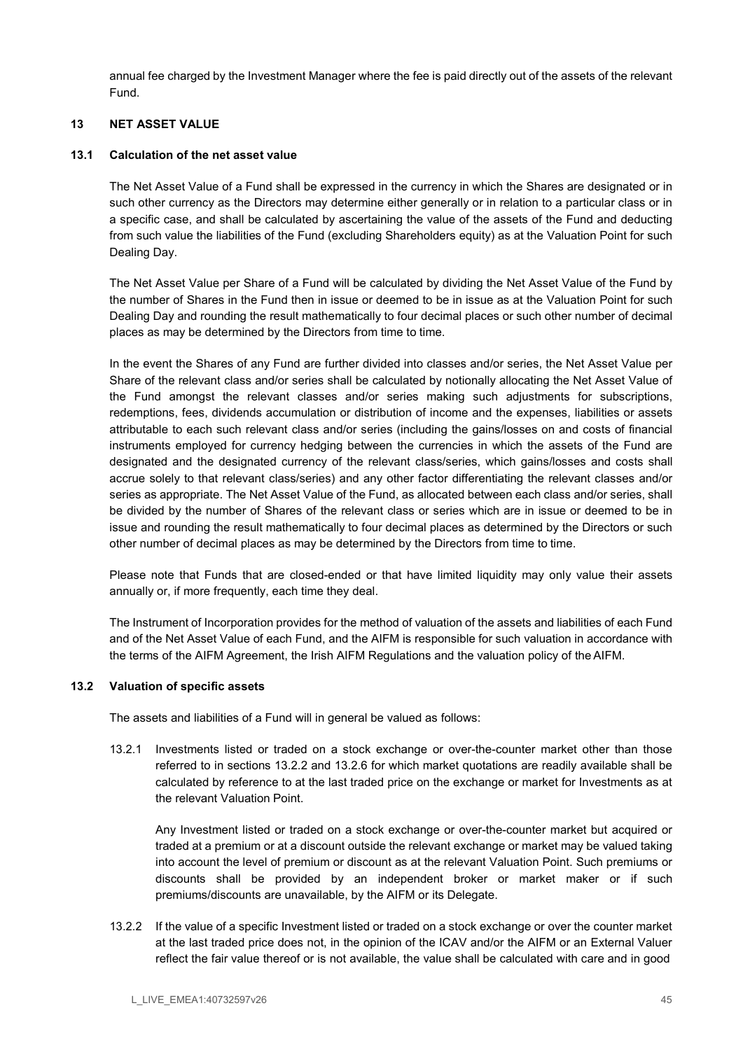annual fee charged by the Investment Manager where the fee is paid directly out of the assets of the relevant Fund.

## 13 NET ASSET VALUE

### 13.1 Calculation of the net asset value

The Net Asset Value of a Fund shall be expressed in the currency in which the Shares are designated or in such other currency as the Directors may determine either generally or in relation to a particular class or in a specific case, and shall be calculated by ascertaining the value of the assets of the Fund and deducting from such value the liabilities of the Fund (excluding Shareholders equity) as at the Valuation Point for such Dealing Day.

The Net Asset Value per Share of a Fund will be calculated by dividing the Net Asset Value of the Fund by the number of Shares in the Fund then in issue or deemed to be in issue as at the Valuation Point for such Dealing Day and rounding the result mathematically to four decimal places or such other number of decimal places as may be determined by the Directors from time to time.

In the event the Shares of any Fund are further divided into classes and/or series, the Net Asset Value per Share of the relevant class and/or series shall be calculated by notionally allocating the Net Asset Value of the Fund amongst the relevant classes and/or series making such adjustments for subscriptions, redemptions, fees, dividends accumulation or distribution of income and the expenses, liabilities or assets attributable to each such relevant class and/or series (including the gains/losses on and costs of financial instruments employed for currency hedging between the currencies in which the assets of the Fund are designated and the designated currency of the relevant class/series, which gains/losses and costs shall accrue solely to that relevant class/series) and any other factor differentiating the relevant classes and/or series as appropriate. The Net Asset Value of the Fund, as allocated between each class and/or series, shall be divided by the number of Shares of the relevant class or series which are in issue or deemed to be in issue and rounding the result mathematically to four decimal places as determined by the Directors or such other number of decimal places as may be determined by the Directors from time to time.

Please note that Funds that are closed-ended or that have limited liquidity may only value their assets annually or, if more frequently, each time they deal.

The Instrument of Incorporation provides for the method of valuation of the assets and liabilities of each Fund and of the Net Asset Value of each Fund, and the AIFM is responsible for such valuation in accordance with the terms of the AIFM Agreement, the Irish AIFM Regulations and the valuation policy of the AIFM.

### 13.2 Valuation of specific assets

The assets and liabilities of a Fund will in general be valued as follows:

13.2.1 Investments listed or traded on a stock exchange or over-the-counter market other than those referred to in sections 13.2.2 and 13.2.6 for which market quotations are readily available shall be calculated by reference to at the last traded price on the exchange or market for Investments as at the relevant Valuation Point.

Any Investment listed or traded on a stock exchange or over-the-counter market but acquired or traded at a premium or at a discount outside the relevant exchange or market may be valued taking into account the level of premium or discount as at the relevant Valuation Point. Such premiums or discounts shall be provided by an independent broker or market maker or if such premiums/discounts are unavailable, by the AIFM or its Delegate.

13.2.2 If the value of a specific Investment listed or traded on a stock exchange or over the counter market at the last traded price does not, in the opinion of the ICAV and/or the AIFM or an External Valuer reflect the fair value thereof or is not available, the value shall be calculated with care and in good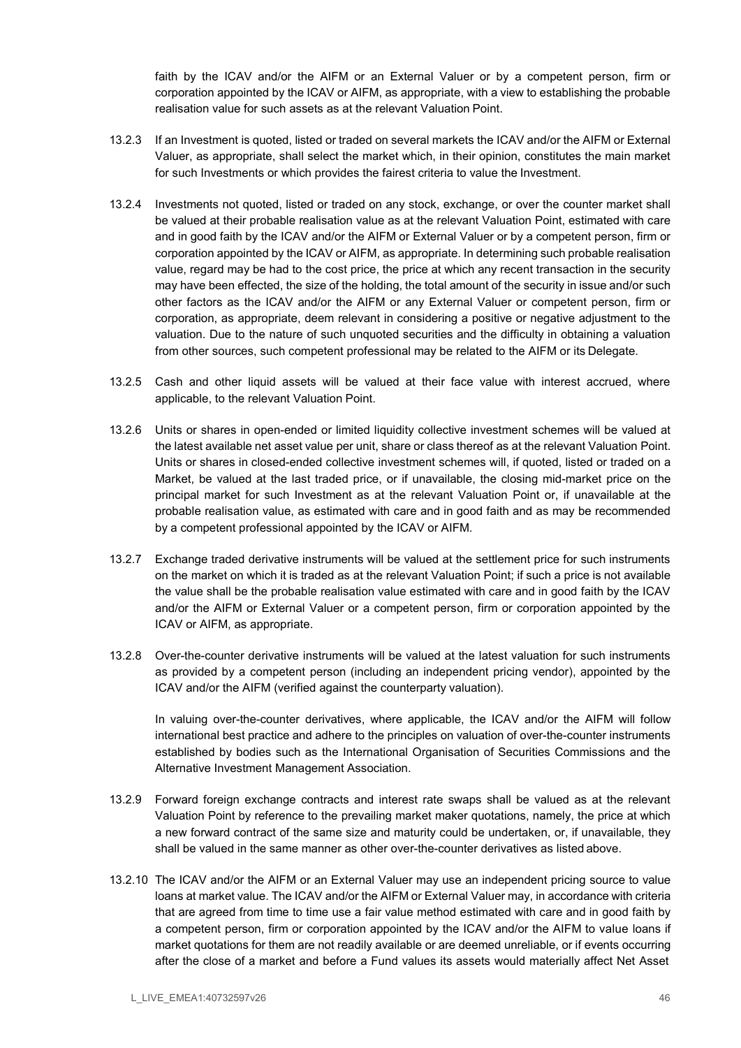faith by the ICAV and/or the AIFM or an External Valuer or by a competent person, firm or corporation appointed by the ICAV or AIFM, as appropriate, with a view to establishing the probable realisation value for such assets as at the relevant Valuation Point.

13.2.3 If an Investment is quoted, listed or traded on several markets the ICAV and/or the AIFM or External Valuer, as appropriate, shall select the market which, in their opinion, constitutes the main market for such Investments or which provides the fairest criteria to value the Investment.

13.2.4 Investments not quoted, listed or traded on any stock, exchange, or over the counter market shall be valued at their probable realisation value as at the relevant Valuation Point, estimated with care and in good faith by the ICAV and/or the AIFM or External Valuer or by a competent person, firm or corporation appointed by the ICAV or AIFM, as appropriate. In determining such probable realisation value, regard may be had to the cost price, the price at which any recent transaction in the security may have been effected, the size of the holding, the total amount of the security in issue and/or such other factors as the ICAV and/or the AIFM or any External Valuer or competent person, firm or corporation, as appropriate, deem relevant in considering a positive or negative adjustment to the valuation. Due to the nature of such unquoted securities and the difficulty in obtaining a valuation from other sources, such competent professional may be related to the AIFM or its Delegate.

13.2.5 Cash and other liquid assets will be valued at their face value with interest accrued, where applicable, to the relevant Valuation Point.

13.2.6 Units or shares in open-ended or limited liquidity collective investment schemes will be valued at the latest available net asset value per unit, share or class thereof as at the relevant Valuation Point. Units or shares in closed-ended collective investment schemes will, if quoted, listed or traded on a Market, be valued at the last traded price, or if unavailable, the closing mid-market price on the principal market for such Investment as at the relevant Valuation Point or, if unavailable at the probable realisation value, as estimated with care and in good faith and as may be recommended by a competent professional appointed by the ICAV or AIFM.

13.2.7 Exchange traded derivative instruments will be valued at the settlement price for such instruments on the market on which it is traded as at the relevant Valuation Point; if such a price is not available the value shall be the probable realisation value estimated with care and in good faith by the ICAV and/or the AIFM or External Valuer or a competent person, firm or corporation appointed by the ICAV or AIFM, as appropriate.

13.2.8 Over-the-counter derivative instruments will be valued at the latest valuation for such instruments as provided by a competent person (including an independent pricing vendor), appointed by the ICAV and/or the AIFM (verified against the counterparty valuation).

In valuing over-the-counter derivatives, where applicable, the ICAV and/or the AIFM will follow international best practice and adhere to the principles on valuation of over-the-counter instruments established by bodies such as the International Organisation of Securities Commissions and the Alternative Investment Management Association.

13.2.9 Forward foreign exchange contracts and interest rate swaps shall be valued as at the relevant Valuation Point by reference to the prevailing market maker quotations, namely, the price at which a new forward contract of the same size and maturity could be undertaken, or, if unavailable, they shall be valued in the same manner as other over-the-counter derivatives as listed above.

13.2.10 The ICAV and/or the AIFM or an External Valuer may use an independent pricing source to value loans at market value. The ICAV and/or the AIFM or External Valuer may, in accordance with criteria that are agreed from time to time use a fair value method estimated with care and in good faith by a competent person, firm or corporation appointed by the ICAV and/or the AIFM to value loans if market quotations for them are not readily available or are deemed unreliable, or if events occurring after the close of a market and before a Fund values its assets would materially affect Net Asset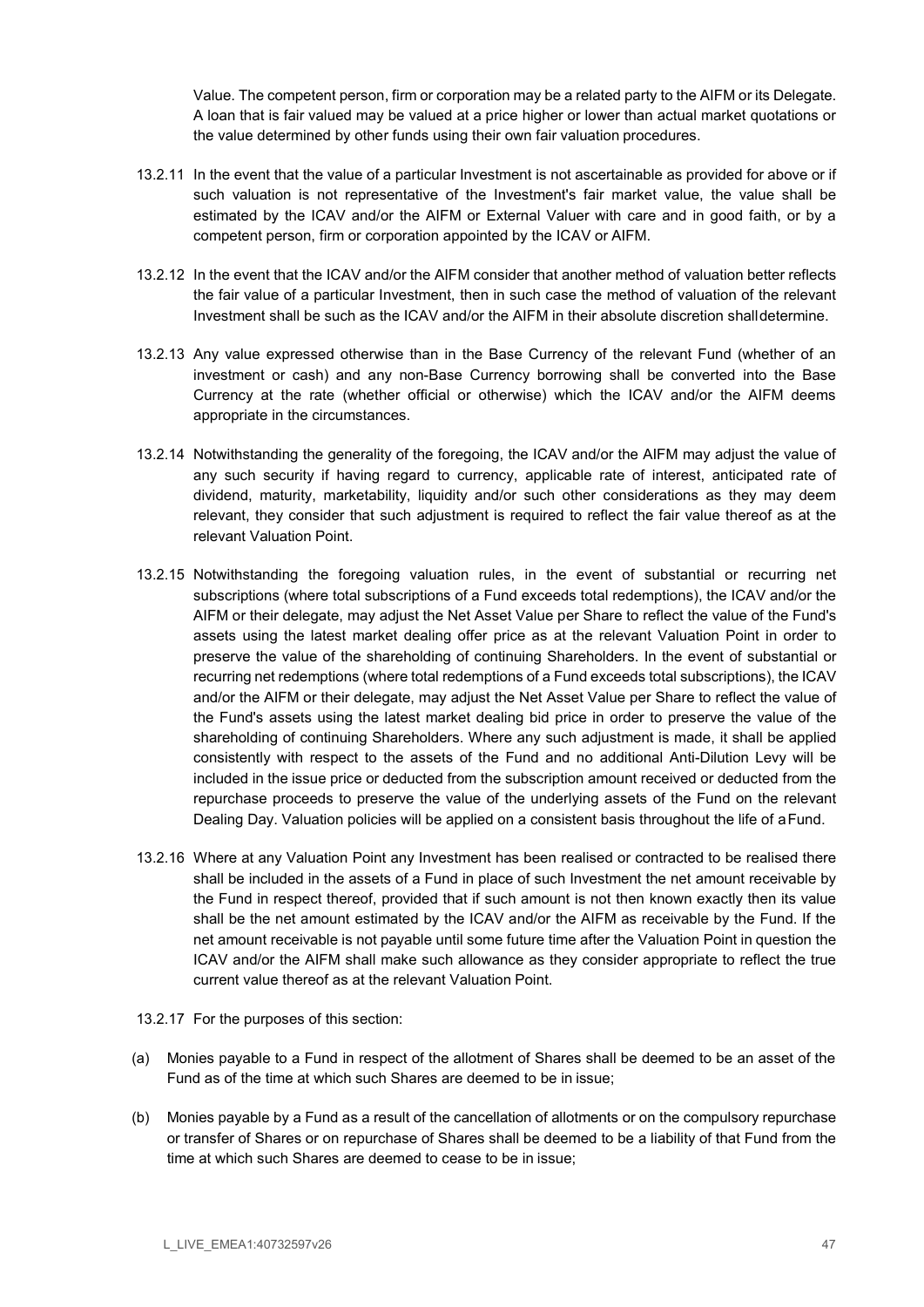Value. The competent person, firm or corporation may be a related party to the AIFM or its Delegate. A loan that is fair valued may be valued at a price higher or lower than actual market quotations or the value determined by other funds using their own fair valuation procedures.

13.2.11 In the event that the value of a particular Investment is not ascertainable as provided for above or if such valuation is not representative of the Investment's fair market value, the value shall be estimated by the ICAV and/or the AIFM or External Valuer with care and in good faith, or by a competent person, firm or corporation appointed by the ICAV or AIFM.

13.2.12 In the event that the ICAV and/or the AIFM consider that another method of valuation better reflects the fair value of a particular Investment, then in such case the method of valuation of the relevant Investment shall be such as the ICAV and/or the AIFM in their absolute discretion shall determine.

13.2.13 Any value expressed otherwise than in the Base Currency of the relevant Fund (whether of an investment or cash) and any non-Base Currency borrowing shall be converted into the Base Currency at the rate (whether official or otherwise) which the ICAV and/or the AIFM deems appropriate in the circumstances.

13.2.14 Notwithstanding the generality of the foregoing, the ICAV and/or the AIFM may adjust the value of any such security if having regard to currency, applicable rate of interest, anticipated rate of dividend, maturity, marketability, liquidity and/or such other considerations as they may deem relevant, they consider that such adjustment is required to reflect the fair value thereof as at the relevant Valuation Point.

13.2.15 Notwithstanding the foregoing valuation rules, in the event of substantial or recurring net subscriptions (where total subscriptions of a Fund exceeds total redemptions), the ICAV and/or the AIFM or their delegate, may adjust the Net Asset Value per Share to reflect the value of the Fund's assets using the latest market dealing offer price as at the relevant Valuation Point in order to preserve the value of the shareholding of continuing Shareholders. In the event of substantial or recurring net redemptions (where total redemptions of a Fund exceeds total subscriptions), the ICAV and/or the AIFM or their delegate, may adjust the Net Asset Value per Share to reflect the value of the Fund's assets using the latest market dealing bid price in order to preserve the value of the shareholding of continuing Shareholders. Where any such adjustment is made, it shall be applied consistently with respect to the assets of the Fund and no additional Anti-Dilution Levy will be included in the issue price or deducted from the subscription amount received or deducted from the repurchase proceeds to preserve the value of the underlying assets of the Fund on the relevant Dealing Day. Valuation policies will be applied on a consistent basis throughout the life of a Fund.

13.2.16 Where at any Valuation Point any Investment has been realised or contracted to be realised there shall be included in the assets of a Fund in place of such Investment the net amount receivable by the Fund in respect thereof, provided that if such amount is not then known exactly then its value shall be the net amount estimated by the ICAV and/or the AIFM as receivable by the Fund. If the net amount receivable is not payable until some future time after the Valuation Point in question the ICAV and/or the AIFM shall make such allowance as they consider appropriate to reflect the true current value thereof as at the relevant Valuation Point.

13.2.17 For the purposes of this section:

(a) Monies payable to a Fund in respect of the allotment of Shares shall be deemed to be an asset of the Fund as of the time at which such Shares are deemed to be in issue;

(b) Monies payable by a Fund as a result of the cancellation of allotments or on the compulsory repurchase or transfer of Shares or on repurchase of Shares shall be deemed to be a liability of that Fund from the time at which such Shares are deemed to cease to be in issue;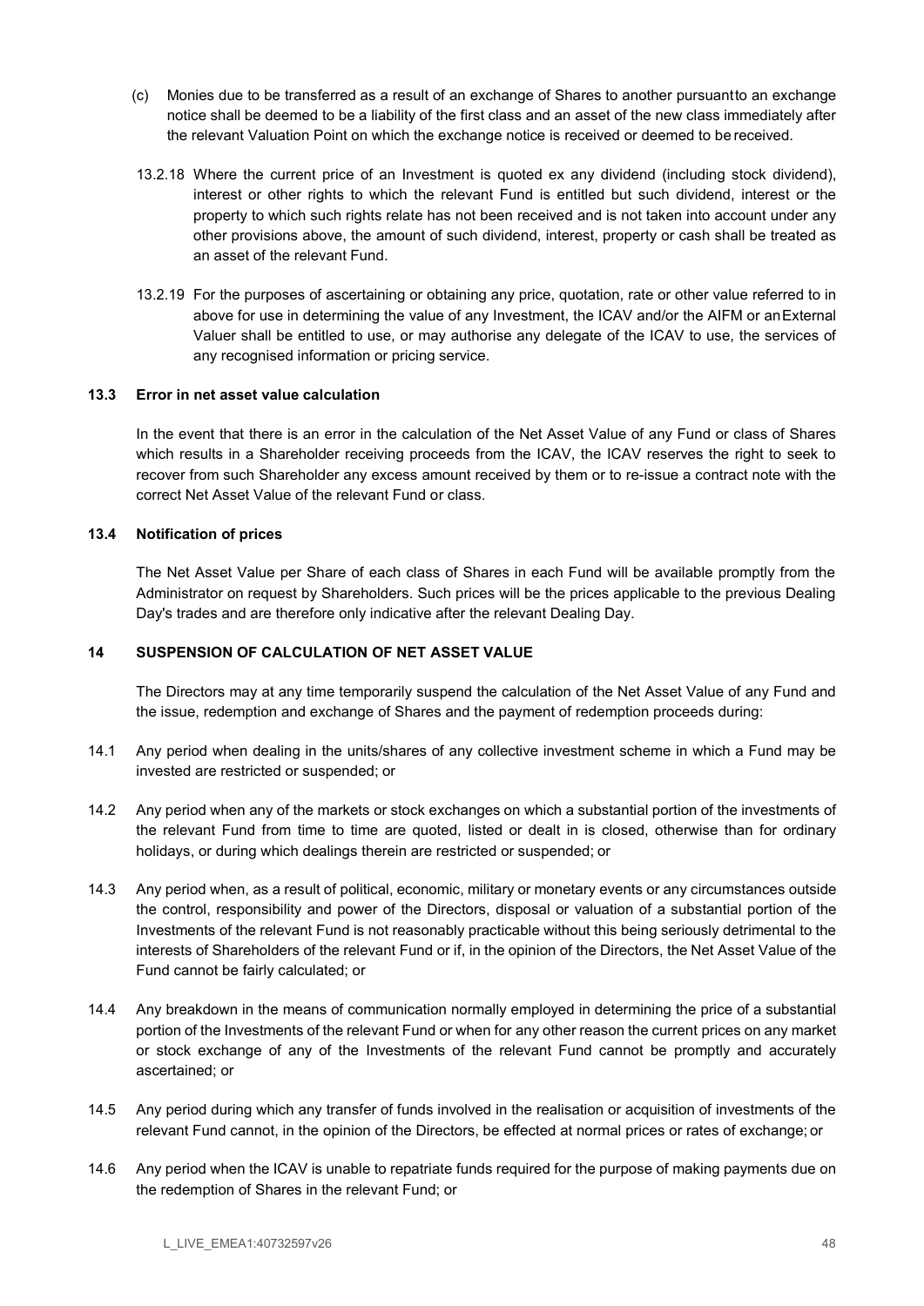(c) Monies due to be transferred as a result of an exchange of Shares to another pursuant to an exchange notice shall be deemed to be a liability of the first class and an asset of the new class immediately after the relevant Valuation Point on which the exchange notice is received or deemed to be received.

13.2.18 Where the current price of an Investment is quoted ex any dividend (including stock dividend), interest or other rights to which the relevant Fund is entitled but such dividend, interest or the property to which such rights relate has not been received and is not taken into account under any other provisions above, the amount of such dividend, interest, property or cash shall be treated as an asset of the relevant Fund.

13.2.19 For the purposes of ascertaining or obtaining any price, quotation, rate or other value referred to in above for use in determining the value of any Investment, the ICAV and/or the AIFM or an External Valuer shall be entitled to use, or may authorise any delegate of the ICAV to use, the services of any recognised information or pricing service.

### 13.3 Error in net asset value calculation

In the event that there is an error in the calculation of the Net Asset Value of any Fund or class of Shares which results in a Shareholder receiving proceeds from the ICAV, the ICAV reserves the right to seek to recover from such Shareholder any excess amount received by them or to re-issue a contract note with the correct Net Asset Value of the relevant Fund or class.

### 13.4 Notification of prices

The Net Asset Value per Share of each class of Shares in each Fund will be available promptly from the Administrator on request by Shareholders. Such prices will be the prices applicable to the previous Dealing Day's trades and are therefore only indicative after the relevant Dealing Day.

## 14 SUSPENSION OF CALCULATION OF NET ASSET VALUE

The Directors may at any time temporarily suspend the calculation of the Net Asset Value of any Fund and the issue, redemption and exchange of Shares and the payment of redemption proceeds during:

14.1 Any period when dealing in the units/shares of any collective investment scheme in which a Fund may be invested are restricted or suspended; or

14.2 Any period when any of the markets or stock exchanges on which a substantial portion of the investments of the relevant Fund from time to time are quoted, listed or dealt in is closed, otherwise than for ordinary holidays, or during which dealings therein are restricted or suspended; or

14.3 Any period when, as a result of political, economic, military or monetary events or any circumstances outside the control, responsibility and power of the Directors, disposal or valuation of a substantial portion of the Investments of the relevant Fund is not reasonably practicable without this being seriously detrimental to the interests of Shareholders of the relevant Fund or if, in the opinion of the Directors, the Net Asset Value of the Fund cannot be fairly calculated; or

14.4 Any breakdown in the means of communication normally employed in determining the price of a substantial portion of the Investments of the relevant Fund or when for any other reason the current prices on any market or stock exchange of any of the Investments of the relevant Fund cannot be promptly and accurately ascertained; or

14.5 Any period during which any transfer of funds involved in the realisation or acquisition of investments of the relevant Fund cannot, in the opinion of the Directors, be effected at normal prices or rates of exchange; or

14.6 Any period when the ICAV is unable to repatriate funds required for the purpose of making payments due on the redemption of Shares in the relevant Fund; or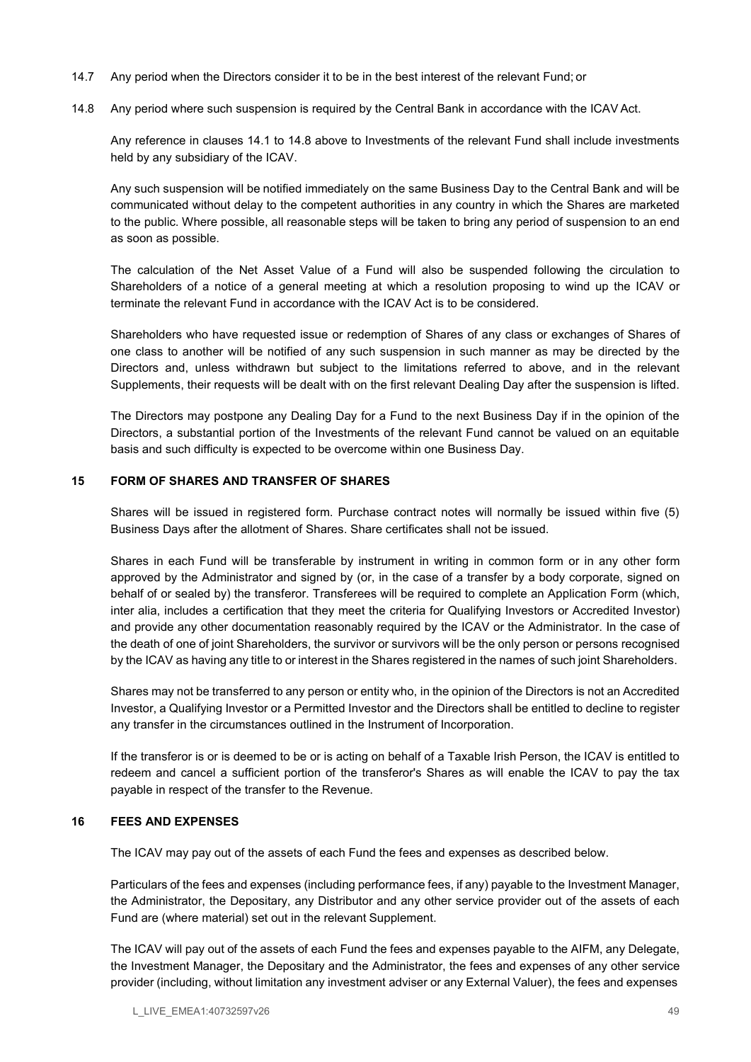14.7 Any period when the Directors consider it to be in the best interest of the relevant Fund; or

14.8 Any period where such suspension is required by the Central Bank in accordance with the ICAV Act.

Any reference in clauses 14.1 to 14.8 above to Investments of the relevant Fund shall include investments held by any subsidiary of the ICAV.

Any such suspension will be notified immediately on the same Business Day to the Central Bank and will be communicated without delay to the competent authorities in any country in which the Shares are marketed to the public. Where possible, all reasonable steps will be taken to bring any period of suspension to an end as soon as possible.

The calculation of the Net Asset Value of a Fund will also be suspended following the circulation to Shareholders of a notice of a general meeting at which a resolution proposing to wind up the ICAV or terminate the relevant Fund in accordance with the ICAV Act is to be considered.

Shareholders who have requested issue or redemption of Shares of any class or exchanges of Shares of one class to another will be notified of any such suspension in such manner as may be directed by the Directors and, unless withdrawn but subject to the limitations referred to above, and in the relevant Supplements, their requests will be dealt with on the first relevant Dealing Day after the suspension is lifted.

The Directors may postpone any Dealing Day for a Fund to the next Business Day if in the opinion of the Directors, a substantial portion of the Investments of the relevant Fund cannot be valued on an equitable basis and such difficulty is expected to be overcome within one Business Day.

## 15 FORM OF SHARES AND TRANSFER OF SHARES

Shares will be issued in registered form. Purchase contract notes will normally be issued within five (5) Business Days after the allotment of Shares. Share certificates shall not be issued.

Shares in each Fund will be transferable by instrument in writing in common form or in any other form approved by the Administrator and signed by (or, in the case of a transfer by a body corporate, signed on behalf of or sealed by) the transferor. Transferees will be required to complete an Application Form (which, inter alia, includes a certification that they meet the criteria for Qualifying Investors or Accredited Investor) and provide any other documentation reasonably required by the ICAV or the Administrator. In the case of the death of one of joint Shareholders, the survivor or survivors will be the only person or persons recognised by the ICAV as having any title to or interest in the Shares registered in the names of such joint Shareholders.

Shares may not be transferred to any person or entity who, in the opinion of the Directors is not an Accredited Investor, a Qualifying Investor or a Permitted Investor and the Directors shall be entitled to decline to register any transfer in the circumstances outlined in the Instrument of Incorporation.

If the transferor is or is deemed to be or is acting on behalf of a Taxable Irish Person, the ICAV is entitled to redeem and cancel a sufficient portion of the transferor's Shares as will enable the ICAV to pay the tax payable in respect of the transfer to the Revenue.

## 16 FEES AND EXPENSES

The ICAV may pay out of the assets of each Fund the fees and expenses as described below.

Particulars of the fees and expenses (including performance fees, if any) payable to the Investment Manager, the Administrator, the Depositary, any Distributor and any other service provider out of the assets of each Fund are (where material) set out in the relevant Supplement.

The ICAV will pay out of the assets of each Fund the fees and expenses payable to the AIFM, any Delegate, the Investment Manager, the Depositary and the Administrator, the fees and expenses of any other service provider (including, without limitation any investment adviser or any External Valuer), the fees and expenses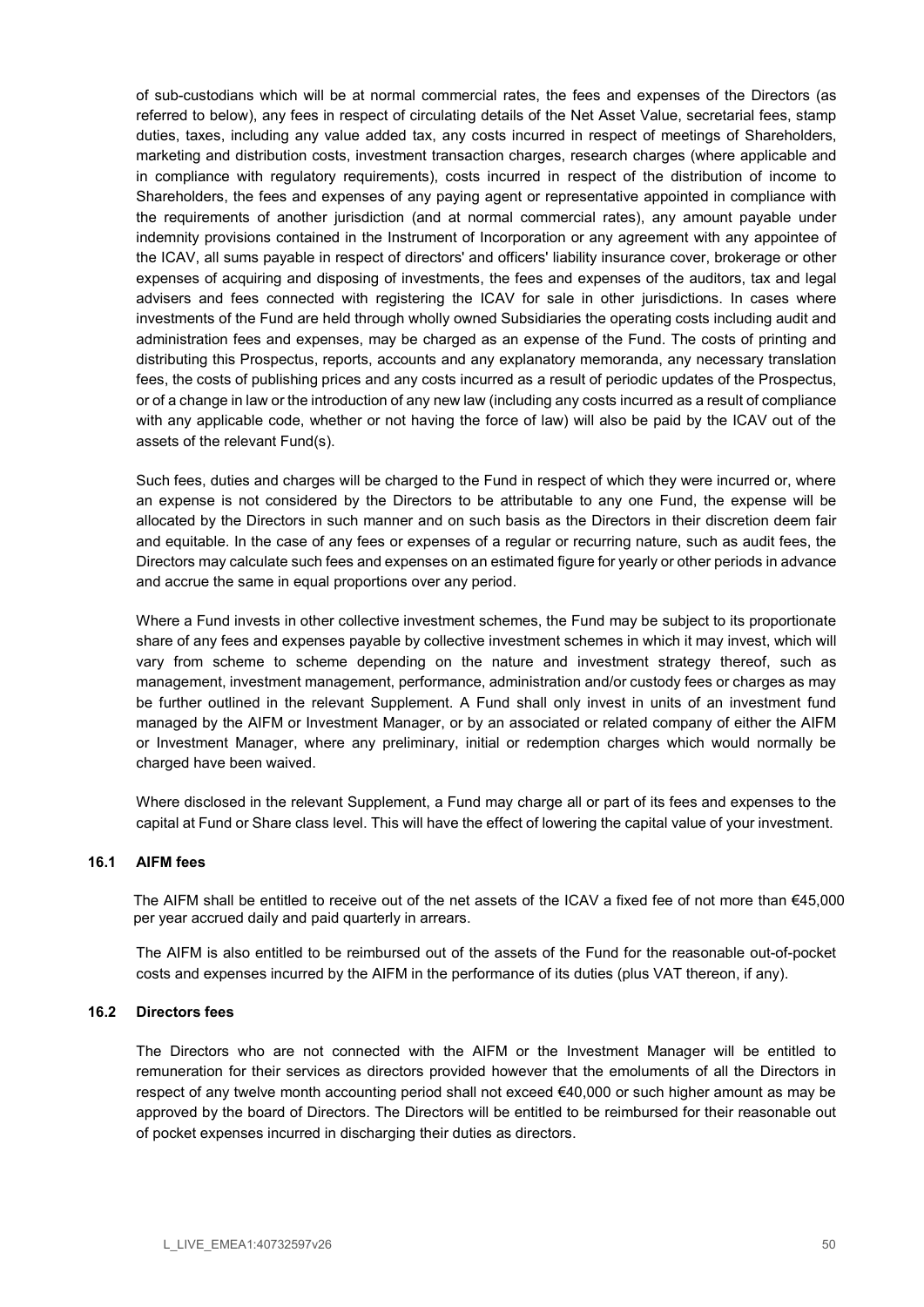of sub-custodians which will be at normal commercial rates, the fees and expenses of the Directors (as referred to below), any fees in respect of circulating details of the Net Asset Value, secretarial fees, stamp duties, taxes, including any value added tax, any costs incurred in respect of meetings of Shareholders, marketing and distribution costs, investment transaction charges, research charges (where applicable and in compliance with regulatory requirements), costs incurred in respect of the distribution of income to Shareholders, the fees and expenses of any paying agent or representative appointed in compliance with the requirements of another jurisdiction (and at normal commercial rates), any amount payable under indemnity provisions contained in the Instrument of Incorporation or any agreement with any appointee of the ICAV, all sums payable in respect of directors' and officers' liability insurance cover, brokerage or other expenses of acquiring and disposing of investments, the fees and expenses of the auditors, tax and legal advisers and fees connected with registering the ICAV for sale in other jurisdictions. In cases where investments of the Fund are held through wholly owned Subsidiaries the operating costs including audit and administration fees and expenses, may be charged as an expense of the Fund. The costs of printing and distributing this Prospectus, reports, accounts and any explanatory memoranda, any necessary translation fees, the costs of publishing prices and any costs incurred as a result of periodic updates of the Prospectus, or of a change in law or the introduction of any new law (including any costs incurred as a result of compliance with any applicable code, whether or not having the force of law) will also be paid by the ICAV out of the assets of the relevant Fund(s).

Such fees, duties and charges will be charged to the Fund in respect of which they were incurred or, where an expense is not considered by the Directors to be attributable to any one Fund, the expense will be allocated by the Directors in such manner and on such basis as the Directors in their discretion deem fair and equitable. In the case of any fees or expenses of a regular or recurring nature, such as audit fees, the Directors may calculate such fees and expenses on an estimated figure for yearly or other periods in advance and accrue the same in equal proportions over any period.

Where a Fund invests in other collective investment schemes, the Fund may be subject to its proportionate share of any fees and expenses payable by collective investment schemes in which it may invest, which will vary from scheme to scheme depending on the nature and investment strategy thereof, such as management, investment management, performance, administration and/or custody fees or charges as may be further outlined in the relevant Supplement. A Fund shall only invest in units of an investment fund managed by the AIFM or Investment Manager, or by an associated or related company of either the AIFM or Investment Manager, where any preliminary, initial or redemption charges which would normally be charged have been waived.

Where disclosed in the relevant Supplement, a Fund may charge all or part of its fees and expenses to the capital at Fund or Share class level. This will have the effect of lowering the capital value of your investment.

### 16.1 AIFM fees

The AIFM shall be entitled to receive out of the net assets of the ICAV a fixed fee of not more than €45,000 per year accrued daily and paid quarterly in arrears.

The AIFM is also entitled to be reimbursed out of the assets of the Fund for the reasonable out-of-pocket costs and expenses incurred by the AIFM in the performance of its duties (plus VAT thereon, if any).

### 16.2 Directors fees

The Directors who are not connected with the AIFM or the Investment Manager will be entitled to remuneration for their services as directors provided however that the emoluments of all the Directors in respect of any twelve month accounting period shall not exceed €40,000 or such higher amount as may be approved by the board of Directors. The Directors will be entitled to be reimbursed for their reasonable out of pocket expenses incurred in discharging their duties as directors.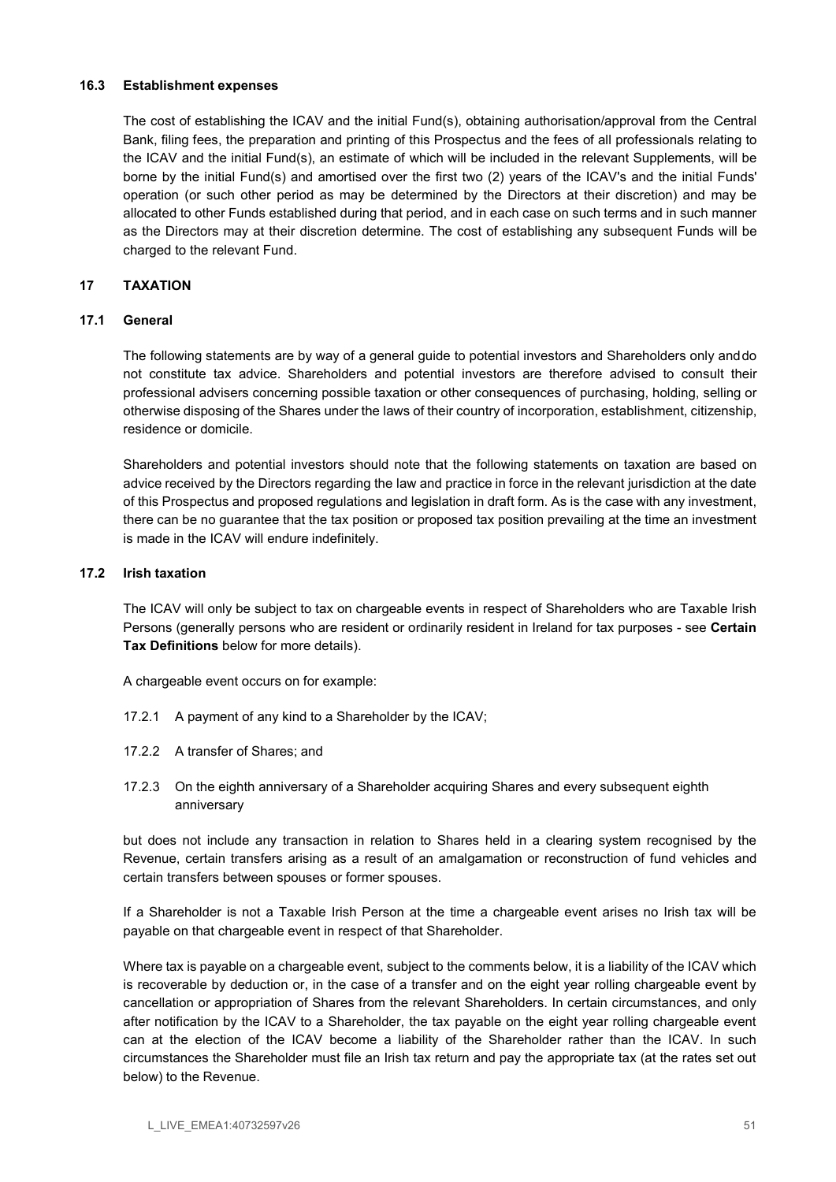### 16.3 Establishment expenses

The cost of establishing the ICAV and the initial Fund(s), obtaining authorisation/approval from the Central Bank, filing fees, the preparation and printing of this Prospectus and the fees of all professionals relating to the ICAV and the initial Fund(s), an estimate of which will be included in the relevant Supplements, will be borne by the initial Fund(s) and amortised over the first two (2) years of the ICAV's and the initial Funds' operation (or such other period as may be determined by the Directors at their discretion) and may be allocated to other Funds established during that period, and in each case on such terms and in such manner as the Directors may at their discretion determine. The cost of establishing any subsequent Funds will be charged to the relevant Fund.

## 17 TAXATION

### 17.1 General

The following statements are by way of a general guide to potential investors and Shareholders only and do not constitute tax advice. Shareholders and potential investors are therefore advised to consult their professional advisers concerning possible taxation or other consequences of purchasing, holding, selling or otherwise disposing of the Shares under the laws of their country of incorporation, establishment, citizenship, residence or domicile.

Shareholders and potential investors should note that the following statements on taxation are based on advice received by the Directors regarding the law and practice in force in the relevant jurisdiction at the date of this Prospectus and proposed regulations and legislation in draft form. As is the case with any investment, there can be no guarantee that the tax position or proposed tax position prevailing at the time an investment is made in the ICAV will endure indefinitely.

### 17.2 Irish taxation

The ICAV will only be subject to tax on chargeable events in respect of Shareholders who are Taxable Irish Persons (generally persons who are resident or ordinarily resident in Ireland for tax purposes - see **Certain Tax Definitions** below for more details).

A chargeable event occurs on for example:

17.2.1 A payment of any kind to a Shareholder by the ICAV;

17.2.2 A transfer of Shares; and

17.2.3 On the eighth anniversary of a Shareholder acquiring Shares and every subsequent eighth anniversary

but does not include any transaction in relation to Shares held in a clearing system recognised by the Revenue, certain transfers arising as a result of an amalgamation or reconstruction of fund vehicles and certain transfers between spouses or former spouses.

If a Shareholder is not a Taxable Irish Person at the time a chargeable event arises no Irish tax will be payable on that chargeable event in respect of that Shareholder.

Where tax is payable on a chargeable event, subject to the comments below, it is a liability of the ICAV which is recoverable by deduction or, in the case of a transfer and on the eight year rolling chargeable event by cancellation or appropriation of Shares from the relevant Shareholders. In certain circumstances, and only after notification by the ICAV to a Shareholder, the tax payable on the eight year rolling chargeable event can at the election of the ICAV become a liability of the Shareholder rather than the ICAV. In such circumstances the Shareholder must file an Irish tax return and pay the appropriate tax (at the rates set out below) to the Revenue.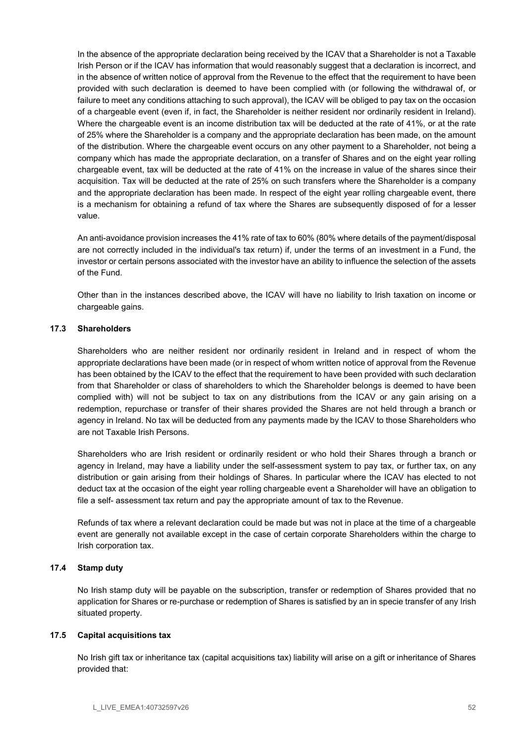In the absence of the appropriate declaration being received by the ICAV that a Shareholder is not a Taxable Irish Person or if the ICAV has information that would reasonably suggest that a declaration is incorrect, and in the absence of written notice of approval from the Revenue to the effect that the requirement to have been provided with such declaration is deemed to have been complied with (or following the withdrawal of, or failure to meet any conditions attaching to such approval), the ICAV will be obliged to pay tax on the occasion of a chargeable event (even if, in fact, the Shareholder is neither resident nor ordinarily resident in Ireland). Where the chargeable event is an income distribution tax will be deducted at the rate of 41%, or at the rate of 25% where the Shareholder is a company and the appropriate declaration has been made, on the amount of the distribution. Where the chargeable event occurs on any other payment to a Shareholder, not being a company which has made the appropriate declaration, on a transfer of Shares and on the eight year rolling chargeable event, tax will be deducted at the rate of 41% on the increase in value of the shares since their acquisition. Tax will be deducted at the rate of 25% on such transfers where the Shareholder is a company and the appropriate declaration has been made. In respect of the eight year rolling chargeable event, there is a mechanism for obtaining a refund of tax where the Shares are subsequently disposed of for a lesser value.

An anti-avoidance provision increases the 41% rate of tax to 60% (80% where details of the payment/disposal are not correctly included in the individual's tax return) if, under the terms of an investment in a Fund, the investor or certain persons associated with the investor have an ability to influence the selection of the assets of the Fund.

Other than in the instances described above, the ICAV will have no liability to Irish taxation on income or chargeable gains.

### 17.3 Shareholders

Shareholders who are neither resident nor ordinarily resident in Ireland and in respect of whom the appropriate declarations have been made (or in respect of whom written notice of approval from the Revenue has been obtained by the ICAV to the effect that the requirement to have been provided with such declaration from that Shareholder or class of shareholders to which the Shareholder belongs is deemed to have been complied with) will not be subject to tax on any distributions from the ICAV or any gain arising on a redemption, repurchase or transfer of their shares provided the Shares are not held through a branch or agency in Ireland. No tax will be deducted from any payments made by the ICAV to those Shareholders who are not Taxable Irish Persons.

Shareholders who are Irish resident or ordinarily resident or who hold their Shares through a branch or agency in Ireland, may have a liability under the self-assessment system to pay tax, or further tax, on any distribution or gain arising from their holdings of Shares. In particular where the ICAV has elected to not deduct tax at the occasion of the eight year rolling chargeable event a Shareholder will have an obligation to file a self- assessment tax return and pay the appropriate amount of tax to the Revenue.

Refunds of tax where a relevant declaration could be made but was not in place at the time of a chargeable event are generally not available except in the case of certain corporate Shareholders within the charge to Irish corporation tax.

### 17.4 Stamp duty

No Irish stamp duty will be payable on the subscription, transfer or redemption of Shares provided that no application for Shares or re-purchase or redemption of Shares is satisfied by an in specie transfer of any Irish situated property.

### 17.5 Capital acquisitions tax

No Irish gift tax or inheritance tax (capital acquisitions tax) liability will arise on a gift or inheritance of Shares provided that: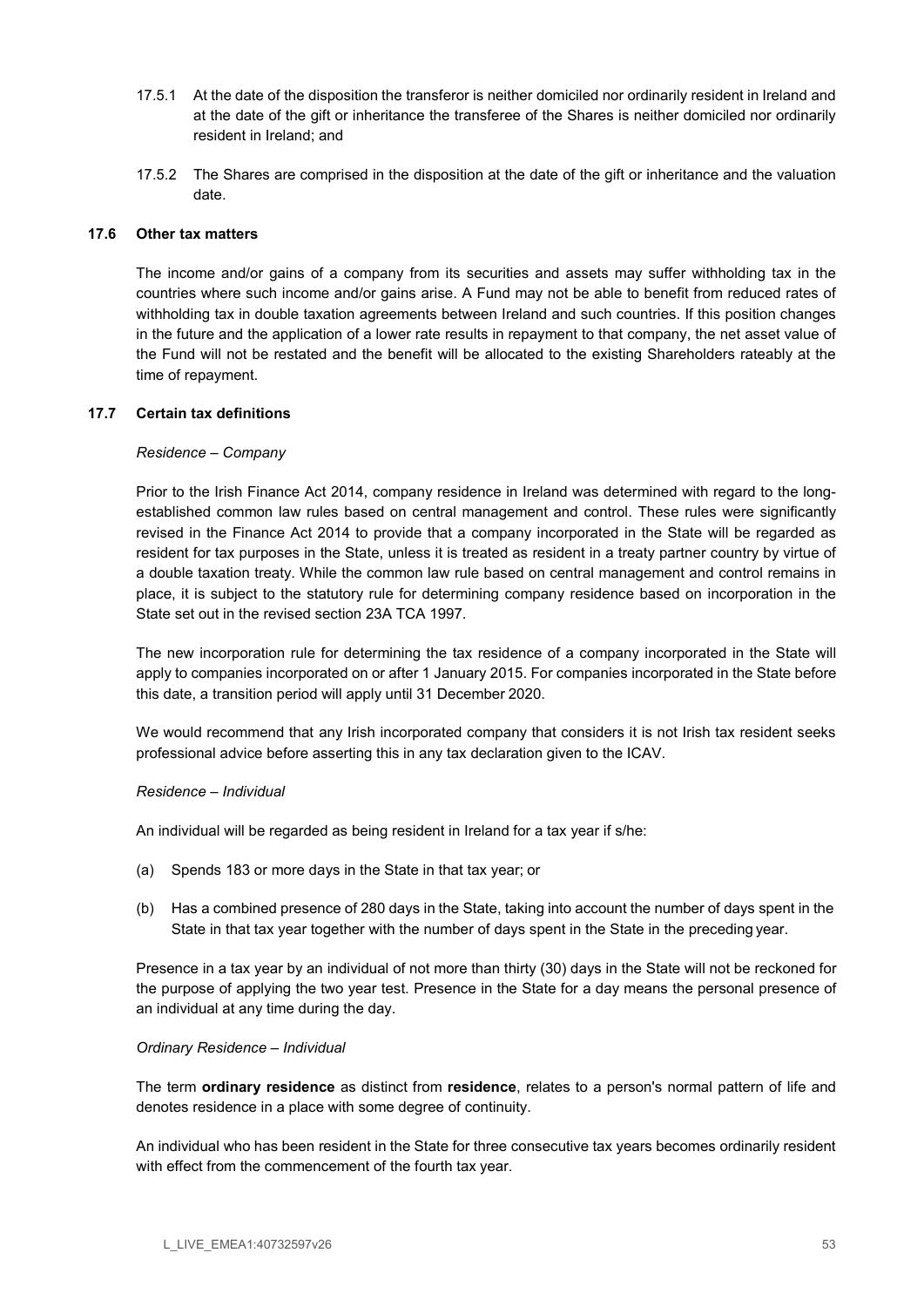17.5.1 At the date of the disposition the transferor is neither domiciled nor ordinarily resident in Ireland and at the date of the gift or inheritance the transferee of the Shares is neither domiciled nor ordinarily resident in Ireland; and

17.5.2 The Shares are comprised in the disposition at the date of the gift or inheritance and the valuation date.

### 17.6 Other tax matters

The income and/or gains of a company from its securities and assets may suffer withholding tax in the countries where such income and/or gains arise. A Fund may not be able to benefit from reduced rates of withholding tax in double taxation agreements between Ireland and such countries. If this position changes in the future and the application of a lower rate results in repayment to that company, the net asset value of the Fund will not be restated and the benefit will be allocated to the existing Shareholders rateably at the time of repayment.

### 17.7 Certain tax definitions

*Residence – Company*

Prior to the Irish Finance Act 2014, company residence in Ireland was determined with regard to the long-established common law rules based on central management and control. These rules were significantly revised in the Finance Act 2014 to provide that a company incorporated in the State will be regarded as resident for tax purposes in the State, unless it is treated as resident in a treaty partner country by virtue of a double taxation treaty. While the common law rule based on central management and control remains in place, it is subject to the statutory rule for determining company residence based on incorporation in the State set out in the revised section 23A TCA 1997.

The new incorporation rule for determining the tax residence of a company incorporated in the State will apply to companies incorporated on or after 1 January 2015. For companies incorporated in the State before this date, a transition period will apply until 31 December 2020.

We would recommend that any Irish incorporated company that considers it is not Irish tax resident seeks professional advice before asserting this in any tax declaration given to the ICAV.

*Residence – Individual*

An individual will be regarded as being resident in Ireland for a tax year if s/he:

(a) Spends 183 or more days in the State in that tax year; or

(b) Has a combined presence of 280 days in the State, taking into account the number of days spent in the State in that tax year together with the number of days spent in the State in the preceding year.

Presence in a tax year by an individual of not more than thirty (30) days in the State will not be reckoned for the purpose of applying the two year test. Presence in the State for a day means the personal presence of an individual at any time during the day.

*Ordinary Residence – Individual*

The term **ordinary residence** as distinct from **residence**, relates to a person's normal pattern of life and denotes residence in a place with some degree of continuity.

An individual who has been resident in the State for three consecutive tax years becomes ordinarily resident with effect from the commencement of the fourth tax year.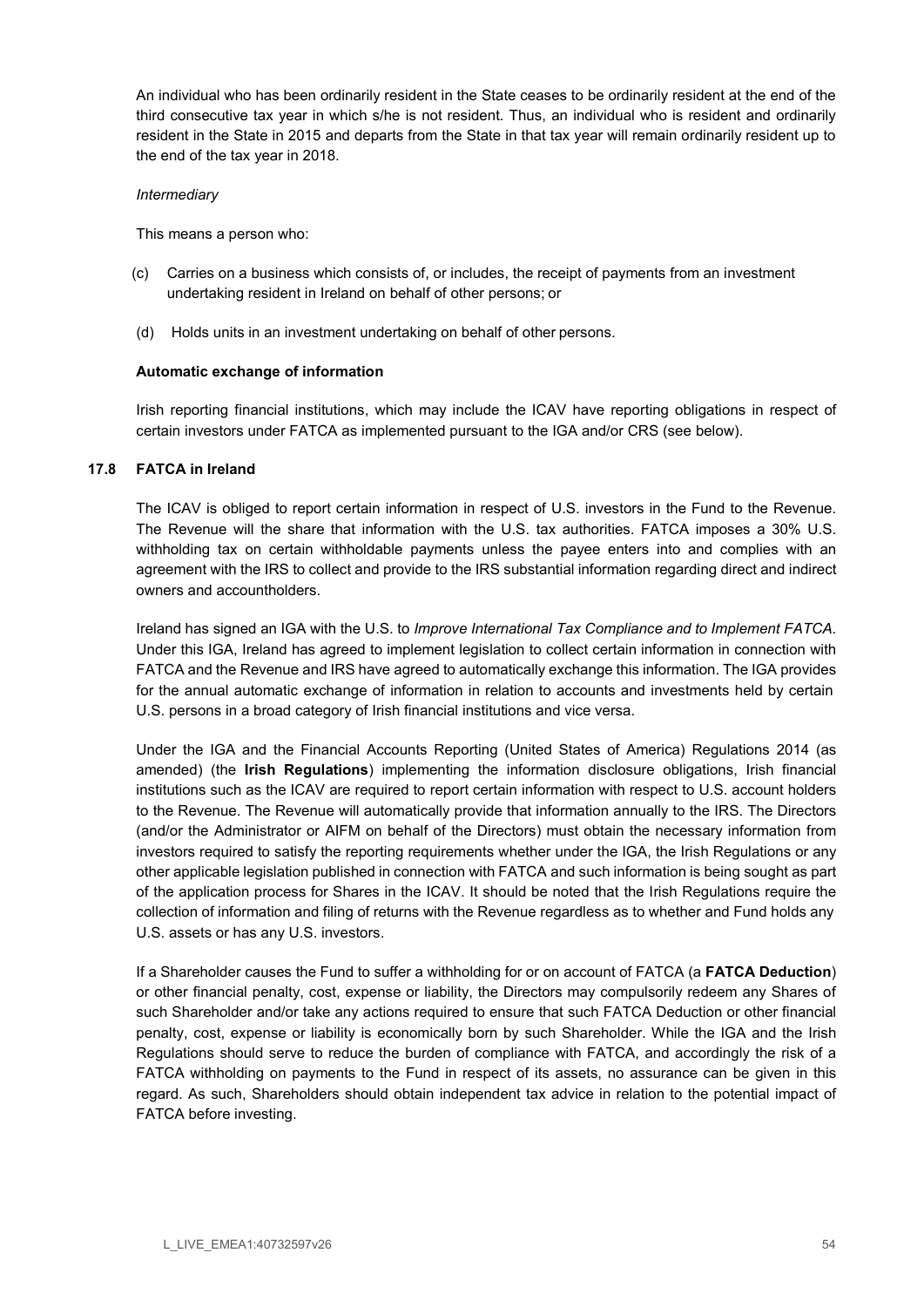An individual who has been ordinarily resident in the State ceases to be ordinarily resident at the end of the third consecutive tax year in which s/he is not resident. Thus, an individual who is resident and ordinarily resident in the State in 2015 and departs from the State in that tax year will remain ordinarily resident up to the end of the tax year in 2018.

*Intermediary*

This means a person who:

(c) Carries on a business which consists of, or includes, the receipt of payments from an investment undertaking resident in Ireland on behalf of other persons; or

(d) Holds units in an investment undertaking on behalf of other persons.

**Automatic exchange of information**

Irish reporting financial institutions, which may include the ICAV have reporting obligations in respect of certain investors under FATCA as implemented pursuant to the IGA and/or CRS (see below).

## 17.8 FATCA in Ireland

The ICAV is obliged to report certain information in respect of U.S. investors in the Fund to the Revenue. The Revenue will the share that information with the U.S. tax authorities. FATCA imposes a 30% U.S. withholding tax on certain withholdable payments unless the payee enters into and complies with an agreement with the IRS to collect and provide to the IRS substantial information regarding direct and indirect owners and accountholders.

Ireland has signed an IGA with the U.S. to *Improve International Tax Compliance and to Implement FATCA*. Under this IGA, Ireland has agreed to implement legislation to collect certain information in connection with FATCA and the Revenue and IRS have agreed to automatically exchange this information. The IGA provides for the annual automatic exchange of information in relation to accounts and investments held by certain U.S. persons in a broad category of Irish financial institutions and vice versa.

Under the IGA and the Financial Accounts Reporting (United States of America) Regulations 2014 (as amended) (the **Irish Regulations**) implementing the information disclosure obligations, Irish financial institutions such as the ICAV are required to report certain information with respect to U.S. account holders to the Revenue. The Revenue will automatically provide that information annually to the IRS. The Directors (and/or the Administrator or AIFM on behalf of the Directors) must obtain the necessary information from investors required to satisfy the reporting requirements whether under the IGA, the Irish Regulations or any other applicable legislation published in connection with FATCA and such information is being sought as part of the application process for Shares in the ICAV. It should be noted that the Irish Regulations require the collection of information and filing of returns with the Revenue regardless as to whether and Fund holds any U.S. assets or has any U.S. investors.

If a Shareholder causes the Fund to suffer a withholding for or on account of FATCA (a **FATCA Deduction**) or other financial penalty, cost, expense or liability, the Directors may compulsorily redeem any Shares of such Shareholder and/or take any actions required to ensure that such FATCA Deduction or other financial penalty, cost, expense or liability is economically born by such Shareholder. While the IGA and the Irish Regulations should serve to reduce the burden of compliance with FATCA, and accordingly the risk of a FATCA withholding on payments to the Fund in respect of its assets, no assurance can be given in this regard. As such, Shareholders should obtain independent tax advice in relation to the potential impact of FATCA before investing.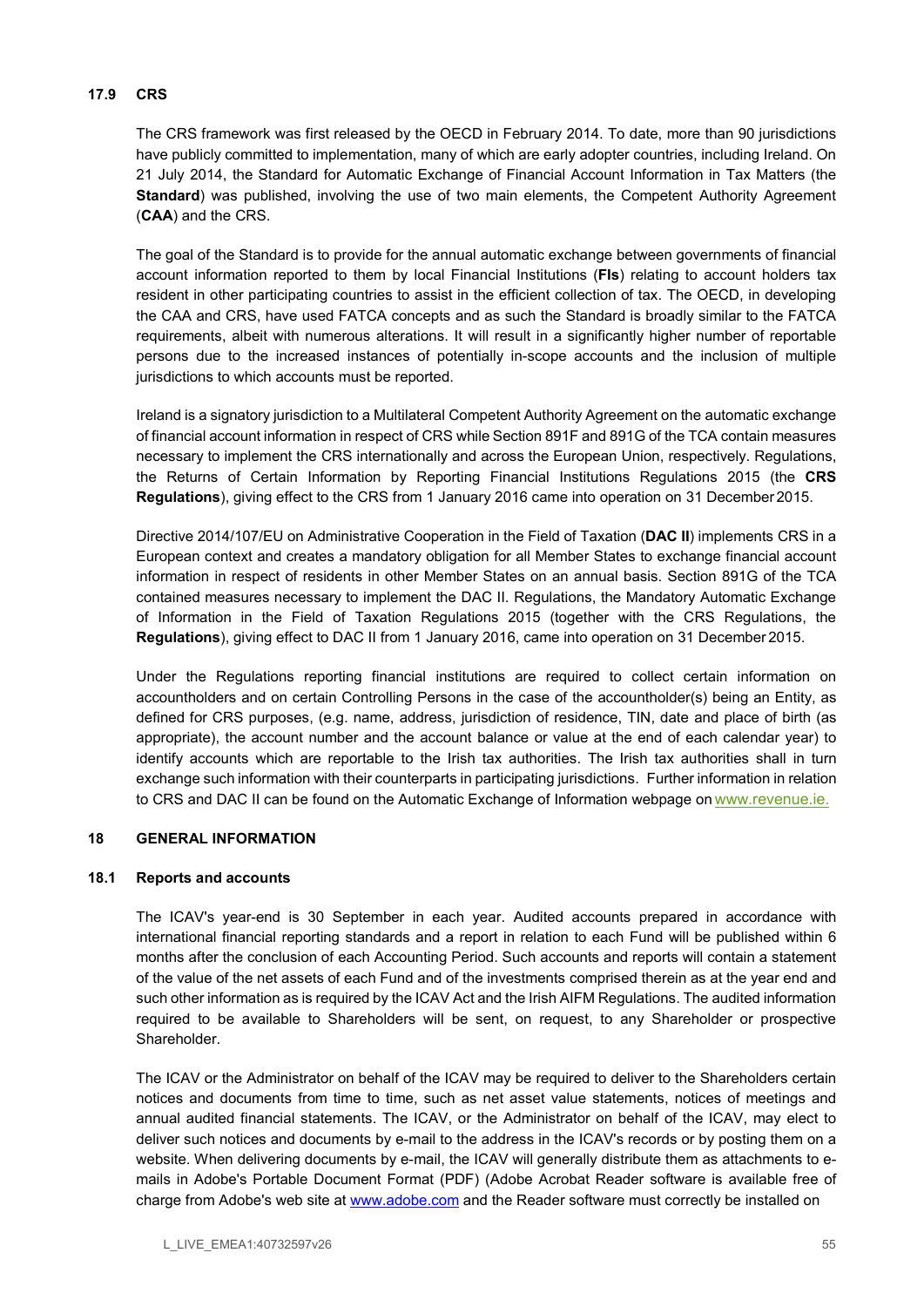### 17.9 CRS

The CRS framework was first released by the OECD in February 2014. To date, more than 90 jurisdictions have publicly committed to implementation, many of which are early adopter countries, including Ireland. On 21 July 2014, the Standard for Automatic Exchange of Financial Account Information in Tax Matters (the **Standard**) was published, involving the use of two main elements, the Competent Authority Agreement (**CAA**) and the CRS.

The goal of the Standard is to provide for the annual automatic exchange between governments of financial account information reported to them by local Financial Institutions (**FIs**) relating to account holders tax resident in other participating countries to assist in the efficient collection of tax. The OECD, in developing the CAA and CRS, have used FATCA concepts and as such the Standard is broadly similar to the FATCA requirements, albeit with numerous alterations. It will result in a significantly higher number of reportable persons due to the increased instances of potentially in-scope accounts and the inclusion of multiple jurisdictions to which accounts must be reported.

Ireland is a signatory jurisdiction to a Multilateral Competent Authority Agreement on the automatic exchange of financial account information in respect of CRS while Section 891F and 891G of the TCA contain measures necessary to implement the CRS internationally and across the European Union, respectively. Regulations, the Returns of Certain Information by Reporting Financial Institutions Regulations 2015 (the **CRS Regulations**), giving effect to the CRS from 1 January 2016 came into operation on 31 December 2015.

Directive 2014/107/EU on Administrative Cooperation in the Field of Taxation (**DAC II**) implements CRS in a European context and creates a mandatory obligation for all Member States to exchange financial account information in respect of residents in other Member States on an annual basis. Section 891G of the TCA contained measures necessary to implement the DAC II. Regulations, the Mandatory Automatic Exchange of Information in the Field of Taxation Regulations 2015 (together with the CRS Regulations, the **Regulations**), giving effect to DAC II from 1 January 2016, came into operation on 31 December 2015.

Under the Regulations reporting financial institutions are required to collect certain information on accountholders and on certain Controlling Persons in the case of the accountholder(s) being an Entity, as defined for CRS purposes, (e.g. name, address, jurisdiction of residence, TIN, date and place of birth (as appropriate), the account number and the account balance or value at the end of each calendar year) to identify accounts which are reportable to the Irish tax authorities. The Irish tax authorities shall in turn exchange such information with their counterparts in participating jurisdictions. Further information in relation to CRS and DAC II can be found on the Automatic Exchange of Information webpage on www.revenue.ie.

## 18 GENERAL INFORMATION

### 18.1 Reports and accounts

The ICAV's year-end is 30 September in each year. Audited accounts prepared in accordance with international financial reporting standards and a report in relation to each Fund will be published within 6 months after the conclusion of each Accounting Period. Such accounts and reports will contain a statement of the value of the net assets of each Fund and of the investments comprised therein as at the year end and such other information as is required by the ICAV Act and the Irish AIFM Regulations. The audited information required to be available to Shareholders will be sent, on request, to any Shareholder or prospective Shareholder.

The ICAV or the Administrator on behalf of the ICAV may be required to deliver to the Shareholders certain notices and documents from time to time, such as net asset value statements, notices of meetings and annual audited financial statements. The ICAV, or the Administrator on behalf of the ICAV, may elect to deliver such notices and documents by e-mail to the address in the ICAV's records or by posting them on a website. When delivering documents by e-mail, the ICAV will generally distribute them as attachments to e-mails in Adobe's Portable Document Format (PDF) (Adobe Acrobat Reader software is available free of charge from Adobe's web site at www.adobe.com and the Reader software must correctly be installed on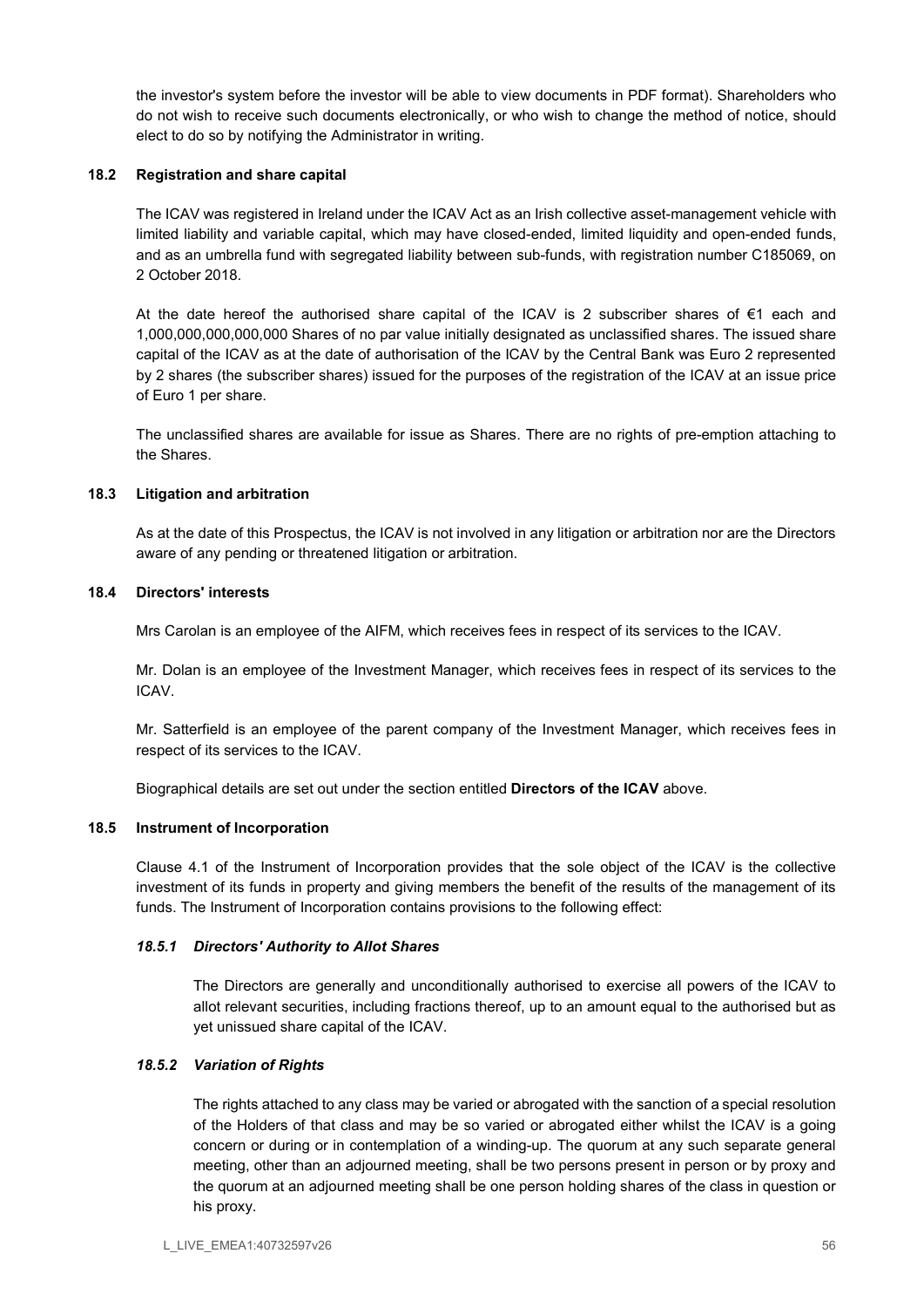the investor's system before the investor will be able to view documents in PDF format). Shareholders who do not wish to receive such documents electronically, or who wish to change the method of notice, should elect to do so by notifying the Administrator in writing.

### 18.2 Registration and share capital

The ICAV was registered in Ireland under the ICAV Act as an Irish collective asset-management vehicle with limited liability and variable capital, which may have closed-ended, limited liquidity and open-ended funds, and as an umbrella fund with segregated liability between sub-funds, with registration number C185069, on 2 October 2018.

At the date hereof the authorised share capital of the ICAV is 2 subscriber shares of €1 each and 1,000,000,000,000,000 Shares of no par value initially designated as unclassified shares. The issued share capital of the ICAV as at the date of authorisation of the ICAV by the Central Bank was Euro 2 represented by 2 shares (the subscriber shares) issued for the purposes of the registration of the ICAV at an issue price of Euro 1 per share.

The unclassified shares are available for issue as Shares. There are no rights of pre-emption attaching to the Shares.

### 18.3 Litigation and arbitration

As at the date of this Prospectus, the ICAV is not involved in any litigation or arbitration nor are the Directors aware of any pending or threatened litigation or arbitration.

### 18.4 Directors' interests

Mrs Carolan is an employee of the AIFM, which receives fees in respect of its services to the ICAV.

Mr. Dolan is an employee of the Investment Manager, which receives fees in respect of its services to the ICAV.

Mr. Satterfield is an employee of the parent company of the Investment Manager, which receives fees in respect of its services to the ICAV.

Biographical details are set out under the section entitled **Directors of the ICAV** above.

### 18.5 Instrument of Incorporation

Clause 4.1 of the Instrument of Incorporation provides that the sole object of the ICAV is the collective investment of its funds in property and giving members the benefit of the results of the management of its funds. The Instrument of Incorporation contains provisions to the following effect:

#### *18.5.1 Directors' Authority to Allot Shares*

The Directors are generally and unconditionally authorised to exercise all powers of the ICAV to allot relevant securities, including fractions thereof, up to an amount equal to the authorised but as yet unissued share capital of the ICAV.

#### *18.5.2 Variation of Rights*

The rights attached to any class may be varied or abrogated with the sanction of a special resolution of the Holders of that class and may be so varied or abrogated either whilst the ICAV is a going concern or during or in contemplation of a winding-up. The quorum at any such separate general meeting, other than an adjourned meeting, shall be two persons present in person or by proxy and the quorum at an adjourned meeting shall be one person holding shares of the class in question or his proxy.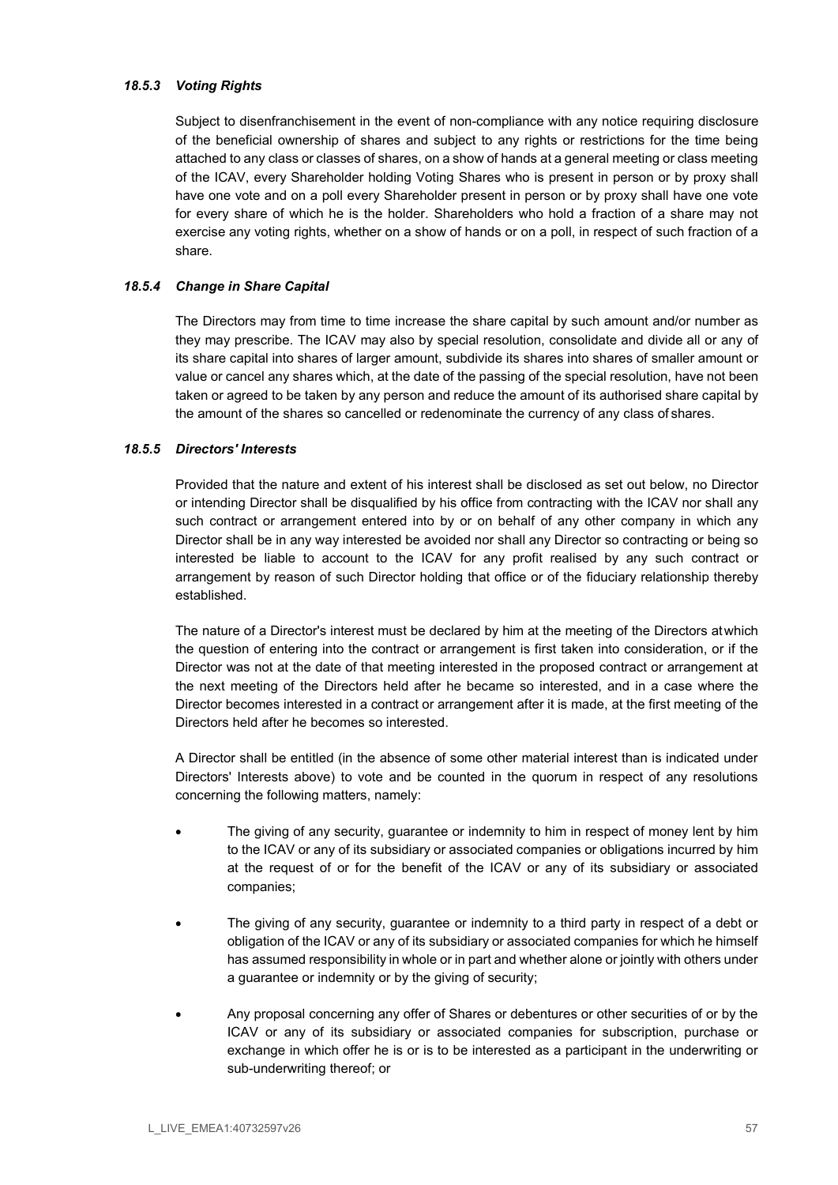#### *18.5.3 Voting Rights*

Subject to disenfranchisement in the event of non-compliance with any notice requiring disclosure of the beneficial ownership of shares and subject to any rights or restrictions for the time being attached to any class or classes of shares, on a show of hands at a general meeting or class meeting of the ICAV, every Shareholder holding Voting Shares who is present in person or by proxy shall have one vote and on a poll every Shareholder present in person or by proxy shall have one vote for every share of which he is the holder. Shareholders who hold a fraction of a share may not exercise any voting rights, whether on a show of hands or on a poll, in respect of such fraction of a share.

#### *18.5.4 Change in Share Capital*

The Directors may from time to time increase the share capital by such amount and/or number as they may prescribe. The ICAV may also by special resolution, consolidate and divide all or any of its share capital into shares of larger amount, subdivide its shares into shares of smaller amount or value or cancel any shares which, at the date of the passing of the special resolution, have not been taken or agreed to be taken by any person and reduce the amount of its authorised share capital by the amount of the shares so cancelled or redenominate the currency of any class of shares.

#### *18.5.5 Directors' Interests*

Provided that the nature and extent of his interest shall be disclosed as set out below, no Director or intending Director shall be disqualified by his office from contracting with the ICAV nor shall any such contract or arrangement entered into by or on behalf of any other company in which any Director shall be in any way interested be avoided nor shall any Director so contracting or being so interested be liable to account to the ICAV for any profit realised by any such contract or arrangement by reason of such Director holding that office or of the fiduciary relationship thereby established.

The nature of a Director's interest must be declared by him at the meeting of the Directors at which the question of entering into the contract or arrangement is first taken into consideration, or if the Director was not at the date of that meeting interested in the proposed contract or arrangement at the next meeting of the Directors held after he became so interested, and in a case where the Director becomes interested in a contract or arrangement after it is made, at the first meeting of the Directors held after he becomes so interested.

A Director shall be entitled (in the absence of some other material interest than is indicated under Directors' Interests above) to vote and be counted in the quorum in respect of any resolutions concerning the following matters, namely:

- The giving of any security, guarantee or indemnity to him in respect of money lent by him to the ICAV or any of its subsidiary or associated companies or obligations incurred by him at the request of or for the benefit of the ICAV or any of its subsidiary or associated companies;

- The giving of any security, guarantee or indemnity to a third party in respect of a debt or obligation of the ICAV or any of its subsidiary or associated companies for which he himself has assumed responsibility in whole or in part and whether alone or jointly with others under a guarantee or indemnity or by the giving of security;

- Any proposal concerning any offer of Shares or debentures or other securities of or by the ICAV or any of its subsidiary or associated companies for subscription, purchase or exchange in which offer he is or is to be interested as a participant in the underwriting or sub-underwriting thereof; or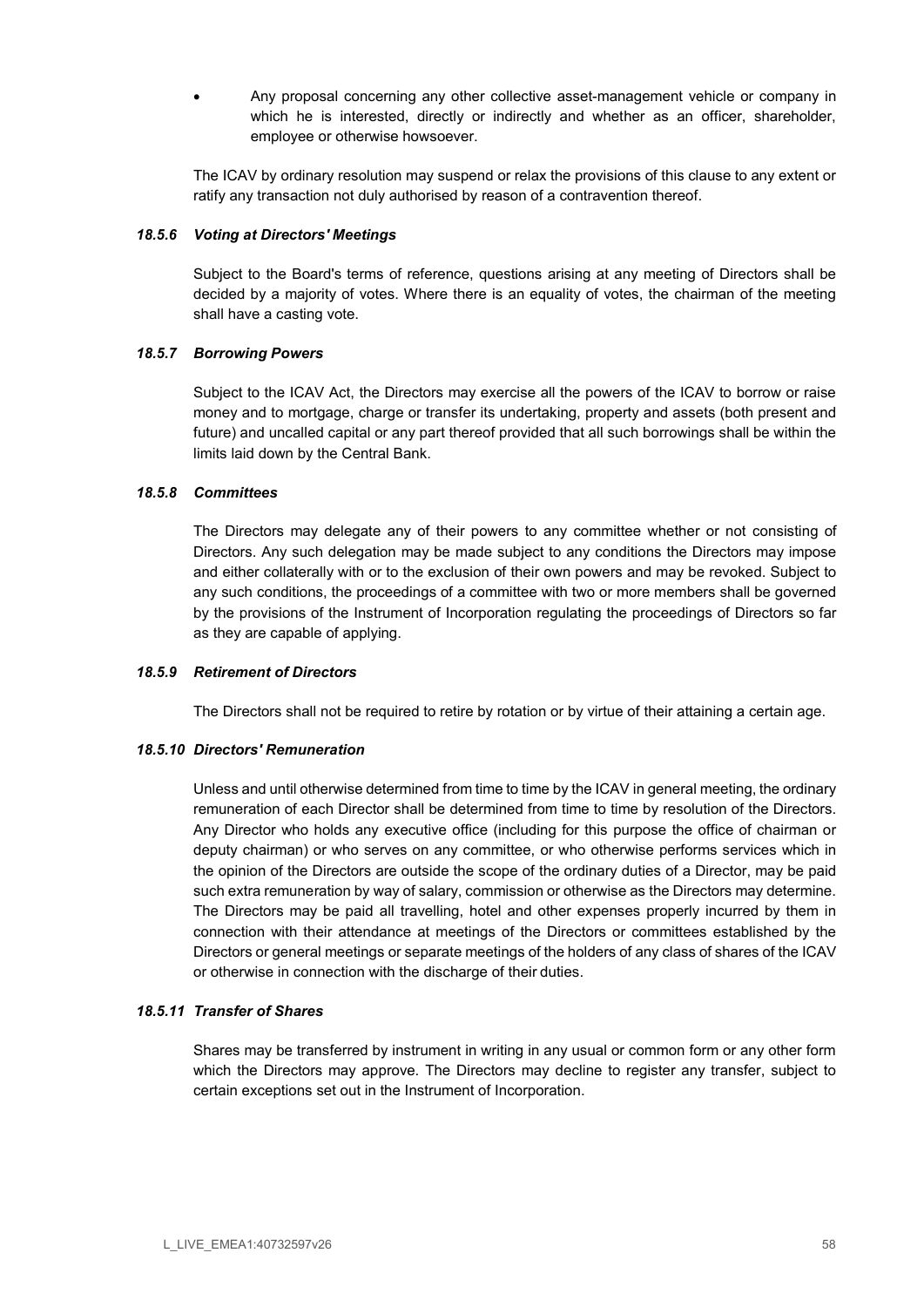- Any proposal concerning any other collective asset-management vehicle or company in which he is interested, directly or indirectly and whether as an officer, shareholder, employee or otherwise howsoever.

The ICAV by ordinary resolution may suspend or relax the provisions of this clause to any extent or ratify any transaction not duly authorised by reason of a contravention thereof.

#### *18.5.6 Voting at Directors' Meetings*

Subject to the Board's terms of reference, questions arising at any meeting of Directors shall be decided by a majority of votes. Where there is an equality of votes, the chairman of the meeting shall have a casting vote.

#### *18.5.7 Borrowing Powers*

Subject to the ICAV Act, the Directors may exercise all the powers of the ICAV to borrow or raise money and to mortgage, charge or transfer its undertaking, property and assets (both present and future) and uncalled capital or any part thereof provided that all such borrowings shall be within the limits laid down by the Central Bank.

#### *18.5.8 Committees*

The Directors may delegate any of their powers to any committee whether or not consisting of Directors. Any such delegation may be made subject to any conditions the Directors may impose and either collaterally with or to the exclusion of their own powers and may be revoked. Subject to any such conditions, the proceedings of a committee with two or more members shall be governed by the provisions of the Instrument of Incorporation regulating the proceedings of Directors so far as they are capable of applying.

#### *18.5.9 Retirement of Directors*

The Directors shall not be required to retire by rotation or by virtue of their attaining a certain age.

#### *18.5.10 Directors' Remuneration*

Unless and until otherwise determined from time to time by the ICAV in general meeting, the ordinary remuneration of each Director shall be determined from time to time by resolution of the Directors. Any Director who holds any executive office (including for this purpose the office of chairman or deputy chairman) or who serves on any committee, or who otherwise performs services which in the opinion of the Directors are outside the scope of the ordinary duties of a Director, may be paid such extra remuneration by way of salary, commission or otherwise as the Directors may determine. The Directors may be paid all travelling, hotel and other expenses properly incurred by them in connection with their attendance at meetings of the Directors or committees established by the Directors or general meetings or separate meetings of the holders of any class of shares of the ICAV or otherwise in connection with the discharge of their duties.

#### *18.5.11 Transfer of Shares*

Shares may be transferred by instrument in writing in any usual or common form or any other form which the Directors may approve. The Directors may decline to register any transfer, subject to certain exceptions set out in the Instrument of Incorporation.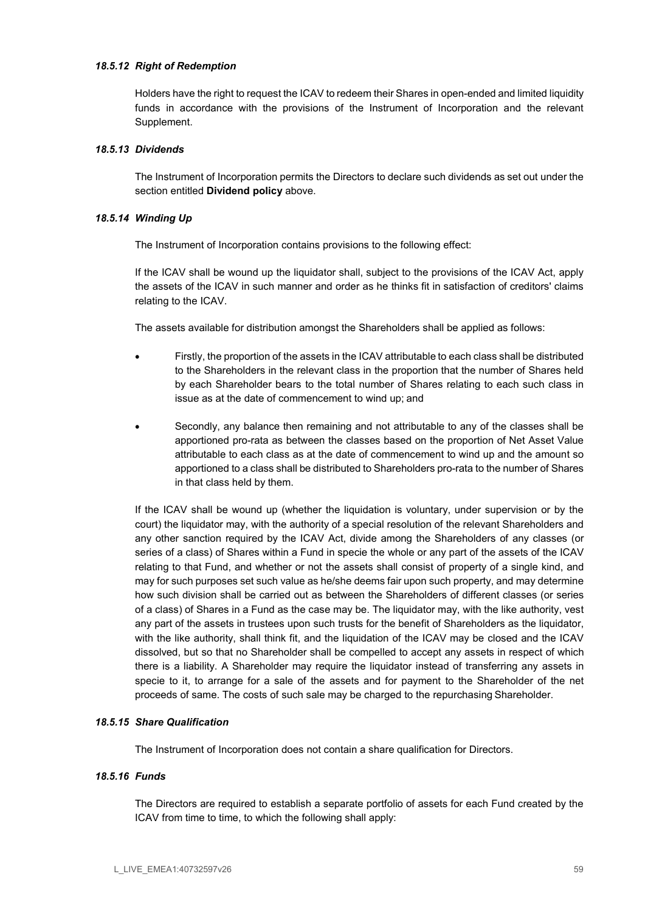#### *18.5.12 Right of Redemption*

Holders have the right to request the ICAV to redeem their Shares in open-ended and limited liquidity funds in accordance with the provisions of the Instrument of Incorporation and the relevant Supplement.

#### *18.5.13 Dividends*

The Instrument of Incorporation permits the Directors to declare such dividends as set out under the section entitled **Dividend policy** above.

#### *18.5.14 Winding Up*

The Instrument of Incorporation contains provisions to the following effect:

If the ICAV shall be wound up the liquidator shall, subject to the provisions of the ICAV Act, apply the assets of the ICAV in such manner and order as he thinks fit in satisfaction of creditors' claims relating to the ICAV.

The assets available for distribution amongst the Shareholders shall be applied as follows:

- Firstly, the proportion of the assets in the ICAV attributable to each class shall be distributed to the Shareholders in the relevant class in the proportion that the number of Shares held by each Shareholder bears to the total number of Shares relating to each such class in issue as at the date of commencement to wind up; and
- Secondly, any balance then remaining and not attributable to any of the classes shall be apportioned pro-rata as between the classes based on the proportion of Net Asset Value attributable to each class as at the date of commencement to wind up and the amount so apportioned to a class shall be distributed to Shareholders pro-rata to the number of Shares in that class held by them.

If the ICAV shall be wound up (whether the liquidation is voluntary, under supervision or by the court) the liquidator may, with the authority of a special resolution of the relevant Shareholders and any other sanction required by the ICAV Act, divide among the Shareholders of any classes (or series of a class) of Shares within a Fund in specie the whole or any part of the assets of the ICAV relating to that Fund, and whether or not the assets shall consist of property of a single kind, and may for such purposes set such value as he/she deems fair upon such property, and may determine how such division shall be carried out as between the Shareholders of different classes (or series of a class) of Shares in a Fund as the case may be. The liquidator may, with the like authority, vest any part of the assets in trustees upon such trusts for the benefit of Shareholders as the liquidator, with the like authority, shall think fit, and the liquidation of the ICAV may be closed and the ICAV dissolved, but so that no Shareholder shall be compelled to accept any assets in respect of which there is a liability. A Shareholder may require the liquidator instead of transferring any assets in specie to it, to arrange for a sale of the assets and for payment to the Shareholder of the net proceeds of same. The costs of such sale may be charged to the repurchasing Shareholder.

#### *18.5.15 Share Qualification*

The Instrument of Incorporation does not contain a share qualification for Directors.

#### *18.5.16 Funds*

The Directors are required to establish a separate portfolio of assets for each Fund created by the ICAV from time to time, to which the following shall apply: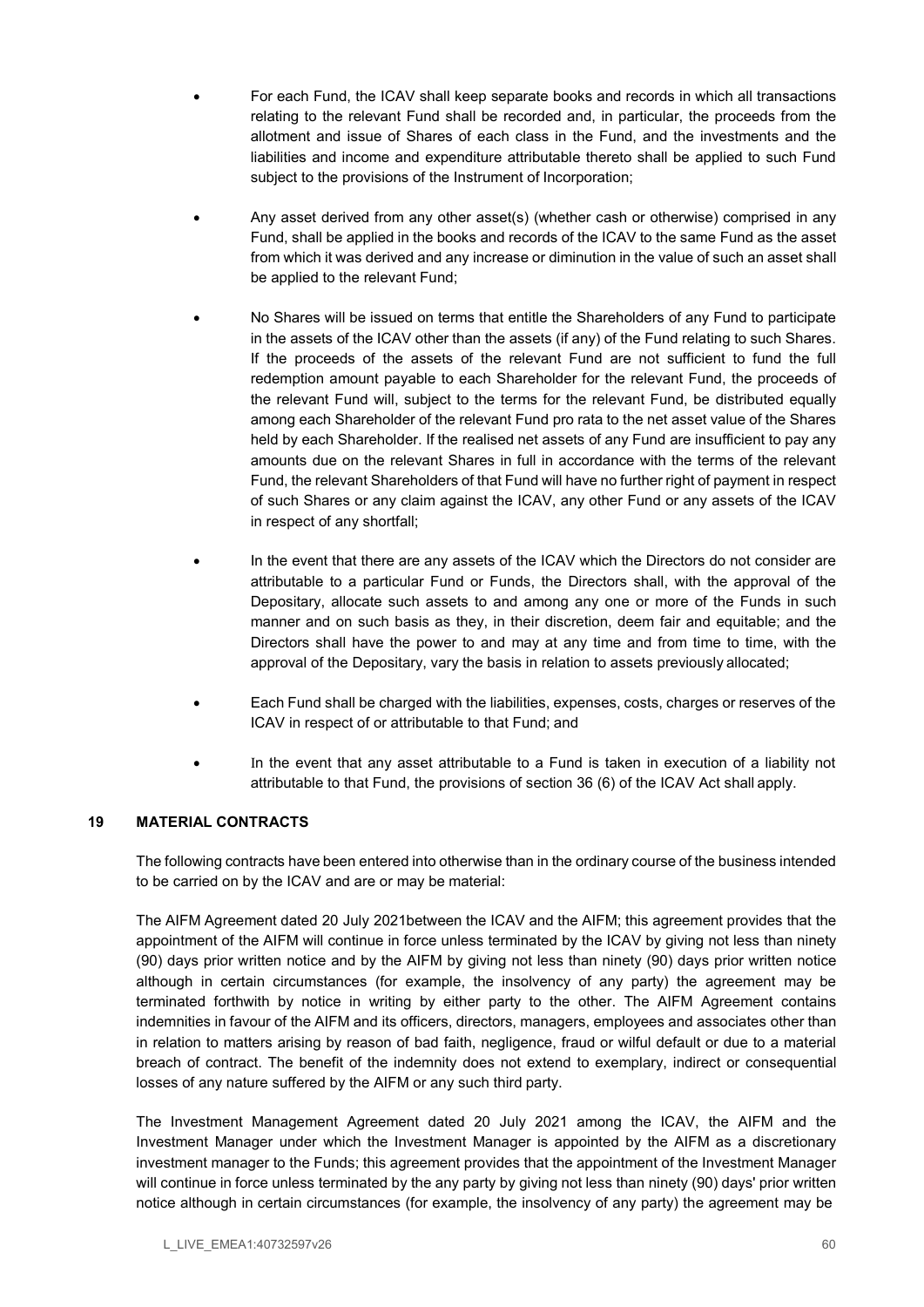- For each Fund, the ICAV shall keep separate books and records in which all transactions relating to the relevant Fund shall be recorded and, in particular, the proceeds from the allotment and issue of Shares of each class in the Fund, and the investments and the liabilities and income and expenditure attributable thereto shall be applied to such Fund subject to the provisions of the Instrument of Incorporation;

- Any asset derived from any other asset(s) (whether cash or otherwise) comprised in any Fund, shall be applied in the books and records of the ICAV to the same Fund as the asset from which it was derived and any increase or diminution in the value of such an asset shall be applied to the relevant Fund;

- No Shares will be issued on terms that entitle the Shareholders of any Fund to participate in the assets of the ICAV other than the assets (if any) of the Fund relating to such Shares. If the proceeds of the assets of the relevant Fund are not sufficient to fund the full redemption amount payable to each Shareholder for the relevant Fund, the proceeds of the relevant Fund will, subject to the terms for the relevant Fund, be distributed equally among each Shareholder of the relevant Fund pro rata to the net asset value of the Shares held by each Shareholder. If the realised net assets of any Fund are insufficient to pay any amounts due on the relevant Shares in full in accordance with the terms of the relevant Fund, the relevant Shareholders of that Fund will have no further right of payment in respect of such Shares or any claim against the ICAV, any other Fund or any assets of the ICAV in respect of any shortfall;

- In the event that there are any assets of the ICAV which the Directors do not consider are attributable to a particular Fund or Funds, the Directors shall, with the approval of the Depositary, allocate such assets to and among any one or more of the Funds in such manner and on such basis as they, in their discretion, deem fair and equitable; and the Directors shall have the power to and may at any time and from time to time, with the approval of the Depositary, vary the basis in relation to assets previously allocated;

- Each Fund shall be charged with the liabilities, expenses, costs, charges or reserves of the ICAV in respect of or attributable to that Fund; and

- In the event that any asset attributable to a Fund is taken in execution of a liability not attributable to that Fund, the provisions of section 36 (6) of the ICAV Act shall apply.

## 19 MATERIAL CONTRACTS

The following contracts have been entered into otherwise than in the ordinary course of the business intended to be carried on by the ICAV and are or may be material:

The AIFM Agreement dated 20 July 2021between the ICAV and the AIFM; this agreement provides that the appointment of the AIFM will continue in force unless terminated by the ICAV by giving not less than ninety (90) days prior written notice and by the AIFM by giving not less than ninety (90) days prior written notice although in certain circumstances (for example, the insolvency of any party) the agreement may be terminated forthwith by notice in writing by either party to the other. The AIFM Agreement contains indemnities in favour of the AIFM and its officers, directors, managers, employees and associates other than in relation to matters arising by reason of bad faith, negligence, fraud or wilful default or due to a material breach of contract. The benefit of the indemnity does not extend to exemplary, indirect or consequential losses of any nature suffered by the AIFM or any such third party.

The Investment Management Agreement dated 20 July 2021 among the ICAV, the AIFM and the Investment Manager under which the Investment Manager is appointed by the AIFM as a discretionary investment manager to the Funds; this agreement provides that the appointment of the Investment Manager will continue in force unless terminated by the any party by giving not less than ninety (90) days' prior written notice although in certain circumstances (for example, the insolvency of any party) the agreement may be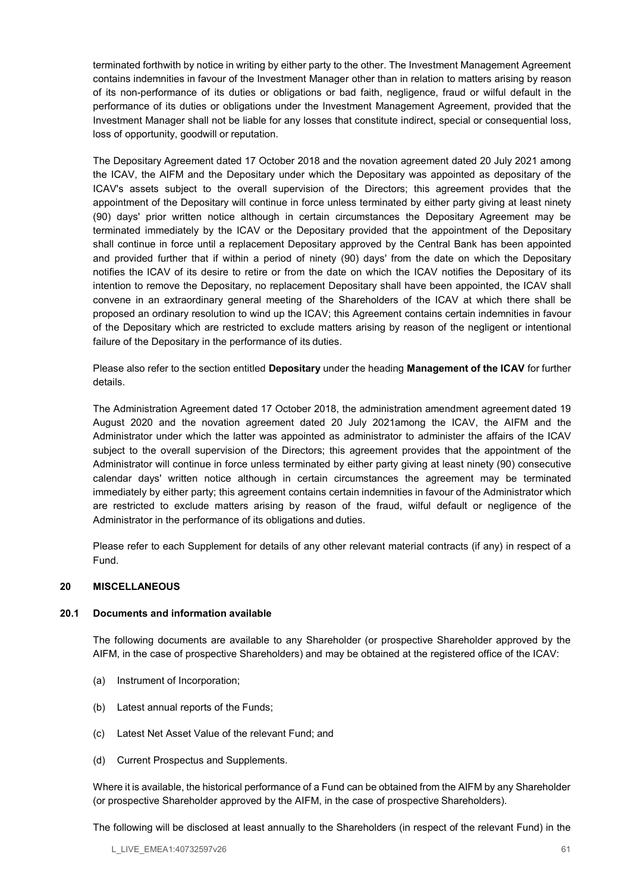terminated forthwith by notice in writing by either party to the other. The Investment Management Agreement contains indemnities in favour of the Investment Manager other than in relation to matters arising by reason of its non-performance of its duties or obligations or bad faith, negligence, fraud or wilful default in the performance of its duties or obligations under the Investment Management Agreement, provided that the Investment Manager shall not be liable for any losses that constitute indirect, special or consequential loss, loss of opportunity, goodwill or reputation.

The Depositary Agreement dated 17 October 2018 and the novation agreement dated 20 July 2021 among the ICAV, the AIFM and the Depositary under which the Depositary was appointed as depositary of the ICAV's assets subject to the overall supervision of the Directors; this agreement provides that the appointment of the Depositary will continue in force unless terminated by either party giving at least ninety (90) days' prior written notice although in certain circumstances the Depositary Agreement may be terminated immediately by the ICAV or the Depositary provided that the appointment of the Depositary shall continue in force until a replacement Depositary approved by the Central Bank has been appointed and provided further that if within a period of ninety (90) days' from the date on which the Depositary notifies the ICAV of its desire to retire or from the date on which the ICAV notifies the Depositary of its intention to remove the Depositary, no replacement Depositary shall have been appointed, the ICAV shall convene in an extraordinary general meeting of the Shareholders of the ICAV at which there shall be proposed an ordinary resolution to wind up the ICAV; this Agreement contains certain indemnities in favour of the Depositary which are restricted to exclude matters arising by reason of the negligent or intentional failure of the Depositary in the performance of its duties.

Please also refer to the section entitled **Depositary** under the heading **Management of the ICAV** for further details.

The Administration Agreement dated 17 October 2018, the administration amendment agreement dated 19 August 2020 and the novation agreement dated 20 July 2021among the ICAV, the AIFM and the Administrator under which the latter was appointed as administrator to administer the affairs of the ICAV subject to the overall supervision of the Directors; this agreement provides that the appointment of the Administrator will continue in force unless terminated by either party giving at least ninety (90) consecutive calendar days' written notice although in certain circumstances the agreement may be terminated immediately by either party; this agreement contains certain indemnities in favour of the Administrator which are restricted to exclude matters arising by reason of the fraud, wilful default or negligence of the Administrator in the performance of its obligations and duties.

Please refer to each Supplement for details of any other relevant material contracts (if any) in respect of a Fund.

## 20 MISCELLANEOUS

### 20.1 Documents and information available

The following documents are available to any Shareholder (or prospective Shareholder approved by the AIFM, in the case of prospective Shareholders) and may be obtained at the registered office of the ICAV:

(a) Instrument of Incorporation;

(b) Latest annual reports of the Funds;

(c) Latest Net Asset Value of the relevant Fund; and

(d) Current Prospectus and Supplements.

Where it is available, the historical performance of a Fund can be obtained from the AIFM by any Shareholder (or prospective Shareholder approved by the AIFM, in the case of prospective Shareholders).

The following will be disclosed at least annually to the Shareholders (in respect of the relevant Fund) in the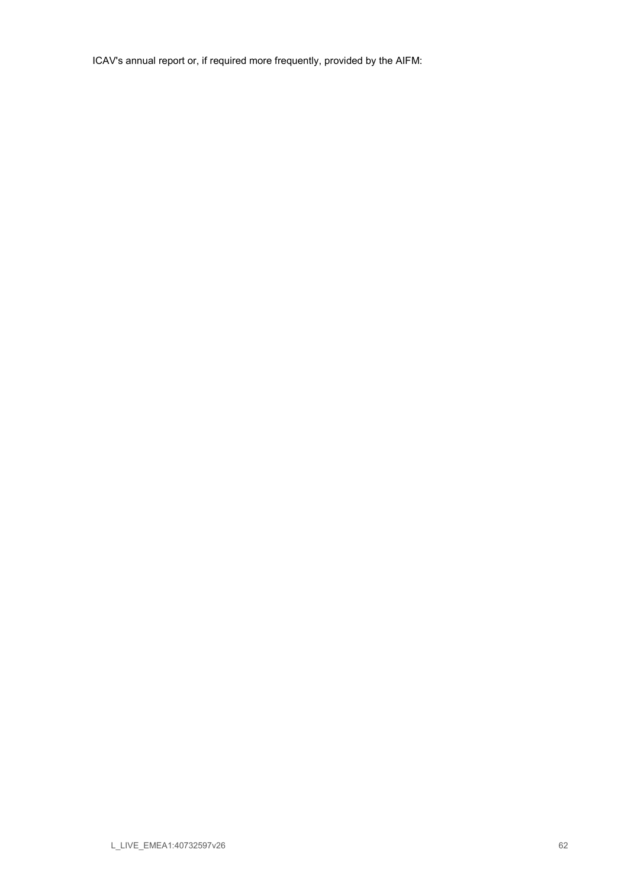ICAV's annual report or, if required more frequently, provided by the AIFM: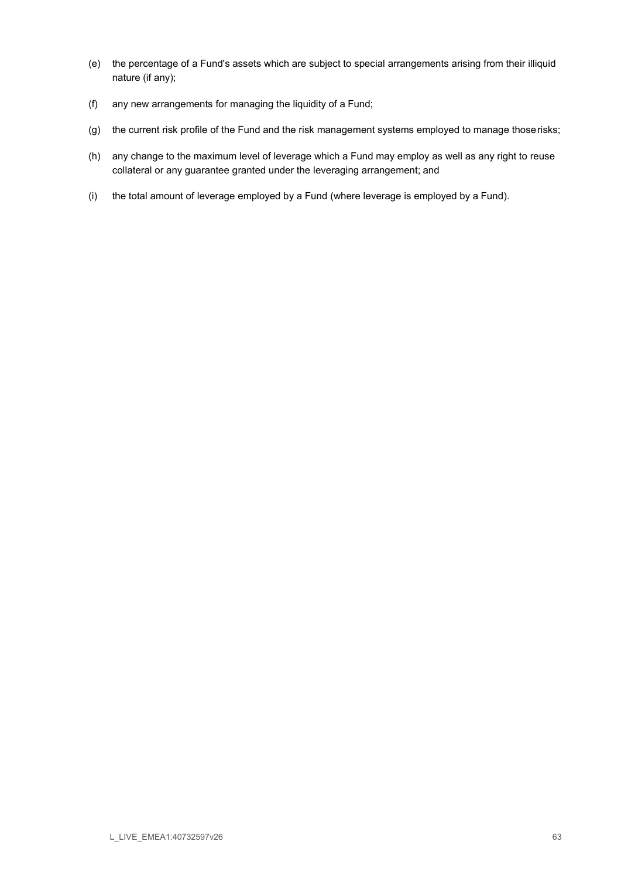(e) the percentage of a Fund's assets which are subject to special arrangements arising from their illiquid nature (if any);

(f) any new arrangements for managing the liquidity of a Fund;

(g) the current risk profile of the Fund and the risk management systems employed to manage those risks;

(h) any change to the maximum level of leverage which a Fund may employ as well as any right to reuse collateral or any guarantee granted under the leveraging arrangement; and

(i) the total amount of leverage employed by a Fund (where leverage is employed by a Fund).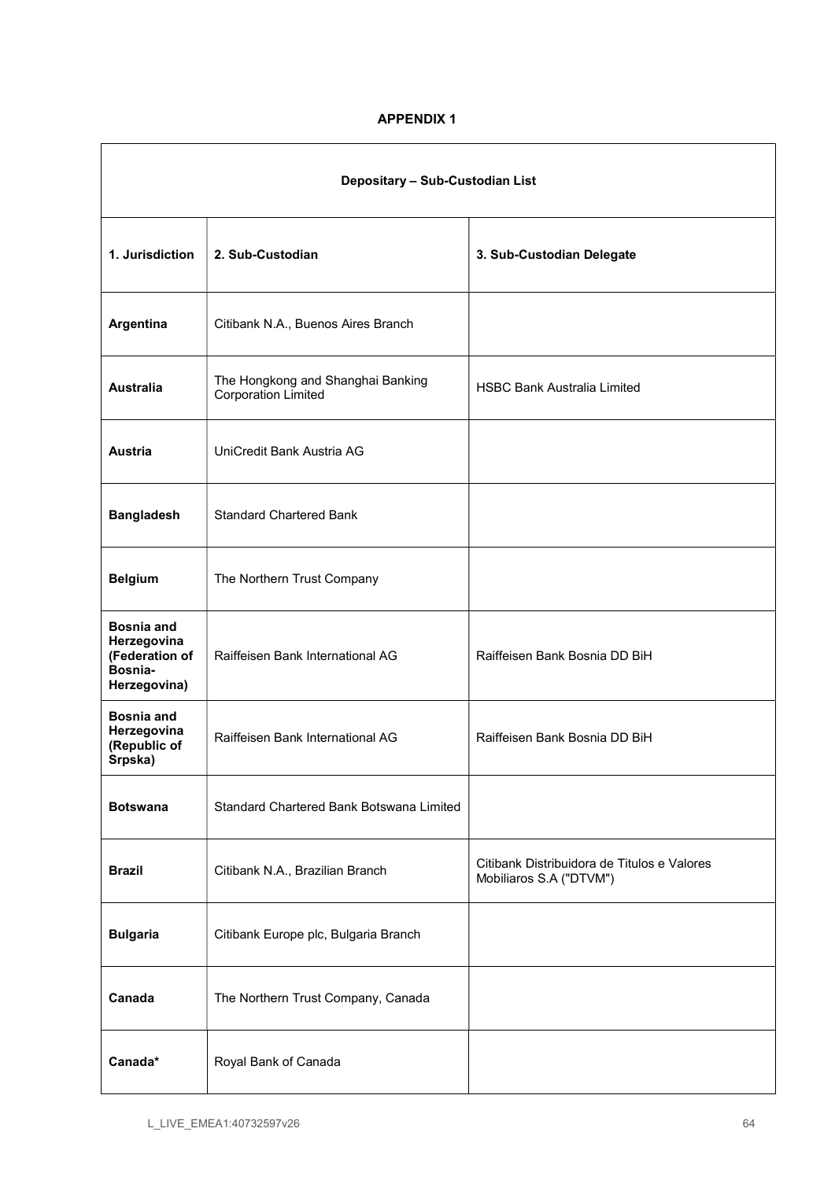## APPENDIX 1

| Depositary – Sub-Custodian List | | |
|---|---|---|
| **1. Jurisdiction** | **2. Sub-Custodian** | **3. Sub-Custodian Delegate** |
| **Argentina** | Citibank N.A., Buenos Aires Branch | |
| **Australia** | The Hongkong and Shanghai Banking Corporation Limited | HSBC Bank Australia Limited |
| **Austria** | UniCredit Bank Austria AG | |
| **Bangladesh** | Standard Chartered Bank | |
| **Belgium** | The Northern Trust Company | |
| **Bosnia and Herzegovina (Federation of Bosnia-Herzegovina)** | Raiffeisen Bank International AG | Raiffeisen Bank Bosnia DD BiH |
| **Bosnia and Herzegovina (Republic of Srpska)** | Raiffeisen Bank International AG | Raiffeisen Bank Bosnia DD BiH |
| **Botswana** | Standard Chartered Bank Botswana Limited | |
| **Brazil** | Citibank N.A., Brazilian Branch | Citibank Distribuidora de Titulos e Valores Mobiliaros S.A ("DTVM") |
| **Bulgaria** | Citibank Europe plc, Bulgaria Branch | |
| **Canada** | The Northern Trust Company, Canada | |
| **Canada*** | Royal Bank of Canada | |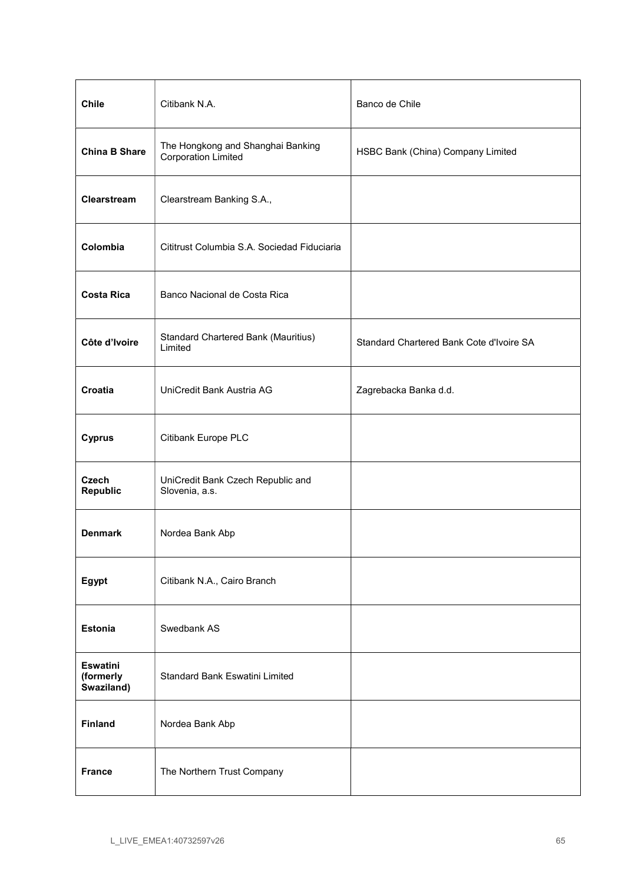| | | |
|---|---|---|
| **Chile** | Citibank N.A. | Banco de Chile |
| **China B Share** | The Hongkong and Shanghai Banking Corporation Limited | HSBC Bank (China) Company Limited |
| **Clearstream** | Clearstream Banking S.A., | |
| **Colombia** | Cititrust Columbia S.A. Sociedad Fiduciaria | |
| **Costa Rica** | Banco Nacional de Costa Rica | |
| **Côte d'Ivoire** | Standard Chartered Bank (Mauritius) Limited | Standard Chartered Bank Cote d'Ivoire SA |
| **Croatia** | UniCredit Bank Austria AG | Zagrebacka Banka d.d. |
| **Cyprus** | Citibank Europe PLC | |
| **Czech Republic** | UniCredit Bank Czech Republic and Slovenia, a.s. | |
| **Denmark** | Nordea Bank Abp | |
| **Egypt** | Citibank N.A., Cairo Branch | |
| **Estonia** | Swedbank AS | |
| **Eswatini (formerly Swaziland)** | Standard Bank Eswatini Limited | |
| **Finland** | Nordea Bank Abp | |
| **France** | The Northern Trust Company | |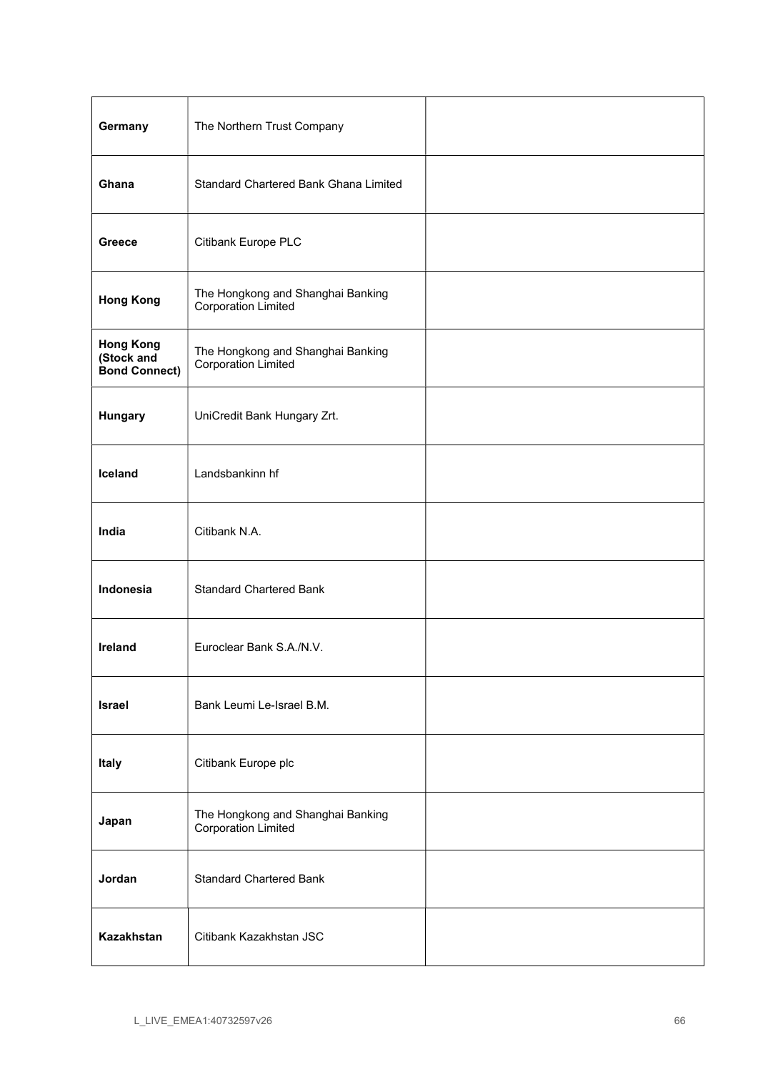| | | |
|---|---|---|
| **Germany** | The Northern Trust Company | |
| **Ghana** | Standard Chartered Bank Ghana Limited | |
| **Greece** | Citibank Europe PLC | |
| **Hong Kong** | The Hongkong and Shanghai Banking Corporation Limited | |
| **Hong Kong (Stock and Bond Connect)** | The Hongkong and Shanghai Banking Corporation Limited | |
| **Hungary** | UniCredit Bank Hungary Zrt. | |
| **Iceland** | Landsbankinn hf | |
| **India** | Citibank N.A. | |
| **Indonesia** | Standard Chartered Bank | |
| **Ireland** | Euroclear Bank S.A./N.V. | |
| **Israel** | Bank Leumi Le-Israel B.M. | |
| **Italy** | Citibank Europe plc | |
| **Japan** | The Hongkong and Shanghai Banking Corporation Limited | |
| **Jordan** | Standard Chartered Bank | |
| **Kazakhstan** | Citibank Kazakhstan JSC | |

L_LIVE_EMEA1:40732597v26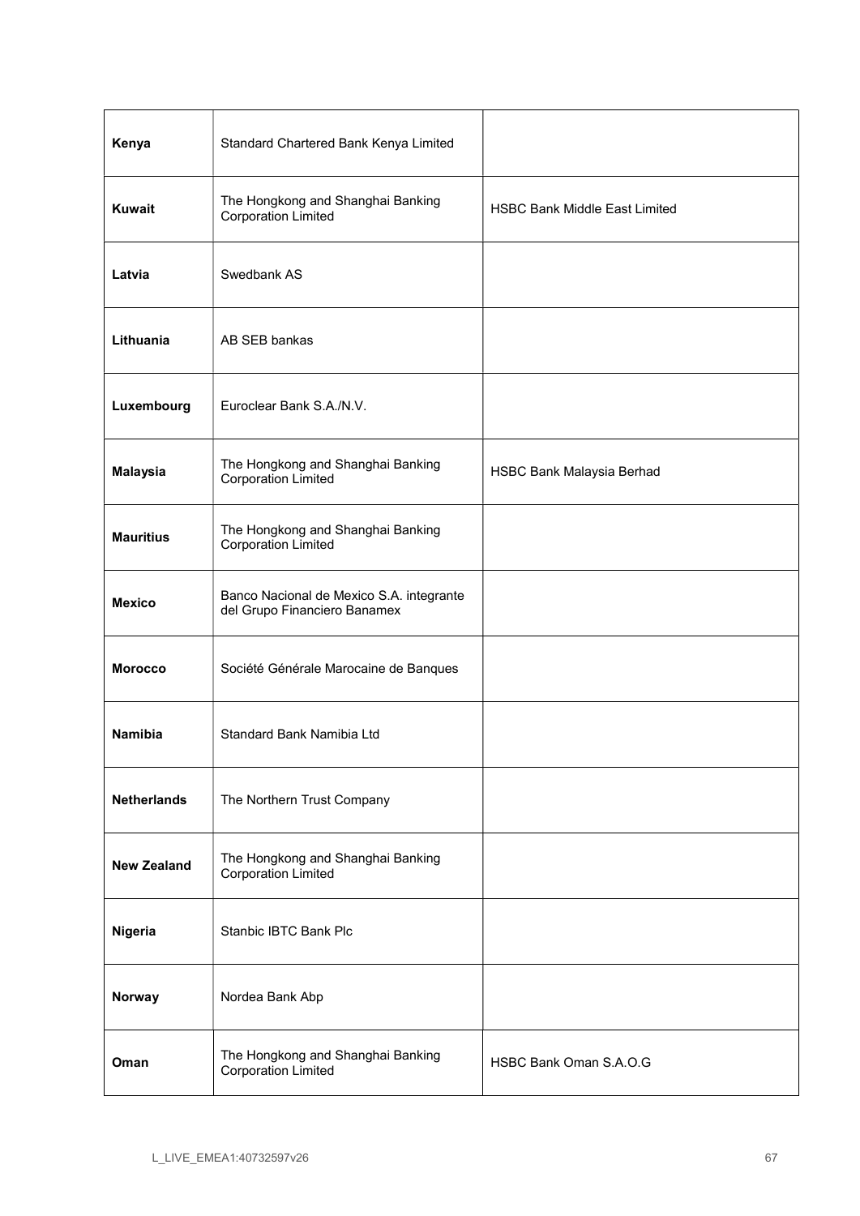| | | |
|---|---|---|
| **Kenya** | Standard Chartered Bank Kenya Limited | |
| **Kuwait** | The Hongkong and Shanghai Banking Corporation Limited | HSBC Bank Middle East Limited |
| **Latvia** | Swedbank AS | |
| **Lithuania** | AB SEB bankas | |
| **Luxembourg** | Euroclear Bank S.A./N.V. | |
| **Malaysia** | The Hongkong and Shanghai Banking Corporation Limited | HSBC Bank Malaysia Berhad |
| **Mauritius** | The Hongkong and Shanghai Banking Corporation Limited | |
| **Mexico** | Banco Nacional de Mexico S.A. integrante del Grupo Financiero Banamex | |
| **Morocco** | Société Générale Marocaine de Banques | |
| **Namibia** | Standard Bank Namibia Ltd | |
| **Netherlands** | The Northern Trust Company | |
| **New Zealand** | The Hongkong and Shanghai Banking Corporation Limited | |
| **Nigeria** | Stanbic IBTC Bank Plc | |
| **Norway** | Nordea Bank Abp | |
| **Oman** | The Hongkong and Shanghai Banking Corporation Limited | HSBC Bank Oman S.A.O.G |

L_LIVE_EMEA1:40732597v26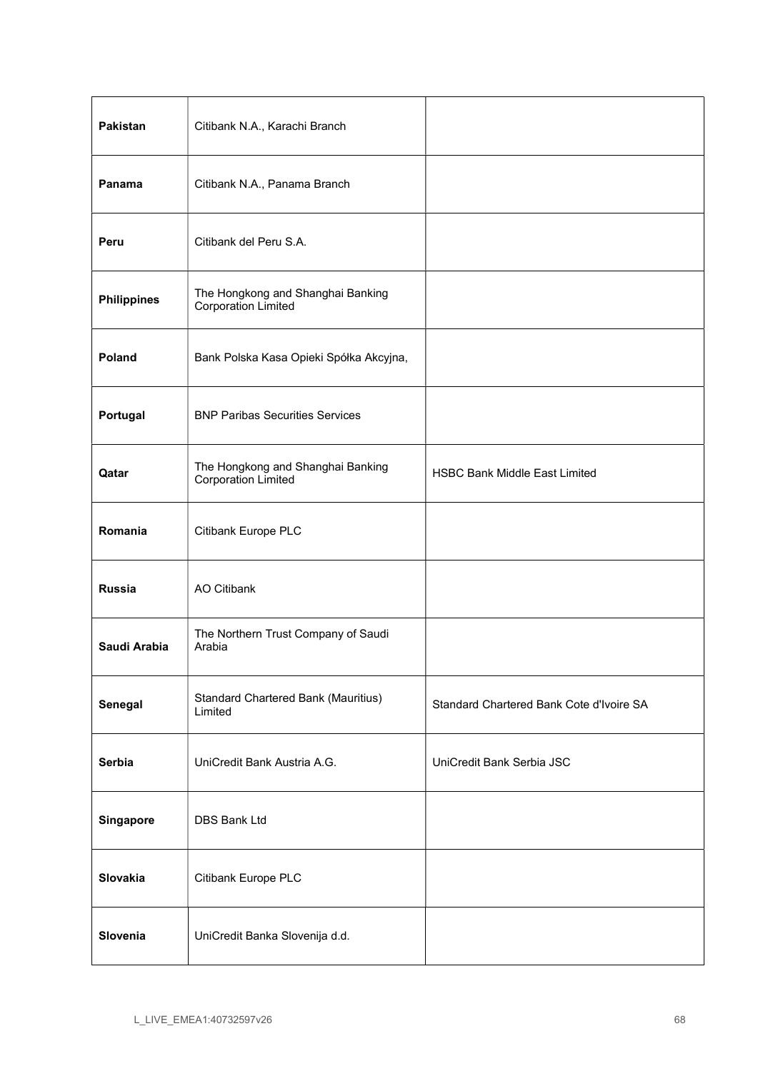| | | |
|---|---|---|
| **Pakistan** | Citibank N.A., Karachi Branch | |
| **Panama** | Citibank N.A., Panama Branch | |
| **Peru** | Citibank del Peru S.A. | |
| **Philippines** | The Hongkong and Shanghai Banking Corporation Limited | |
| **Poland** | Bank Polska Kasa Opieki Spółka Akcyjna, | |
| **Portugal** | BNP Paribas Securities Services | |
| **Qatar** | The Hongkong and Shanghai Banking Corporation Limited | HSBC Bank Middle East Limited |
| **Romania** | Citibank Europe PLC | |
| **Russia** | AO Citibank | |
| **Saudi Arabia** | The Northern Trust Company of Saudi Arabia | |
| **Senegal** | Standard Chartered Bank (Mauritius) Limited | Standard Chartered Bank Cote d'Ivoire SA |
| **Serbia** | UniCredit Bank Austria A.G. | UniCredit Bank Serbia JSC |
| **Singapore** | DBS Bank Ltd | |
| **Slovakia** | Citibank Europe PLC | |
| **Slovenia** | UniCredit Banka Slovenija d.d. | |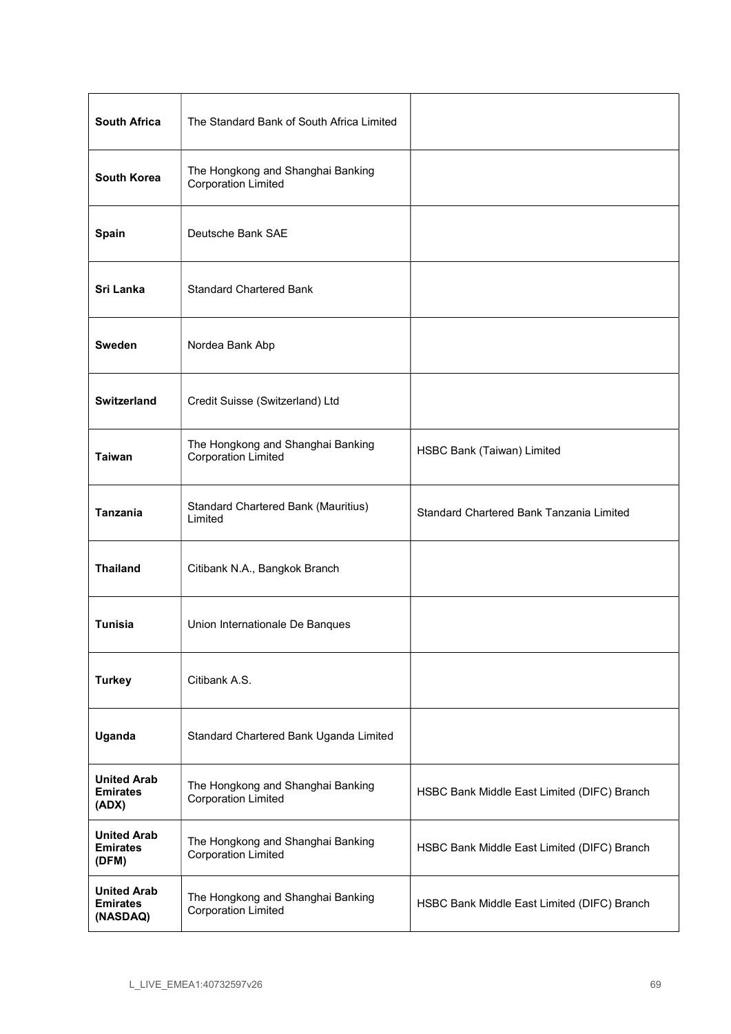| | | |
|---|---|---|
| **South Africa** | The Standard Bank of South Africa Limited | |
| **South Korea** | The Hongkong and Shanghai Banking Corporation Limited | |
| **Spain** | Deutsche Bank SAE | |
| **Sri Lanka** | Standard Chartered Bank | |
| **Sweden** | Nordea Bank Abp | |
| **Switzerland** | Credit Suisse (Switzerland) Ltd | |
| **Taiwan** | The Hongkong and Shanghai Banking Corporation Limited | HSBC Bank (Taiwan) Limited |
| **Tanzania** | Standard Chartered Bank (Mauritius) Limited | Standard Chartered Bank Tanzania Limited |
| **Thailand** | Citibank N.A., Bangkok Branch | |
| **Tunisia** | Union Internationale De Banques | |
| **Turkey** | Citibank A.S. | |
| **Uganda** | Standard Chartered Bank Uganda Limited | |
| **United Arab Emirates (ADX)** | The Hongkong and Shanghai Banking Corporation Limited | HSBC Bank Middle East Limited (DIFC) Branch |
| **United Arab Emirates (DFM)** | The Hongkong and Shanghai Banking Corporation Limited | HSBC Bank Middle East Limited (DIFC) Branch |
| **United Arab Emirates (NASDAQ)** | The Hongkong and Shanghai Banking Corporation Limited | HSBC Bank Middle East Limited (DIFC) Branch |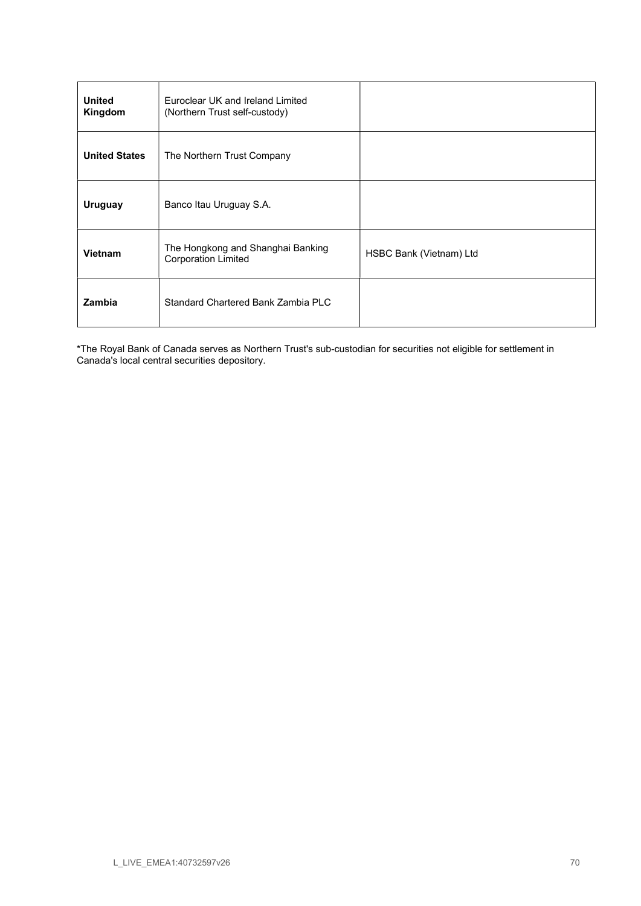| | | |
|---|---|---|
| **United Kingdom** | Euroclear UK and Ireland Limited (Northern Trust self-custody) | |
| **United States** | The Northern Trust Company | |
| **Uruguay** | Banco Itau Uruguay S.A. | |
| **Vietnam** | The Hongkong and Shanghai Banking Corporation Limited | HSBC Bank (Vietnam) Ltd |
| **Zambia** | Standard Chartered Bank Zambia PLC | |

*The Royal Bank of Canada serves as Northern Trust's sub-custodian for securities not eligible for settlement in Canada's local central securities depository.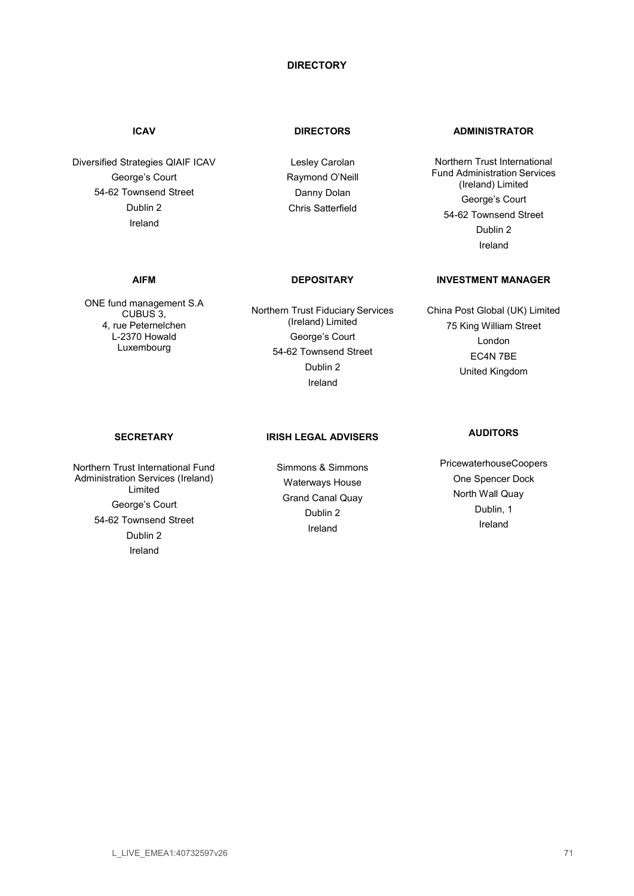# DIRECTORY

**ICAV**

Diversified Strategies QIAIF ICAV
George's Court
54-62 Townsend Street
Dublin 2
Ireland

**DIRECTORS**

Lesley Carolan
Raymond O'Neill
Danny Dolan
Chris Satterfield

**ADMINISTRATOR**

Northern Trust International Fund Administration Services (Ireland) Limited
George's Court
54-62 Townsend Street
Dublin 2
Ireland

**AIFM**

ONE fund management S.A
CUBUS 3,
4, rue Peternelchen
L-2370 Howald
Luxembourg

**DEPOSITARY**

Northern Trust Fiduciary Services (Ireland) Limited
George's Court
54-62 Townsend Street
Dublin 2
Ireland

**INVESTMENT MANAGER**

China Post Global (UK) Limited
75 King William Street
London
EC4N 7BE
United Kingdom

**SECRETARY**

Northern Trust International Fund Administration Services (Ireland) Limited
George's Court
54-62 Townsend Street
Dublin 2
Ireland

**IRISH LEGAL ADVISERS**

Simmons & Simmons
Waterways House
Grand Canal Quay
Dublin 2
Ireland

**AUDITORS**

PricewaterhouseCoopers
One Spencer Dock
North Wall Quay
Dublin, 1
Ireland

L_LIVE_EMEA1:40732597v26